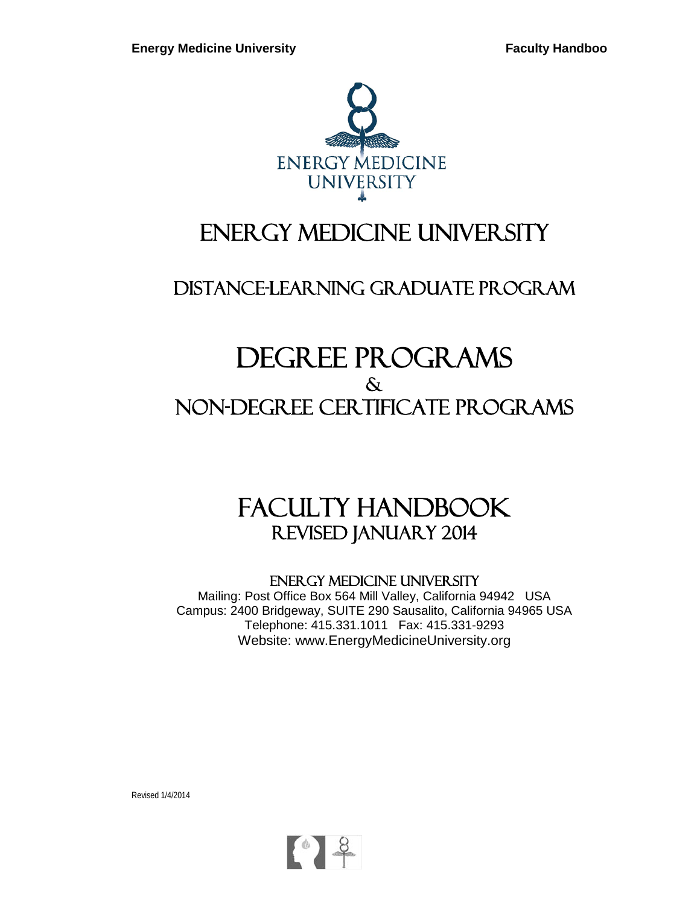# ENERGY MEDICINE UNIVERSITY

## DISTANCE-LEARNING GRADUATE PROGRAM

# DEGREE PROGRAMS
# &
# NON-DEGREE CERTIFICATE PROGRAMS

# FACULTY HANDBOOK
## REVISED JANUARY 2014

ENERGY MEDICINE UNIVERSITY

Mailing: Post Office Box 564 Mill Valley, California 94942 USA

Campus: 2400 Bridgeway, SUITE 290 Sausalito, California 94965 USA

Telephone: 415.331.1011 Fax: 415.331-9293

Website: www.EnergyMedicineUniversity.org

Revised 1/4/2014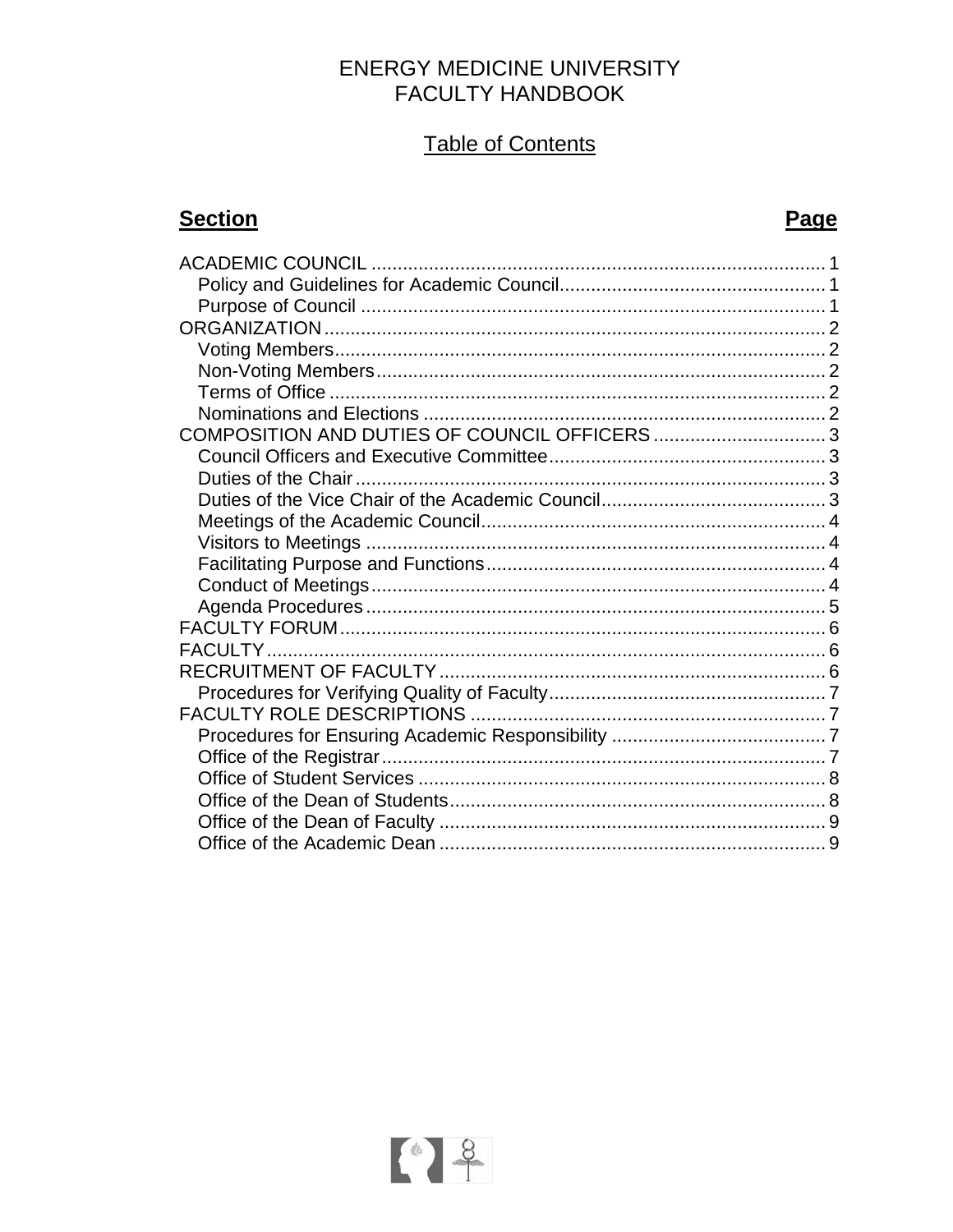# ENERGY MEDICINE UNIVERSITY
# FACULTY HANDBOOK

## Table of Contents

| **Section** | **Page** |
|---|---|
| ACADEMIC COUNCIL | 1 |
| Policy and Guidelines for Academic Council | 1 |
| Purpose of Council | 1 |
| ORGANIZATION | 2 |
| Voting Members | 2 |
| Non-Voting Members | 2 |
| Terms of Office | 2 |
| Nominations and Elections | 2 |
| COMPOSITION AND DUTIES OF COUNCIL OFFICERS | 3 |
| Council Officers and Executive Committee | 3 |
| Duties of the Chair | 3 |
| Duties of the Vice Chair of the Academic Council | 3 |
| Meetings of the Academic Council | 4 |
| Visitors to Meetings | 4 |
| Facilitating Purpose and Functions | 4 |
| Conduct of Meetings | 4 |
| Agenda Procedures | 5 |
| FACULTY FORUM | 6 |
| FACULTY | 6 |
| RECRUITMENT OF FACULTY | 6 |
| Procedures for Verifying Quality of Faculty | 7 |
| FACULTY ROLE DESCRIPTIONS | 7 |
| Procedures for Ensuring Academic Responsibility | 7 |
| Office of the Registrar | 7 |
| Office of Student Services | 8 |
| Office of the Dean of Students | 8 |
| Office of the Dean of Faculty | 9 |
| Office of the Academic Dean | 9 |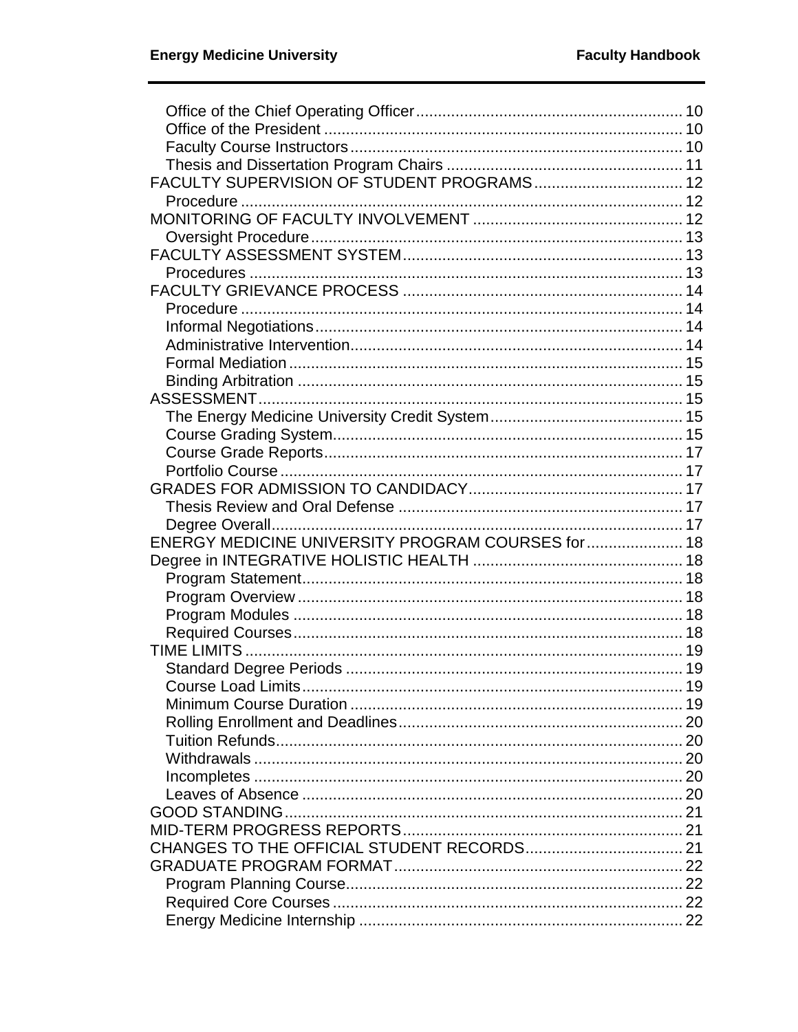Office of the Chief Operating Officer ........ 10
Office of the President ........ 10
Faculty Course Instructors ........ 10
Thesis and Dissertation Program Chairs ........ 11

FACULTY SUPERVISION OF STUDENT PROGRAMS ........ 12
Procedure ........ 12

MONITORING OF FACULTY INVOLVEMENT ........ 12
Oversight Procedure ........ 13

FACULTY ASSESSMENT SYSTEM ........ 13
Procedures ........ 13

FACULTY GRIEVANCE PROCESS ........ 14
Procedure ........ 14
Informal Negotiations ........ 14
Administrative Intervention ........ 14
Formal Mediation ........ 15
Binding Arbitration ........ 15

ASSESSMENT ........ 15
The Energy Medicine University Credit System ........ 15
Course Grading System ........ 15
Course Grade Reports ........ 17
Portfolio Course ........ 17

GRADES FOR ADMISSION TO CANDIDACY ........ 17
Thesis Review and Oral Defense ........ 17
Degree Overall ........ 17

ENERGY MEDICINE UNIVERSITY PROGRAM COURSES for ........ 18

Degree in INTEGRATIVE HOLISTIC HEALTH ........ 18
Program Statement ........ 18
Program Overview ........ 18
Program Modules ........ 18
Required Courses ........ 18

TIME LIMITS ........ 19
Standard Degree Periods ........ 19
Course Load Limits ........ 19
Minimum Course Duration ........ 19
Rolling Enrollment and Deadlines ........ 20
Tuition Refunds ........ 20
Withdrawals ........ 20
Incompletes ........ 20
Leaves of Absence ........ 20

GOOD STANDING ........ 21

MID-TERM PROGRESS REPORTS ........ 21

CHANGES TO THE OFFICIAL STUDENT RECORDS ........ 21

GRADUATE PROGRAM FORMAT ........ 22
Program Planning Course ........ 22
Required Core Courses ........ 22
Energy Medicine Internship ........ 22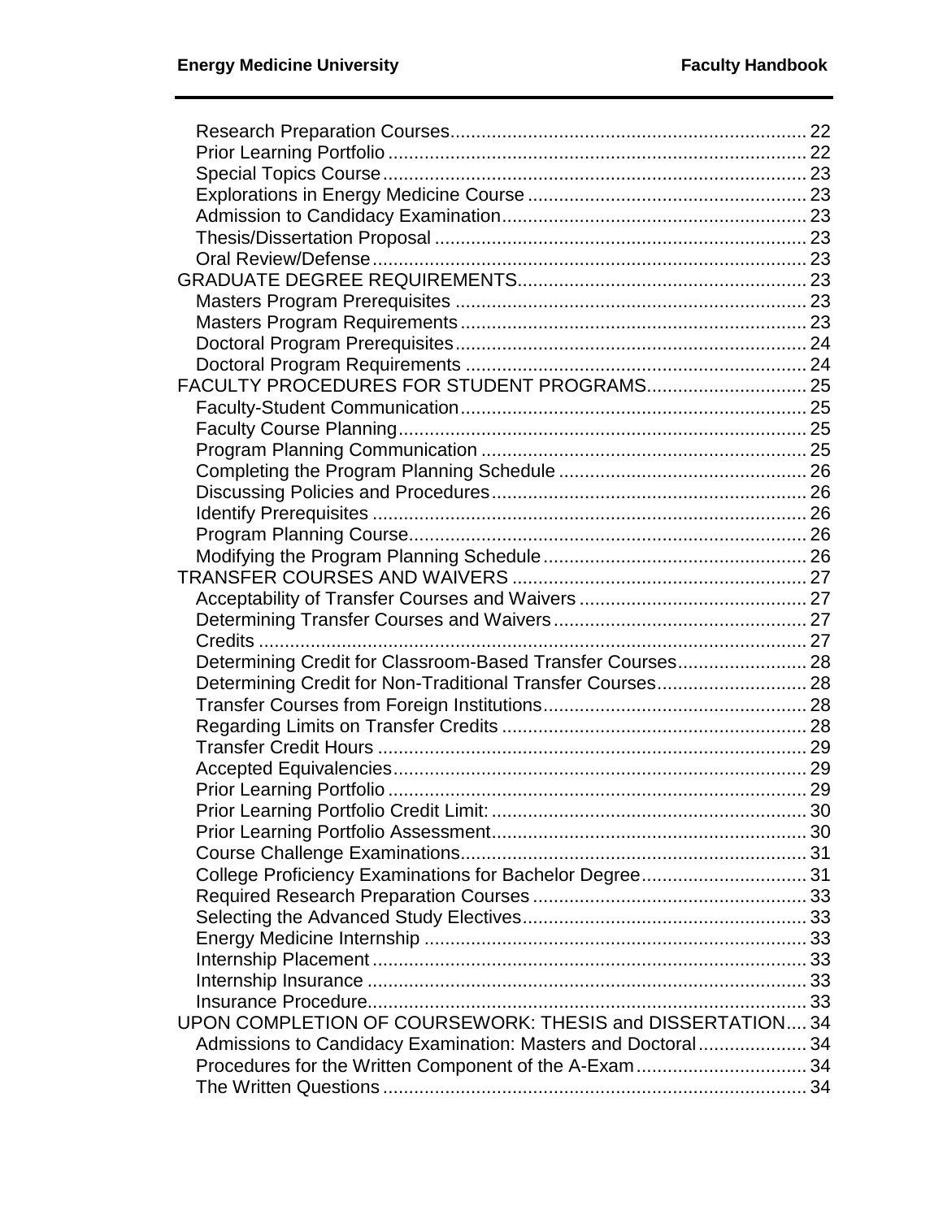Research Preparation Courses .................................................................... 22
Prior Learning Portfolio ................................................................................ 22
Special Topics Course ................................................................................. 23
Explorations in Energy Medicine Course ..................................................... 23
Admission to Candidacy Examination .......................................................... 23
Thesis/Dissertation Proposal ....................................................................... 23
Oral Review/Defense ................................................................................... 23

GRADUATE DEGREE REQUIREMENTS ....................................................... 23
Masters Program Prerequisites ................................................................... 23
Masters Program Requirements .................................................................. 23
Doctoral Program Prerequisites ................................................................... 24
Doctoral Program Requirements ................................................................. 24

FACULTY PROCEDURES FOR STUDENT PROGRAMS ............................... 25
Faculty-Student Communication .................................................................. 25
Faculty Course Planning .............................................................................. 25
Program Planning Communication .............................................................. 25
Completing the Program Planning Schedule ................................................ 26
Discussing Policies and Procedures ............................................................ 26
Identify Prerequisites ................................................................................... 26
Program Planning Course ............................................................................ 26
Modifying the Program Planning Schedule .................................................. 26

TRANSFER COURSES AND WAIVERS ........................................................ 27
Acceptability of Transfer Courses and Waivers ............................................ 27
Determining Transfer Courses and Waivers ................................................. 27
Credits ......................................................................................................... 27
Determining Credit for Classroom-Based Transfer Courses ......................... 28
Determining Credit for Non-Traditional Transfer Courses ............................ 28
Transfer Courses from Foreign Institutions .................................................. 28
Regarding Limits on Transfer Credits .......................................................... 28
Transfer Credit Hours .................................................................................. 29
Accepted Equivalencies ............................................................................... 29
Prior Learning Portfolio ................................................................................ 29
Prior Learning Portfolio Credit Limit: ............................................................ 30
Prior Learning Portfolio Assessment ............................................................ 30
Course Challenge Examinations .................................................................. 31
College Proficiency Examinations for Bachelor Degree ................................ 31
Required Research Preparation Courses .................................................... 33
Selecting the Advanced Study Electives ...................................................... 33
Energy Medicine Internship ......................................................................... 33
Internship Placement ................................................................................... 33
Internship Insurance .................................................................................... 33
Insurance Procedure .................................................................................... 33

UPON COMPLETION OF COURSEWORK: THESIS and DISSERTATION .... 34
Admissions to Candidacy Examination: Masters and Doctoral ..................... 34
Procedures for the Written Component of the A-Exam ................................. 34
The Written Questions ................................................................................. 34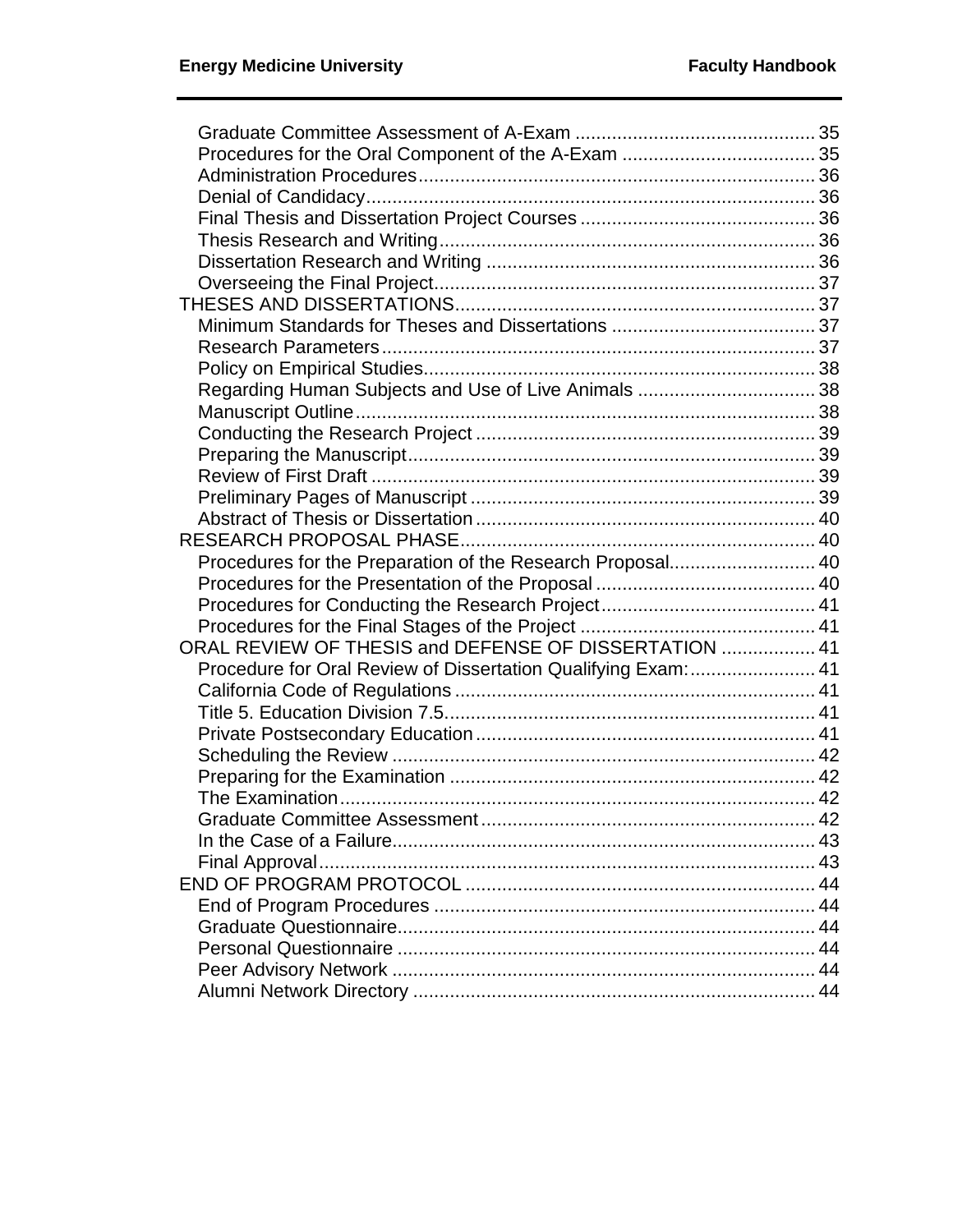Graduate Committee Assessment of A-Exam .... 35
Procedures for the Oral Component of the A-Exam .... 35
Administration Procedures.... 36
Denial of Candidacy.... 36
Final Thesis and Dissertation Project Courses .... 36
Thesis Research and Writing.... 36
Dissertation Research and Writing .... 36
Overseeing the Final Project.... 37

THESES AND DISSERTATIONS.... 37

Minimum Standards for Theses and Dissertations .... 37
Research Parameters.... 37
Policy on Empirical Studies.... 38
Regarding Human Subjects and Use of Live Animals .... 38
Manuscript Outline.... 38
Conducting the Research Project .... 39
Preparing the Manuscript.... 39
Review of First Draft .... 39
Preliminary Pages of Manuscript .... 39
Abstract of Thesis or Dissertation .... 40

RESEARCH PROPOSAL PHASE.... 40

Procedures for the Preparation of the Research Proposal.... 40
Procedures for the Presentation of the Proposal .... 40
Procedures for Conducting the Research Project.... 41
Procedures for the Final Stages of the Project .... 41

ORAL REVIEW OF THESIS and DEFENSE OF DISSERTATION .... 41

Procedure for Oral Review of Dissertation Qualifying Exam:.... 41
California Code of Regulations .... 41
Title 5. Education Division 7.5.... 41
Private Postsecondary Education .... 41
Scheduling the Review .... 42
Preparing for the Examination .... 42
The Examination.... 42
Graduate Committee Assessment .... 42
In the Case of a Failure.... 43
Final Approval.... 43

END OF PROGRAM PROTOCOL .... 44

End of Program Procedures .... 44
Graduate Questionnaire.... 44
Personal Questionnaire .... 44
Peer Advisory Network .... 44
Alumni Network Directory .... 44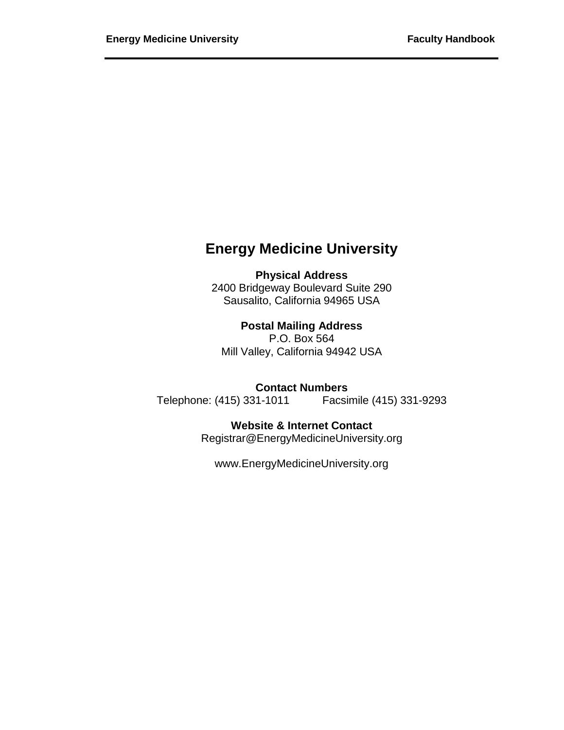# Energy Medicine University

**Physical Address**
2400 Bridgeway Boulevard Suite 290
Sausalito, California 94965 USA

**Postal Mailing Address**
P.O. Box 564
Mill Valley, California 94942 USA

**Contact Numbers**
Telephone: (415) 331-1011 Facsimile (415) 331-9293

**Website & Internet Contact**
Registrar@EnergyMedicineUniversity.org

www.EnergyMedicineUniversity.org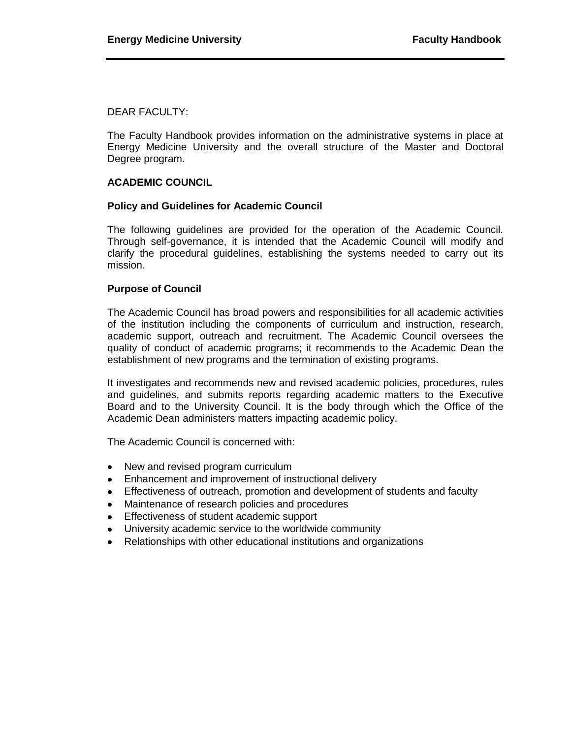DEAR FACULTY:

The Faculty Handbook provides information on the administrative systems in place at Energy Medicine University and the overall structure of the Master and Doctoral Degree program.

## ACADEMIC COUNCIL

### Policy and Guidelines for Academic Council

The following guidelines are provided for the operation of the Academic Council. Through self-governance, it is intended that the Academic Council will modify and clarify the procedural guidelines, establishing the systems needed to carry out its mission.

### Purpose of Council

The Academic Council has broad powers and responsibilities for all academic activities of the institution including the components of curriculum and instruction, research, academic support, outreach and recruitment. The Academic Council oversees the quality of conduct of academic programs; it recommends to the Academic Dean the establishment of new programs and the termination of existing programs.

It investigates and recommends new and revised academic policies, procedures, rules and guidelines, and submits reports regarding academic matters to the Executive Board and to the University Council. It is the body through which the Office of the Academic Dean administers matters impacting academic policy.

The Academic Council is concerned with:

- New and revised program curriculum
- Enhancement and improvement of instructional delivery
- Effectiveness of outreach, promotion and development of students and faculty
- Maintenance of research policies and procedures
- Effectiveness of student academic support
- University academic service to the worldwide community
- Relationships with other educational institutions and organizations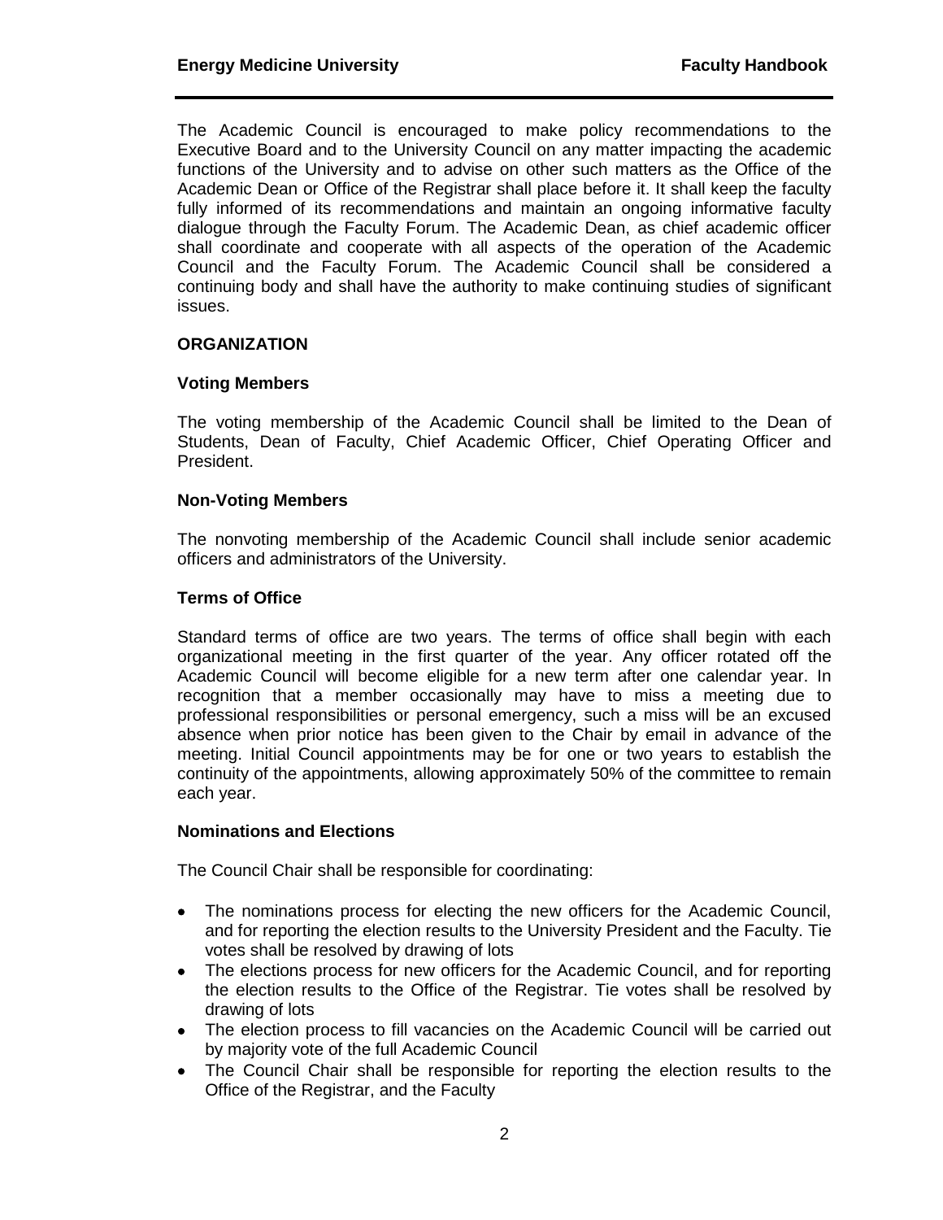The Academic Council is encouraged to make policy recommendations to the Executive Board and to the University Council on any matter impacting the academic functions of the University and to advise on other such matters as the Office of the Academic Dean or Office of the Registrar shall place before it. It shall keep the faculty fully informed of its recommendations and maintain an ongoing informative faculty dialogue through the Faculty Forum. The Academic Dean, as chief academic officer shall coordinate and cooperate with all aspects of the operation of the Academic Council and the Faculty Forum. The Academic Council shall be considered a continuing body and shall have the authority to make continuing studies of significant issues.

## ORGANIZATION

### Voting Members

The voting membership of the Academic Council shall be limited to the Dean of Students, Dean of Faculty, Chief Academic Officer, Chief Operating Officer and President.

### Non-Voting Members

The nonvoting membership of the Academic Council shall include senior academic officers and administrators of the University.

### Terms of Office

Standard terms of office are two years. The terms of office shall begin with each organizational meeting in the first quarter of the year. Any officer rotated off the Academic Council will become eligible for a new term after one calendar year. In recognition that a member occasionally may have to miss a meeting due to professional responsibilities or personal emergency, such a miss will be an excused absence when prior notice has been given to the Chair by email in advance of the meeting. Initial Council appointments may be for one or two years to establish the continuity of the appointments, allowing approximately 50% of the committee to remain each year.

### Nominations and Elections

The Council Chair shall be responsible for coordinating:

- The nominations process for electing the new officers for the Academic Council, and for reporting the election results to the University President and the Faculty. Tie votes shall be resolved by drawing of lots
- The elections process for new officers for the Academic Council, and for reporting the election results to the Office of the Registrar. Tie votes shall be resolved by drawing of lots
- The election process to fill vacancies on the Academic Council will be carried out by majority vote of the full Academic Council
- The Council Chair shall be responsible for reporting the election results to the Office of the Registrar, and the Faculty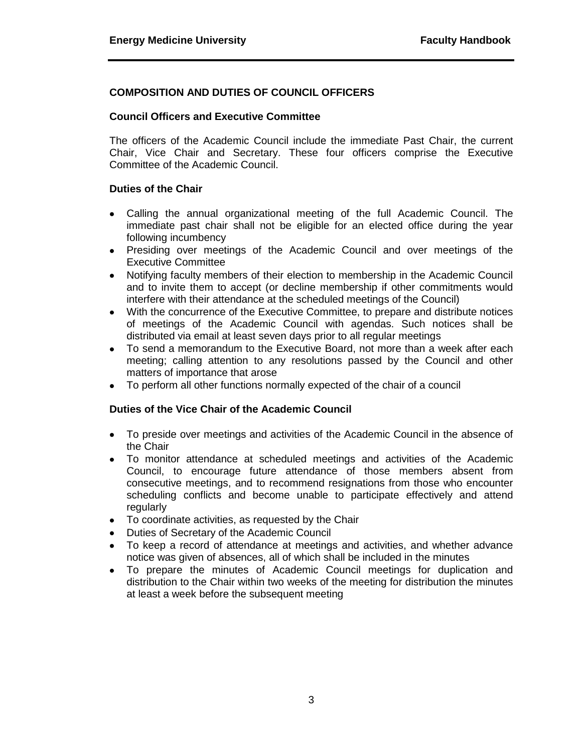## COMPOSITION AND DUTIES OF COUNCIL OFFICERS

### Council Officers and Executive Committee

The officers of the Academic Council include the immediate Past Chair, the current Chair, Vice Chair and Secretary. These four officers comprise the Executive Committee of the Academic Council.

### Duties of the Chair

- Calling the annual organizational meeting of the full Academic Council. The immediate past chair shall not be eligible for an elected office during the year following incumbency
- Presiding over meetings of the Academic Council and over meetings of the Executive Committee
- Notifying faculty members of their election to membership in the Academic Council and to invite them to accept (or decline membership if other commitments would interfere with their attendance at the scheduled meetings of the Council)
- With the concurrence of the Executive Committee, to prepare and distribute notices of meetings of the Academic Council with agendas. Such notices shall be distributed via email at least seven days prior to all regular meetings
- To send a memorandum to the Executive Board, not more than a week after each meeting; calling attention to any resolutions passed by the Council and other matters of importance that arose
- To perform all other functions normally expected of the chair of a council

### Duties of the Vice Chair of the Academic Council

- To preside over meetings and activities of the Academic Council in the absence of the Chair
- To monitor attendance at scheduled meetings and activities of the Academic Council, to encourage future attendance of those members absent from consecutive meetings, and to recommend resignations from those who encounter scheduling conflicts and become unable to participate effectively and attend regularly
- To coordinate activities, as requested by the Chair
- Duties of Secretary of the Academic Council
- To keep a record of attendance at meetings and activities, and whether advance notice was given of absences, all of which shall be included in the minutes
- To prepare the minutes of Academic Council meetings for duplication and distribution to the Chair within two weeks of the meeting for distribution the minutes at least a week before the subsequent meeting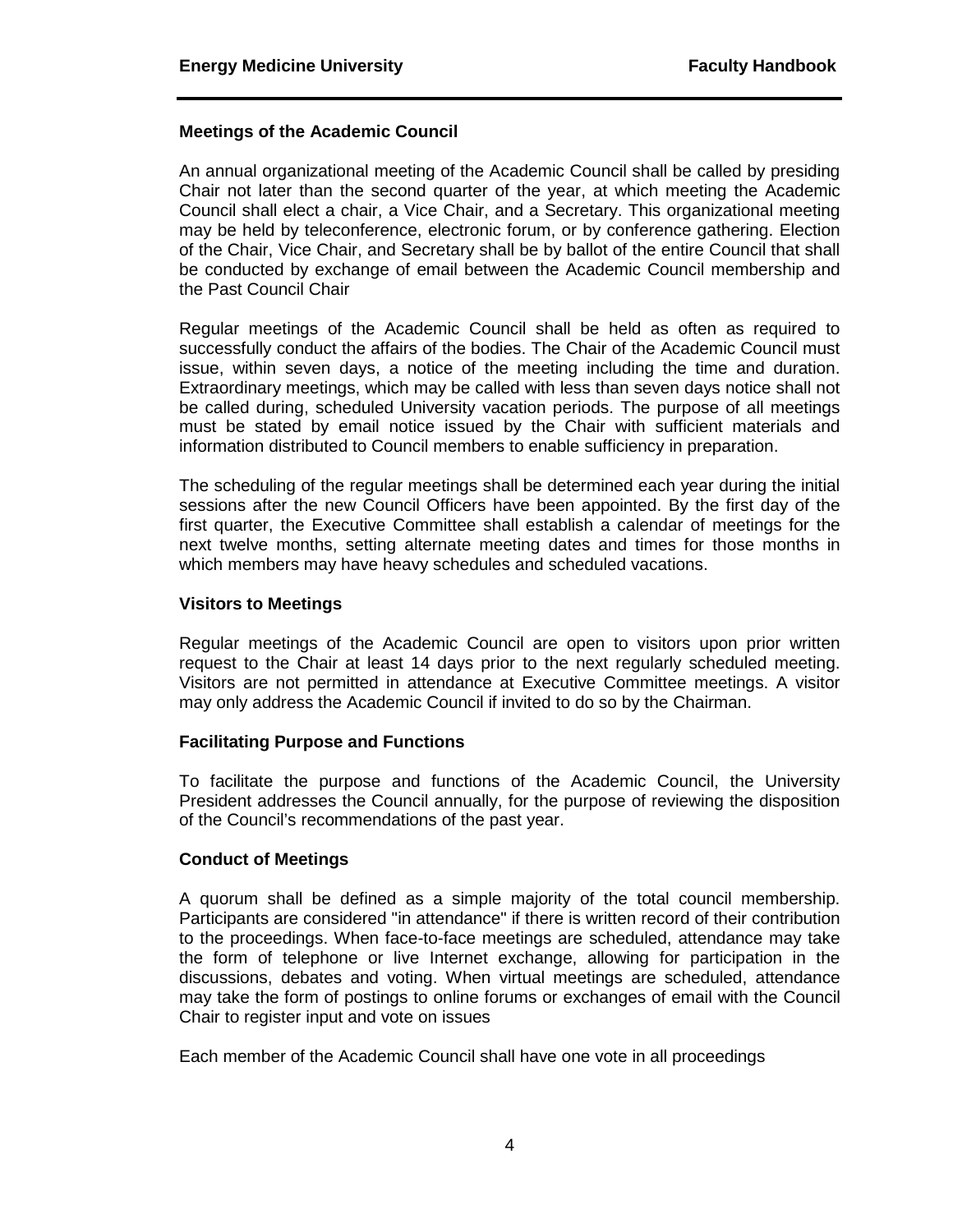### Meetings of the Academic Council

An annual organizational meeting of the Academic Council shall be called by presiding Chair not later than the second quarter of the year, at which meeting the Academic Council shall elect a chair, a Vice Chair, and a Secretary. This organizational meeting may be held by teleconference, electronic forum, or by conference gathering. Election of the Chair, Vice Chair, and Secretary shall be by ballot of the entire Council that shall be conducted by exchange of email between the Academic Council membership and the Past Council Chair

Regular meetings of the Academic Council shall be held as often as required to successfully conduct the affairs of the bodies. The Chair of the Academic Council must issue, within seven days, a notice of the meeting including the time and duration. Extraordinary meetings, which may be called with less than seven days notice shall not be called during, scheduled University vacation periods. The purpose of all meetings must be stated by email notice issued by the Chair with sufficient materials and information distributed to Council members to enable sufficiency in preparation.

The scheduling of the regular meetings shall be determined each year during the initial sessions after the new Council Officers have been appointed. By the first day of the first quarter, the Executive Committee shall establish a calendar of meetings for the next twelve months, setting alternate meeting dates and times for those months in which members may have heavy schedules and scheduled vacations.

### Visitors to Meetings

Regular meetings of the Academic Council are open to visitors upon prior written request to the Chair at least 14 days prior to the next regularly scheduled meeting. Visitors are not permitted in attendance at Executive Committee meetings. A visitor may only address the Academic Council if invited to do so by the Chairman.

### Facilitating Purpose and Functions

To facilitate the purpose and functions of the Academic Council, the University President addresses the Council annually, for the purpose of reviewing the disposition of the Council's recommendations of the past year.

### Conduct of Meetings

A quorum shall be defined as a simple majority of the total council membership. Participants are considered "in attendance" if there is written record of their contribution to the proceedings. When face-to-face meetings are scheduled, attendance may take the form of telephone or live Internet exchange, allowing for participation in the discussions, debates and voting. When virtual meetings are scheduled, attendance may take the form of postings to online forums or exchanges of email with the Council Chair to register input and vote on issues

Each member of the Academic Council shall have one vote in all proceedings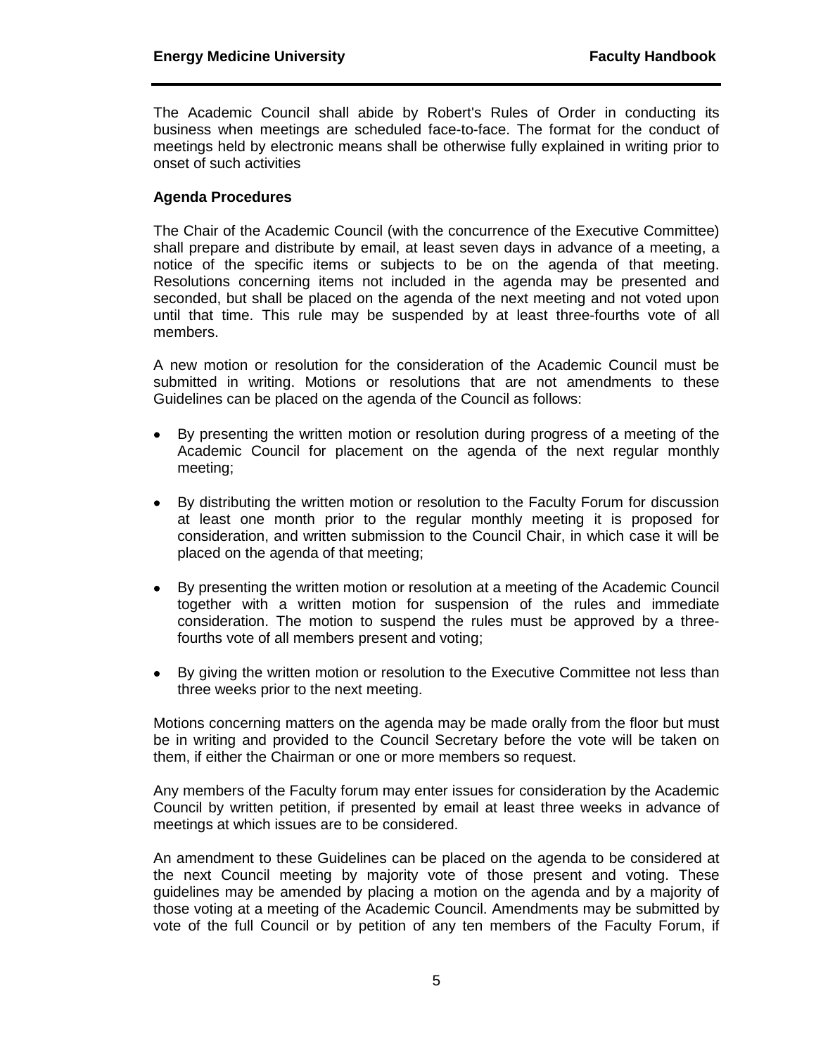The Academic Council shall abide by Robert's Rules of Order in conducting its business when meetings are scheduled face-to-face. The format for the conduct of meetings held by electronic means shall be otherwise fully explained in writing prior to onset of such activities

**Agenda Procedures**

The Chair of the Academic Council (with the concurrence of the Executive Committee) shall prepare and distribute by email, at least seven days in advance of a meeting, a notice of the specific items or subjects to be on the agenda of that meeting. Resolutions concerning items not included in the agenda may be presented and seconded, but shall be placed on the agenda of the next meeting and not voted upon until that time. This rule may be suspended by at least three-fourths vote of all members.

A new motion or resolution for the consideration of the Academic Council must be submitted in writing. Motions or resolutions that are not amendments to these Guidelines can be placed on the agenda of the Council as follows:

- By presenting the written motion or resolution during progress of a meeting of the Academic Council for placement on the agenda of the next regular monthly meeting;
- By distributing the written motion or resolution to the Faculty Forum for discussion at least one month prior to the regular monthly meeting it is proposed for consideration, and written submission to the Council Chair, in which case it will be placed on the agenda of that meeting;
- By presenting the written motion or resolution at a meeting of the Academic Council together with a written motion for suspension of the rules and immediate consideration. The motion to suspend the rules must be approved by a three-fourths vote of all members present and voting;
- By giving the written motion or resolution to the Executive Committee not less than three weeks prior to the next meeting.

Motions concerning matters on the agenda may be made orally from the floor but must be in writing and provided to the Council Secretary before the vote will be taken on them, if either the Chairman or one or more members so request.

Any members of the Faculty forum may enter issues for consideration by the Academic Council by written petition, if presented by email at least three weeks in advance of meetings at which issues are to be considered.

An amendment to these Guidelines can be placed on the agenda to be considered at the next Council meeting by majority vote of those present and voting. These guidelines may be amended by placing a motion on the agenda and by a majority of those voting at a meeting of the Academic Council. Amendments may be submitted by vote of the full Council or by petition of any ten members of the Faculty Forum, if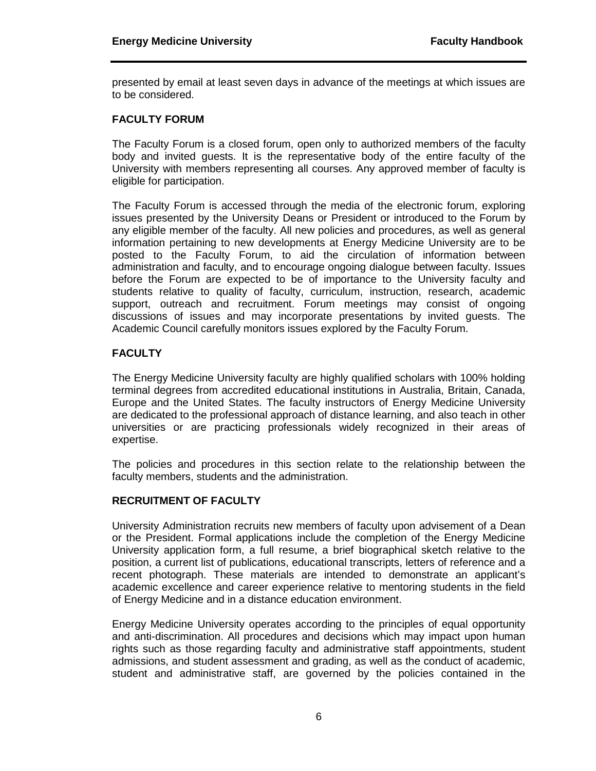presented by email at least seven days in advance of the meetings at which issues are to be considered.

## FACULTY FORUM

The Faculty Forum is a closed forum, open only to authorized members of the faculty body and invited guests. It is the representative body of the entire faculty of the University with members representing all courses. Any approved member of faculty is eligible for participation.

The Faculty Forum is accessed through the media of the electronic forum, exploring issues presented by the University Deans or President or introduced to the Forum by any eligible member of the faculty. All new policies and procedures, as well as general information pertaining to new developments at Energy Medicine University are to be posted to the Faculty Forum, to aid the circulation of information between administration and faculty, and to encourage ongoing dialogue between faculty. Issues before the Forum are expected to be of importance to the University faculty and students relative to quality of faculty, curriculum, instruction, research, academic support, outreach and recruitment. Forum meetings may consist of ongoing discussions of issues and may incorporate presentations by invited guests. The Academic Council carefully monitors issues explored by the Faculty Forum.

## FACULTY

The Energy Medicine University faculty are highly qualified scholars with 100% holding terminal degrees from accredited educational institutions in Australia, Britain, Canada, Europe and the United States. The faculty instructors of Energy Medicine University are dedicated to the professional approach of distance learning, and also teach in other universities or are practicing professionals widely recognized in their areas of expertise.

The policies and procedures in this section relate to the relationship between the faculty members, students and the administration.

## RECRUITMENT OF FACULTY

University Administration recruits new members of faculty upon advisement of a Dean or the President. Formal applications include the completion of the Energy Medicine University application form, a full resume, a brief biographical sketch relative to the position, a current list of publications, educational transcripts, letters of reference and a recent photograph. These materials are intended to demonstrate an applicant's academic excellence and career experience relative to mentoring students in the field of Energy Medicine and in a distance education environment.

Energy Medicine University operates according to the principles of equal opportunity and anti-discrimination. All procedures and decisions which may impact upon human rights such as those regarding faculty and administrative staff appointments, student admissions, and student assessment and grading, as well as the conduct of academic, student and administrative staff, are governed by the policies contained in the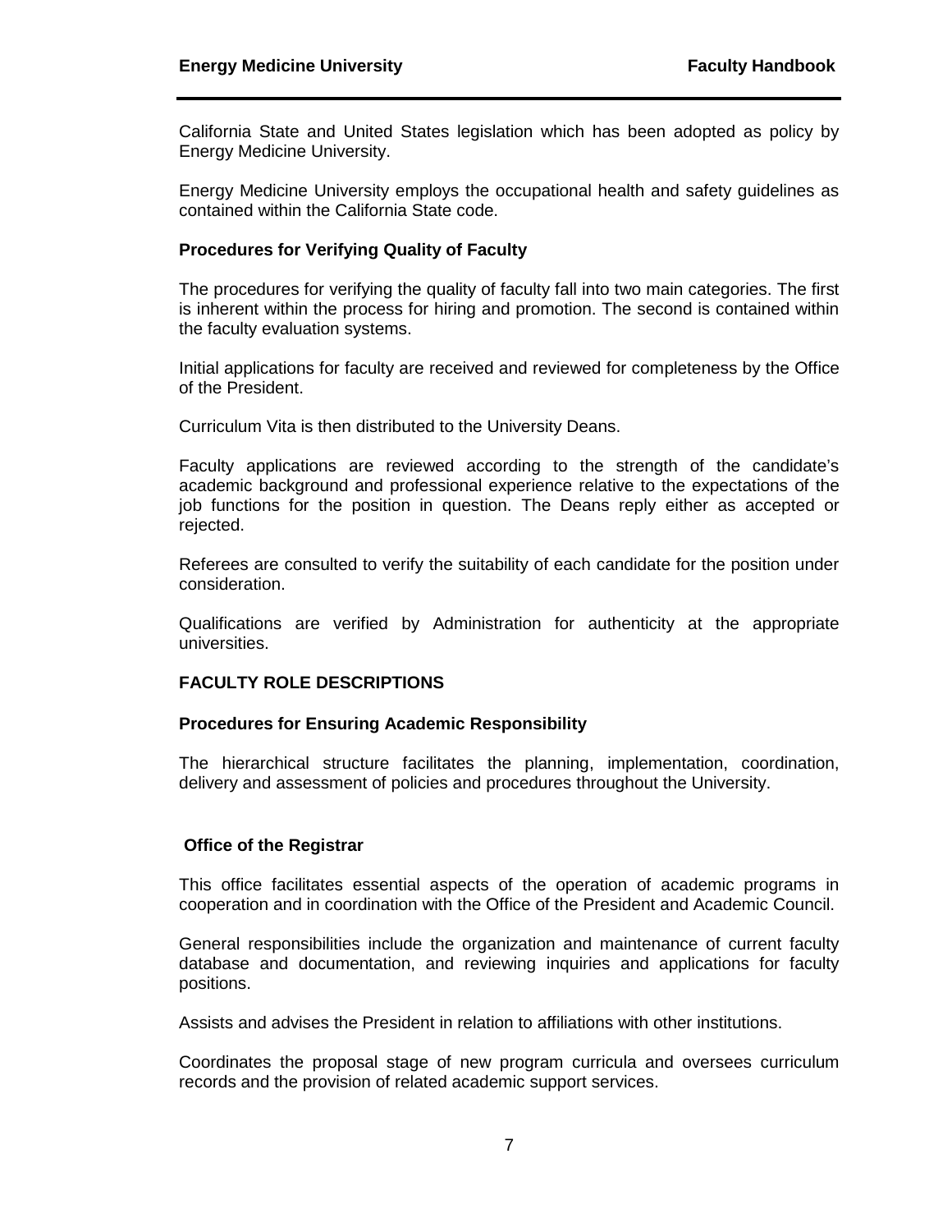California State and United States legislation which has been adopted as policy by Energy Medicine University.

Energy Medicine University employs the occupational health and safety guidelines as contained within the California State code.

### Procedures for Verifying Quality of Faculty

The procedures for verifying the quality of faculty fall into two main categories. The first is inherent within the process for hiring and promotion. The second is contained within the faculty evaluation systems.

Initial applications for faculty are received and reviewed for completeness by the Office of the President.

Curriculum Vita is then distributed to the University Deans.

Faculty applications are reviewed according to the strength of the candidate's academic background and professional experience relative to the expectations of the job functions for the position in question. The Deans reply either as accepted or rejected.

Referees are consulted to verify the suitability of each candidate for the position under consideration.

Qualifications are verified by Administration for authenticity at the appropriate universities.

## FACULTY ROLE DESCRIPTIONS

### Procedures for Ensuring Academic Responsibility

The hierarchical structure facilitates the planning, implementation, coordination, delivery and assessment of policies and procedures throughout the University.

### Office of the Registrar

This office facilitates essential aspects of the operation of academic programs in cooperation and in coordination with the Office of the President and Academic Council.

General responsibilities include the organization and maintenance of current faculty database and documentation, and reviewing inquiries and applications for faculty positions.

Assists and advises the President in relation to affiliations with other institutions.

Coordinates the proposal stage of new program curricula and oversees curriculum records and the provision of related academic support services.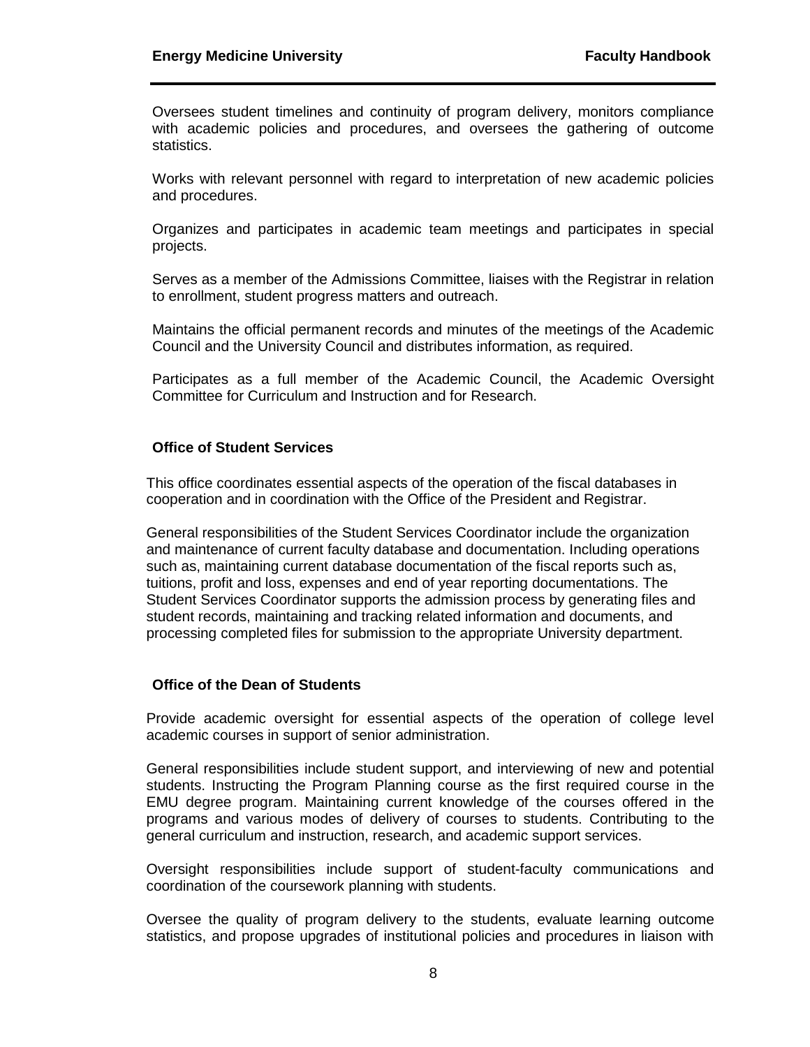Oversees student timelines and continuity of program delivery, monitors compliance with academic policies and procedures, and oversees the gathering of outcome statistics.

Works with relevant personnel with regard to interpretation of new academic policies and procedures.

Organizes and participates in academic team meetings and participates in special projects.

Serves as a member of the Admissions Committee, liaises with the Registrar in relation to enrollment, student progress matters and outreach.

Maintains the official permanent records and minutes of the meetings of the Academic Council and the University Council and distributes information, as required.

Participates as a full member of the Academic Council, the Academic Oversight Committee for Curriculum and Instruction and for Research.

**Office of Student Services**

This office coordinates essential aspects of the operation of the fiscal databases in cooperation and in coordination with the Office of the President and Registrar.

General responsibilities of the Student Services Coordinator include the organization and maintenance of current faculty database and documentation. Including operations such as, maintaining current database documentation of the fiscal reports such as, tuitions, profit and loss, expenses and end of year reporting documentations. The Student Services Coordinator supports the admission process by generating files and student records, maintaining and tracking related information and documents, and processing completed files for submission to the appropriate University department.

**Office of the Dean of Students**

Provide academic oversight for essential aspects of the operation of college level academic courses in support of senior administration.

General responsibilities include student support, and interviewing of new and potential students. Instructing the Program Planning course as the first required course in the EMU degree program. Maintaining current knowledge of the courses offered in the programs and various modes of delivery of courses to students. Contributing to the general curriculum and instruction, research, and academic support services.

Oversight responsibilities include support of student-faculty communications and coordination of the coursework planning with students.

Oversee the quality of program delivery to the students, evaluate learning outcome statistics, and propose upgrades of institutional policies and procedures in liaison with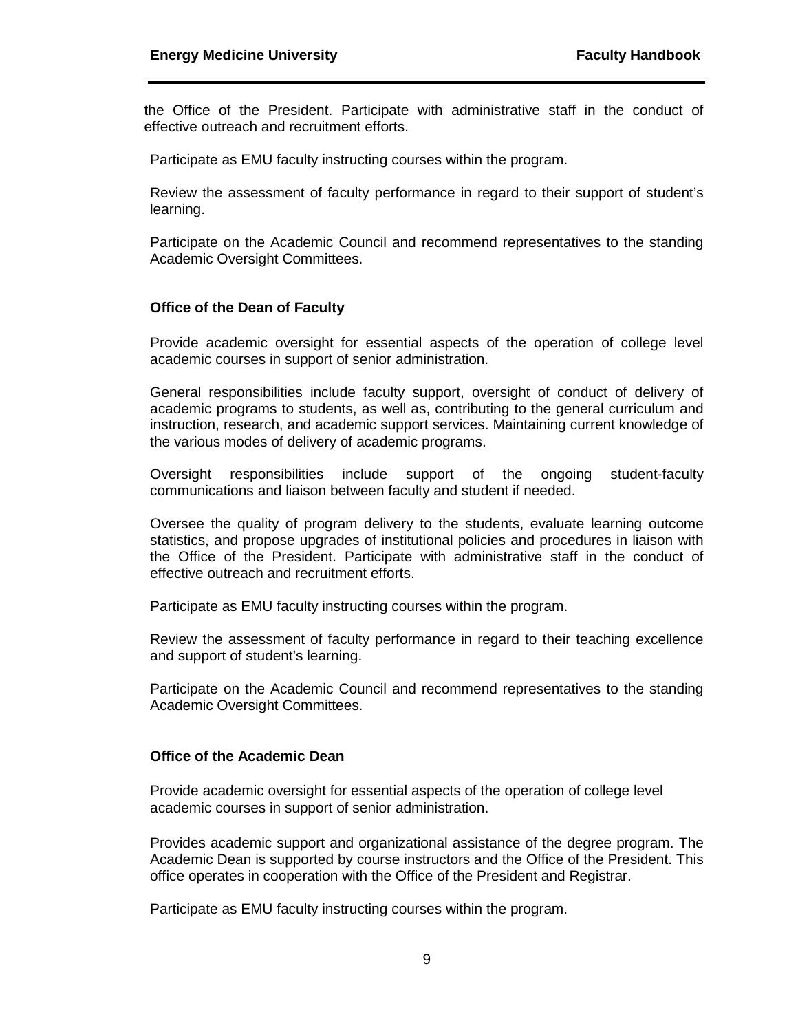the Office of the President. Participate with administrative staff in the conduct of effective outreach and recruitment efforts.

Participate as EMU faculty instructing courses within the program.

Review the assessment of faculty performance in regard to their support of student's learning.

Participate on the Academic Council and recommend representatives to the standing Academic Oversight Committees.

**Office of the Dean of Faculty**

Provide academic oversight for essential aspects of the operation of college level academic courses in support of senior administration.

General responsibilities include faculty support, oversight of conduct of delivery of academic programs to students, as well as, contributing to the general curriculum and instruction, research, and academic support services. Maintaining current knowledge of the various modes of delivery of academic programs.

Oversight responsibilities include support of the ongoing student-faculty communications and liaison between faculty and student if needed.

Oversee the quality of program delivery to the students, evaluate learning outcome statistics, and propose upgrades of institutional policies and procedures in liaison with the Office of the President. Participate with administrative staff in the conduct of effective outreach and recruitment efforts.

Participate as EMU faculty instructing courses within the program.

Review the assessment of faculty performance in regard to their teaching excellence and support of student's learning.

Participate on the Academic Council and recommend representatives to the standing Academic Oversight Committees.

**Office of the Academic Dean**

Provide academic oversight for essential aspects of the operation of college level academic courses in support of senior administration.

Provides academic support and organizational assistance of the degree program. The Academic Dean is supported by course instructors and the Office of the President. This office operates in cooperation with the Office of the President and Registrar.

Participate as EMU faculty instructing courses within the program.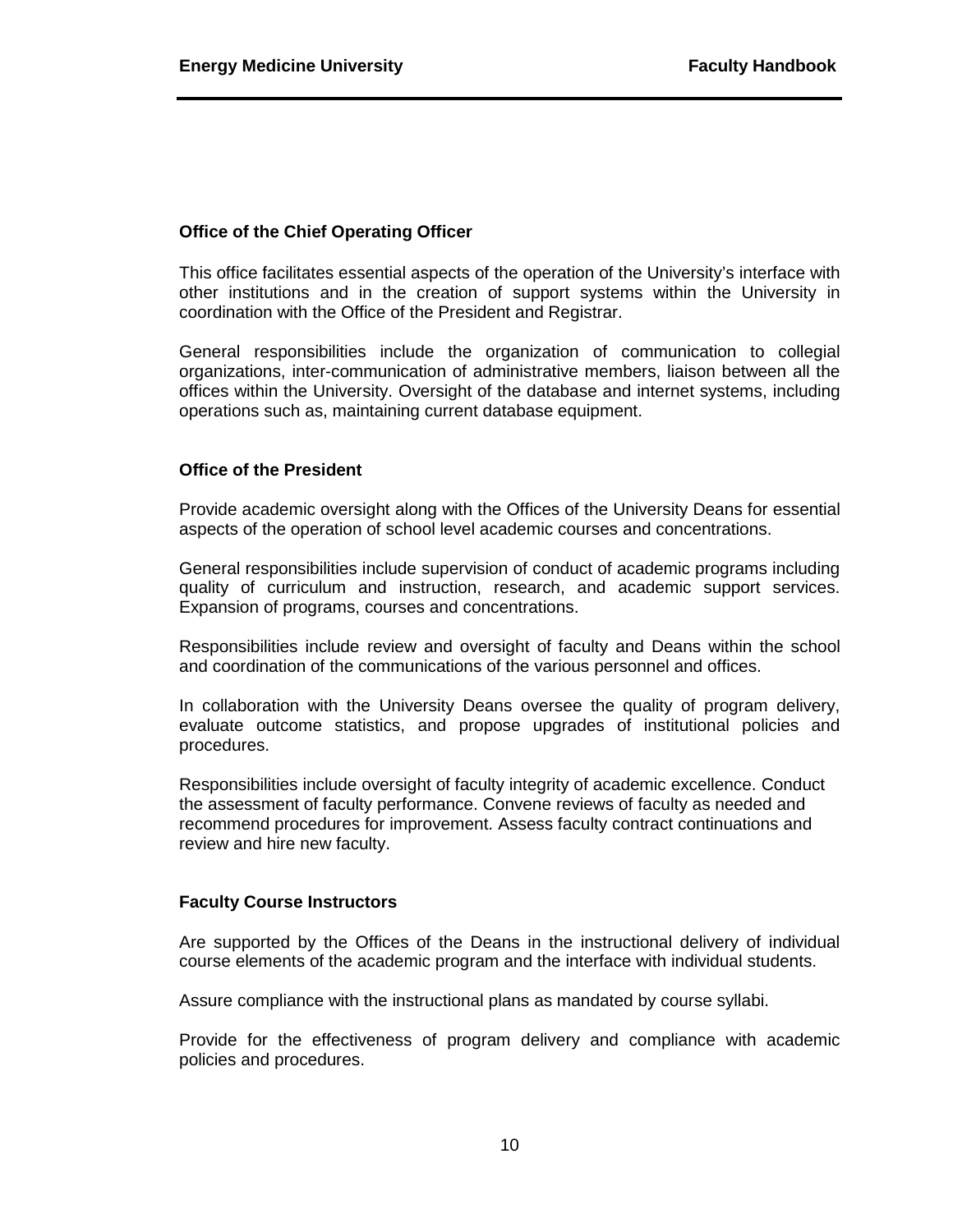**Office of the Chief Operating Officer**

This office facilitates essential aspects of the operation of the University's interface with other institutions and in the creation of support systems within the University in coordination with the Office of the President and Registrar.

General responsibilities include the organization of communication to collegial organizations, inter-communication of administrative members, liaison between all the offices within the University. Oversight of the database and internet systems, including operations such as, maintaining current database equipment.

**Office of the President**

Provide academic oversight along with the Offices of the University Deans for essential aspects of the operation of school level academic courses and concentrations.

General responsibilities include supervision of conduct of academic programs including quality of curriculum and instruction, research, and academic support services. Expansion of programs, courses and concentrations.

Responsibilities include review and oversight of faculty and Deans within the school and coordination of the communications of the various personnel and offices.

In collaboration with the University Deans oversee the quality of program delivery, evaluate outcome statistics, and propose upgrades of institutional policies and procedures.

Responsibilities include oversight of faculty integrity of academic excellence. Conduct the assessment of faculty performance. Convene reviews of faculty as needed and recommend procedures for improvement. Assess faculty contract continuations and review and hire new faculty.

**Faculty Course Instructors**

Are supported by the Offices of the Deans in the instructional delivery of individual course elements of the academic program and the interface with individual students.

Assure compliance with the instructional plans as mandated by course syllabi.

Provide for the effectiveness of program delivery and compliance with academic policies and procedures.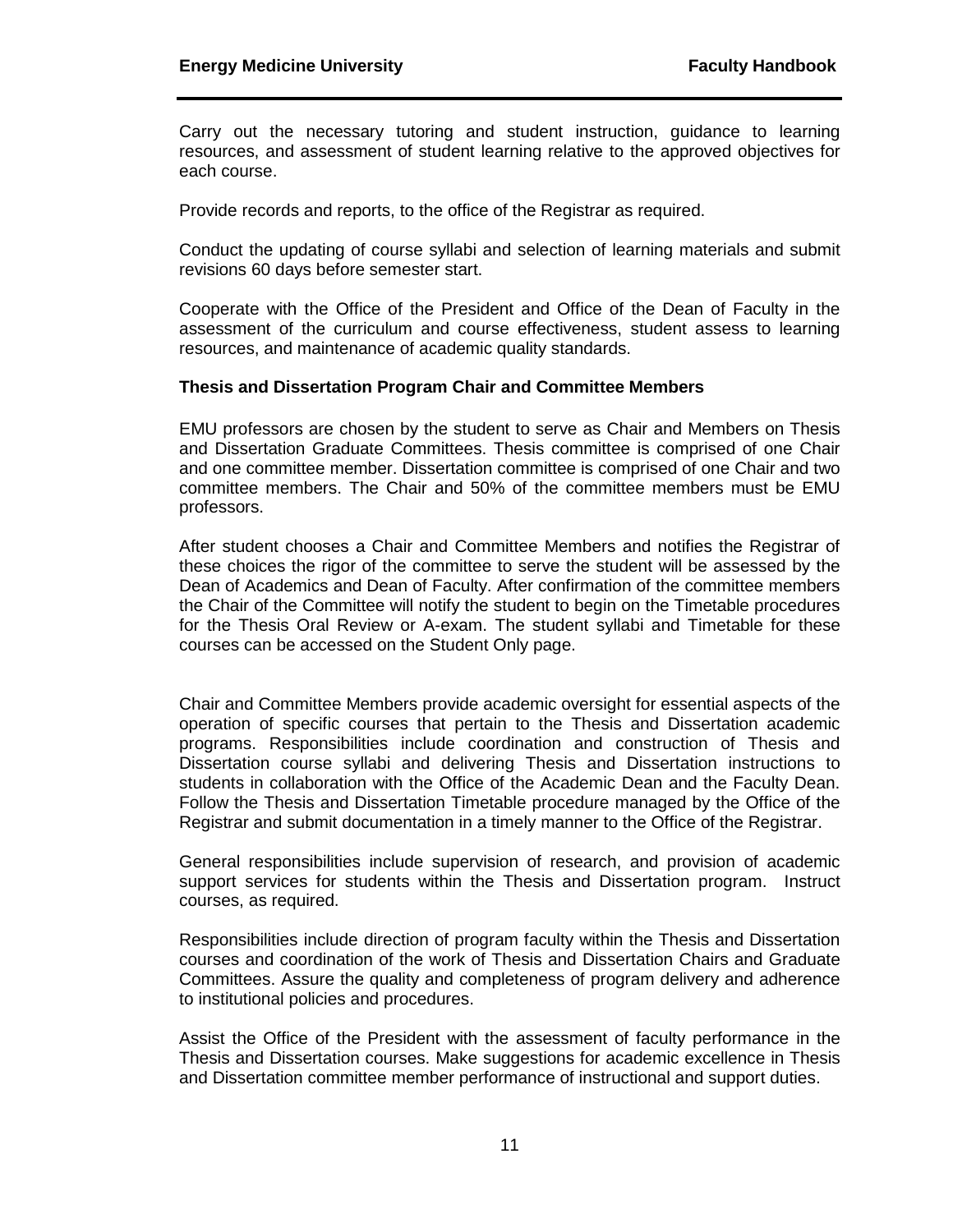Carry out the necessary tutoring and student instruction, guidance to learning resources, and assessment of student learning relative to the approved objectives for each course.

Provide records and reports, to the office of the Registrar as required.

Conduct the updating of course syllabi and selection of learning materials and submit revisions 60 days before semester start.

Cooperate with the Office of the President and Office of the Dean of Faculty in the assessment of the curriculum and course effectiveness, student assess to learning resources, and maintenance of academic quality standards.

**Thesis and Dissertation Program Chair and Committee Members**

EMU professors are chosen by the student to serve as Chair and Members on Thesis and Dissertation Graduate Committees. Thesis committee is comprised of one Chair and one committee member. Dissertation committee is comprised of one Chair and two committee members. The Chair and 50% of the committee members must be EMU professors.

After student chooses a Chair and Committee Members and notifies the Registrar of these choices the rigor of the committee to serve the student will be assessed by the Dean of Academics and Dean of Faculty. After confirmation of the committee members the Chair of the Committee will notify the student to begin on the Timetable procedures for the Thesis Oral Review or A-exam. The student syllabi and Timetable for these courses can be accessed on the Student Only page.

Chair and Committee Members provide academic oversight for essential aspects of the operation of specific courses that pertain to the Thesis and Dissertation academic programs. Responsibilities include coordination and construction of Thesis and Dissertation course syllabi and delivering Thesis and Dissertation instructions to students in collaboration with the Office of the Academic Dean and the Faculty Dean. Follow the Thesis and Dissertation Timetable procedure managed by the Office of the Registrar and submit documentation in a timely manner to the Office of the Registrar.

General responsibilities include supervision of research, and provision of academic support services for students within the Thesis and Dissertation program. Instruct courses, as required.

Responsibilities include direction of program faculty within the Thesis and Dissertation courses and coordination of the work of Thesis and Dissertation Chairs and Graduate Committees. Assure the quality and completeness of program delivery and adherence to institutional policies and procedures.

Assist the Office of the President with the assessment of faculty performance in the Thesis and Dissertation courses. Make suggestions for academic excellence in Thesis and Dissertation committee member performance of instructional and support duties.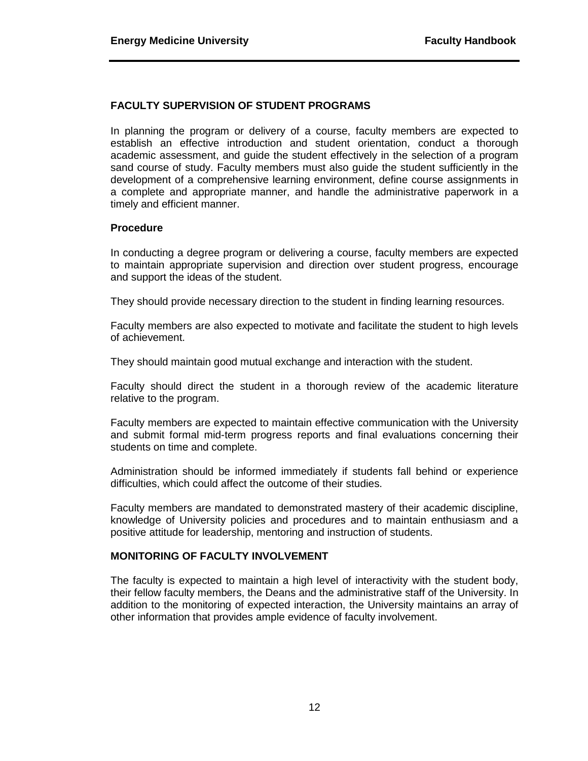## FACULTY SUPERVISION OF STUDENT PROGRAMS

In planning the program or delivery of a course, faculty members are expected to establish an effective introduction and student orientation, conduct a thorough academic assessment, and guide the student effectively in the selection of a program sand course of study. Faculty members must also guide the student sufficiently in the development of a comprehensive learning environment, define course assignments in a complete and appropriate manner, and handle the administrative paperwork in a timely and efficient manner.

### Procedure

In conducting a degree program or delivering a course, faculty members are expected to maintain appropriate supervision and direction over student progress, encourage and support the ideas of the student.

They should provide necessary direction to the student in finding learning resources.

Faculty members are also expected to motivate and facilitate the student to high levels of achievement.

They should maintain good mutual exchange and interaction with the student.

Faculty should direct the student in a thorough review of the academic literature relative to the program.

Faculty members are expected to maintain effective communication with the University and submit formal mid-term progress reports and final evaluations concerning their students on time and complete.

Administration should be informed immediately if students fall behind or experience difficulties, which could affect the outcome of their studies.

Faculty members are mandated to demonstrated mastery of their academic discipline, knowledge of University policies and procedures and to maintain enthusiasm and a positive attitude for leadership, mentoring and instruction of students.

## MONITORING OF FACULTY INVOLVEMENT

The faculty is expected to maintain a high level of interactivity with the student body, their fellow faculty members, the Deans and the administrative staff of the University. In addition to the monitoring of expected interaction, the University maintains an array of other information that provides ample evidence of faculty involvement.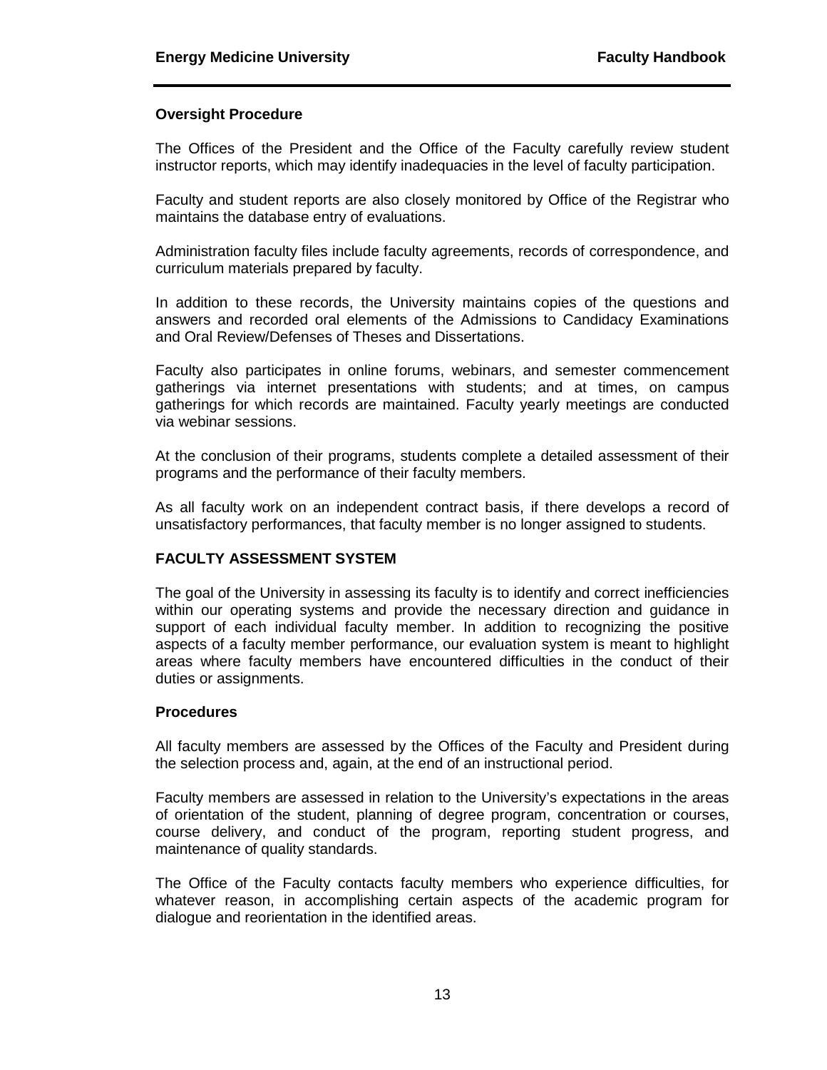### Oversight Procedure

The Offices of the President and the Office of the Faculty carefully review student instructor reports, which may identify inadequacies in the level of faculty participation.

Faculty and student reports are also closely monitored by Office of the Registrar who maintains the database entry of evaluations.

Administration faculty files include faculty agreements, records of correspondence, and curriculum materials prepared by faculty.

In addition to these records, the University maintains copies of the questions and answers and recorded oral elements of the Admissions to Candidacy Examinations and Oral Review/Defenses of Theses and Dissertations.

Faculty also participates in online forums, webinars, and semester commencement gatherings via internet presentations with students; and at times, on campus gatherings for which records are maintained. Faculty yearly meetings are conducted via webinar sessions.

At the conclusion of their programs, students complete a detailed assessment of their programs and the performance of their faculty members.

As all faculty work on an independent contract basis, if there develops a record of unsatisfactory performances, that faculty member is no longer assigned to students.

## FACULTY ASSESSMENT SYSTEM

The goal of the University in assessing its faculty is to identify and correct inefficiencies within our operating systems and provide the necessary direction and guidance in support of each individual faculty member. In addition to recognizing the positive aspects of a faculty member performance, our evaluation system is meant to highlight areas where faculty members have encountered difficulties in the conduct of their duties or assignments.

### Procedures

All faculty members are assessed by the Offices of the Faculty and President during the selection process and, again, at the end of an instructional period.

Faculty members are assessed in relation to the University's expectations in the areas of orientation of the student, planning of degree program, concentration or courses, course delivery, and conduct of the program, reporting student progress, and maintenance of quality standards.

The Office of the Faculty contacts faculty members who experience difficulties, for whatever reason, in accomplishing certain aspects of the academic program for dialogue and reorientation in the identified areas.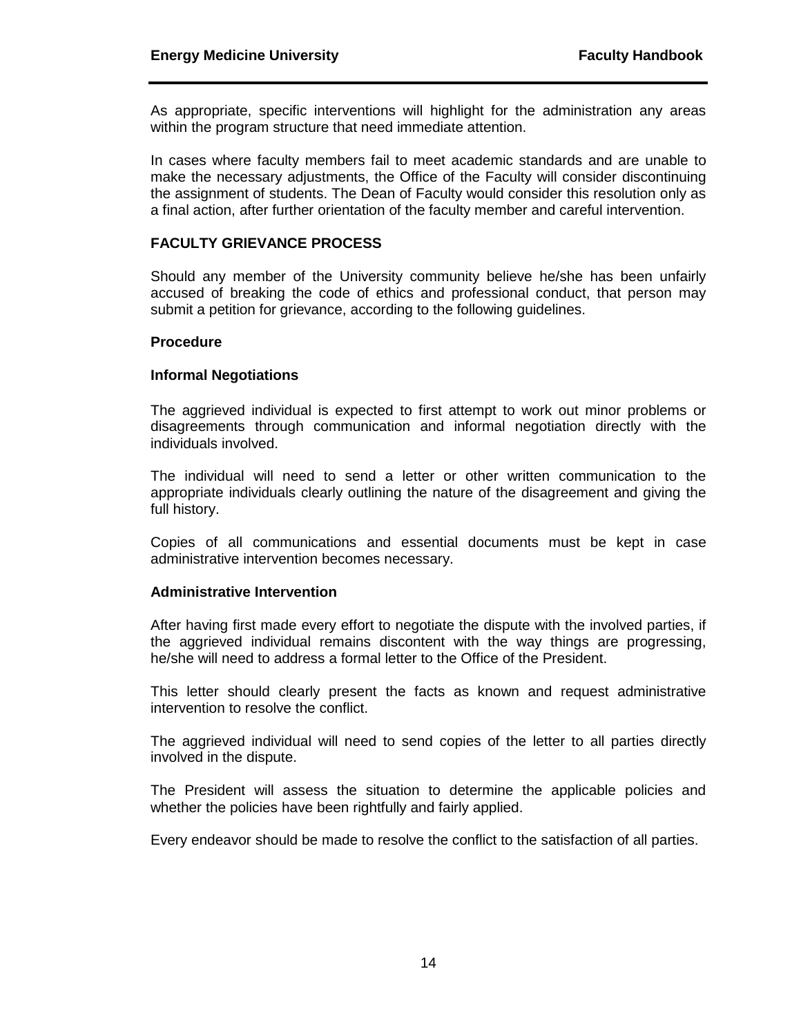As appropriate, specific interventions will highlight for the administration any areas within the program structure that need immediate attention.

In cases where faculty members fail to meet academic standards and are unable to make the necessary adjustments, the Office of the Faculty will consider discontinuing the assignment of students. The Dean of Faculty would consider this resolution only as a final action, after further orientation of the faculty member and careful intervention.

## FACULTY GRIEVANCE PROCESS

Should any member of the University community believe he/she has been unfairly accused of breaking the code of ethics and professional conduct, that person may submit a petition for grievance, according to the following guidelines.

### Procedure

### Informal Negotiations

The aggrieved individual is expected to first attempt to work out minor problems or disagreements through communication and informal negotiation directly with the individuals involved.

The individual will need to send a letter or other written communication to the appropriate individuals clearly outlining the nature of the disagreement and giving the full history.

Copies of all communications and essential documents must be kept in case administrative intervention becomes necessary.

### Administrative Intervention

After having first made every effort to negotiate the dispute with the involved parties, if the aggrieved individual remains discontent with the way things are progressing, he/she will need to address a formal letter to the Office of the President.

This letter should clearly present the facts as known and request administrative intervention to resolve the conflict.

The aggrieved individual will need to send copies of the letter to all parties directly involved in the dispute.

The President will assess the situation to determine the applicable policies and whether the policies have been rightfully and fairly applied.

Every endeavor should be made to resolve the conflict to the satisfaction of all parties.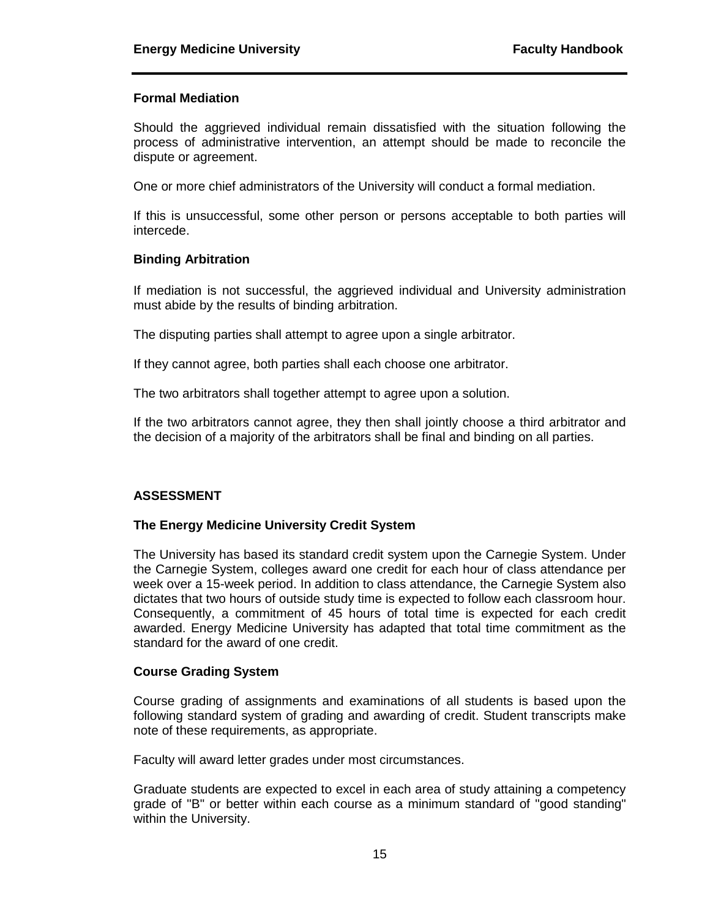### Formal Mediation

Should the aggrieved individual remain dissatisfied with the situation following the process of administrative intervention, an attempt should be made to reconcile the dispute or agreement.

One or more chief administrators of the University will conduct a formal mediation.

If this is unsuccessful, some other person or persons acceptable to both parties will intercede.

### Binding Arbitration

If mediation is not successful, the aggrieved individual and University administration must abide by the results of binding arbitration.

The disputing parties shall attempt to agree upon a single arbitrator.

If they cannot agree, both parties shall each choose one arbitrator.

The two arbitrators shall together attempt to agree upon a solution.

If the two arbitrators cannot agree, they then shall jointly choose a third arbitrator and the decision of a majority of the arbitrators shall be final and binding on all parties.

## ASSESSMENT

### The Energy Medicine University Credit System

The University has based its standard credit system upon the Carnegie System. Under the Carnegie System, colleges award one credit for each hour of class attendance per week over a 15-week period. In addition to class attendance, the Carnegie System also dictates that two hours of outside study time is expected to follow each classroom hour. Consequently, a commitment of 45 hours of total time is expected for each credit awarded. Energy Medicine University has adapted that total time commitment as the standard for the award of one credit.

### Course Grading System

Course grading of assignments and examinations of all students is based upon the following standard system of grading and awarding of credit. Student transcripts make note of these requirements, as appropriate.

Faculty will award letter grades under most circumstances.

Graduate students are expected to excel in each area of study attaining a competency grade of "B" or better within each course as a minimum standard of "good standing" within the University.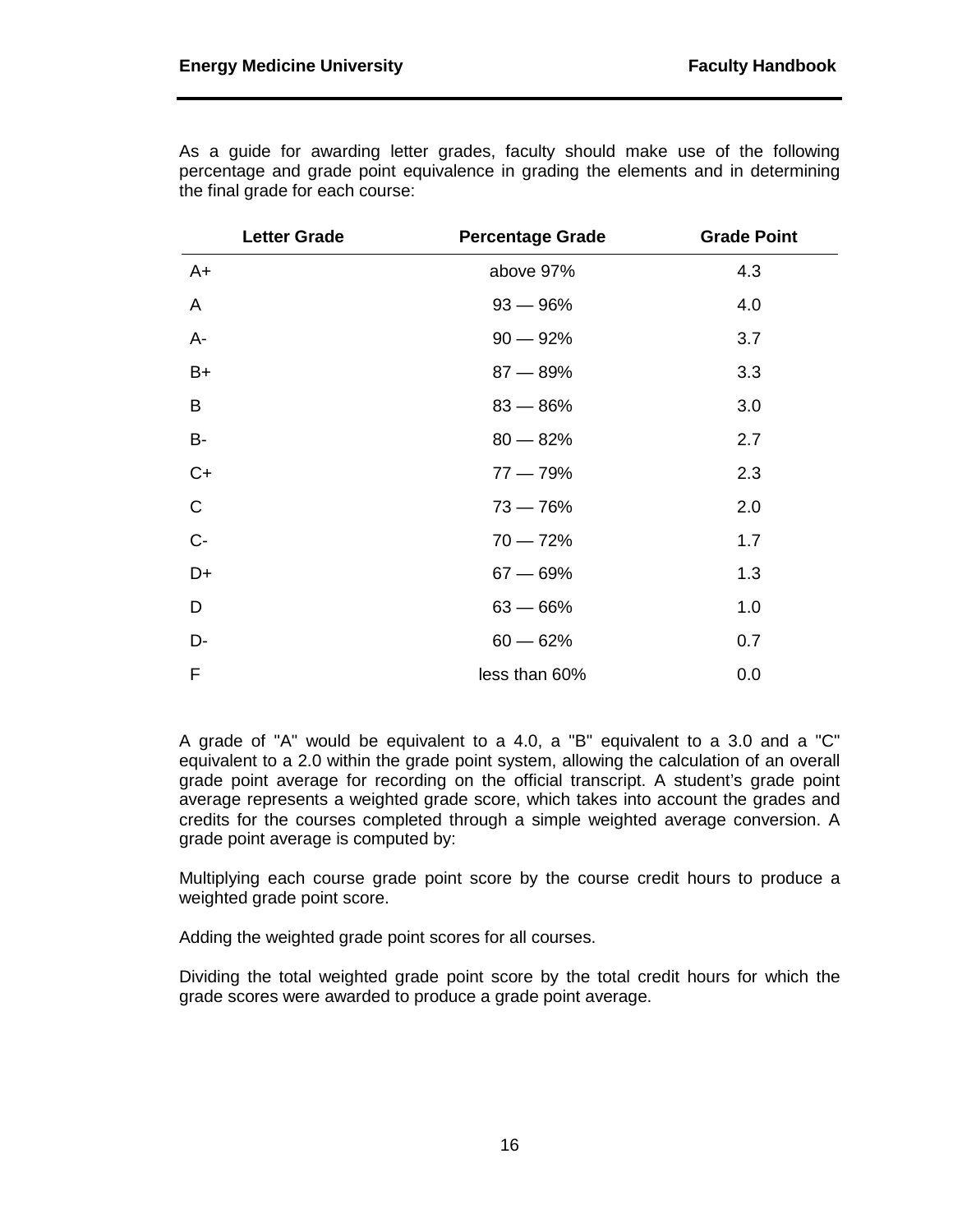As a guide for awarding letter grades, faculty should make use of the following percentage and grade point equivalence in grading the elements and in determining the final grade for each course:

| Letter Grade | Percentage Grade | Grade Point |
|---|---|---|
| A+ | above 97% | 4.3 |
| A | 93 — 96% | 4.0 |
| A- | 90 — 92% | 3.7 |
| B+ | 87 — 89% | 3.3 |
| B | 83 — 86% | 3.0 |
| B- | 80 — 82% | 2.7 |
| C+ | 77 — 79% | 2.3 |
| C | 73 — 76% | 2.0 |
| C- | 70 — 72% | 1.7 |
| D+ | 67 — 69% | 1.3 |
| D | 63 — 66% | 1.0 |
| D- | 60 — 62% | 0.7 |
| F | less than 60% | 0.0 |

A grade of "A" would be equivalent to a 4.0, a "B" equivalent to a 3.0 and a "C" equivalent to a 2.0 within the grade point system, allowing the calculation of an overall grade point average for recording on the official transcript. A student's grade point average represents a weighted grade score, which takes into account the grades and credits for the courses completed through a simple weighted average conversion. A grade point average is computed by:

Multiplying each course grade point score by the course credit hours to produce a weighted grade point score.

Adding the weighted grade point scores for all courses.

Dividing the total weighted grade point score by the total credit hours for which the grade scores were awarded to produce a grade point average.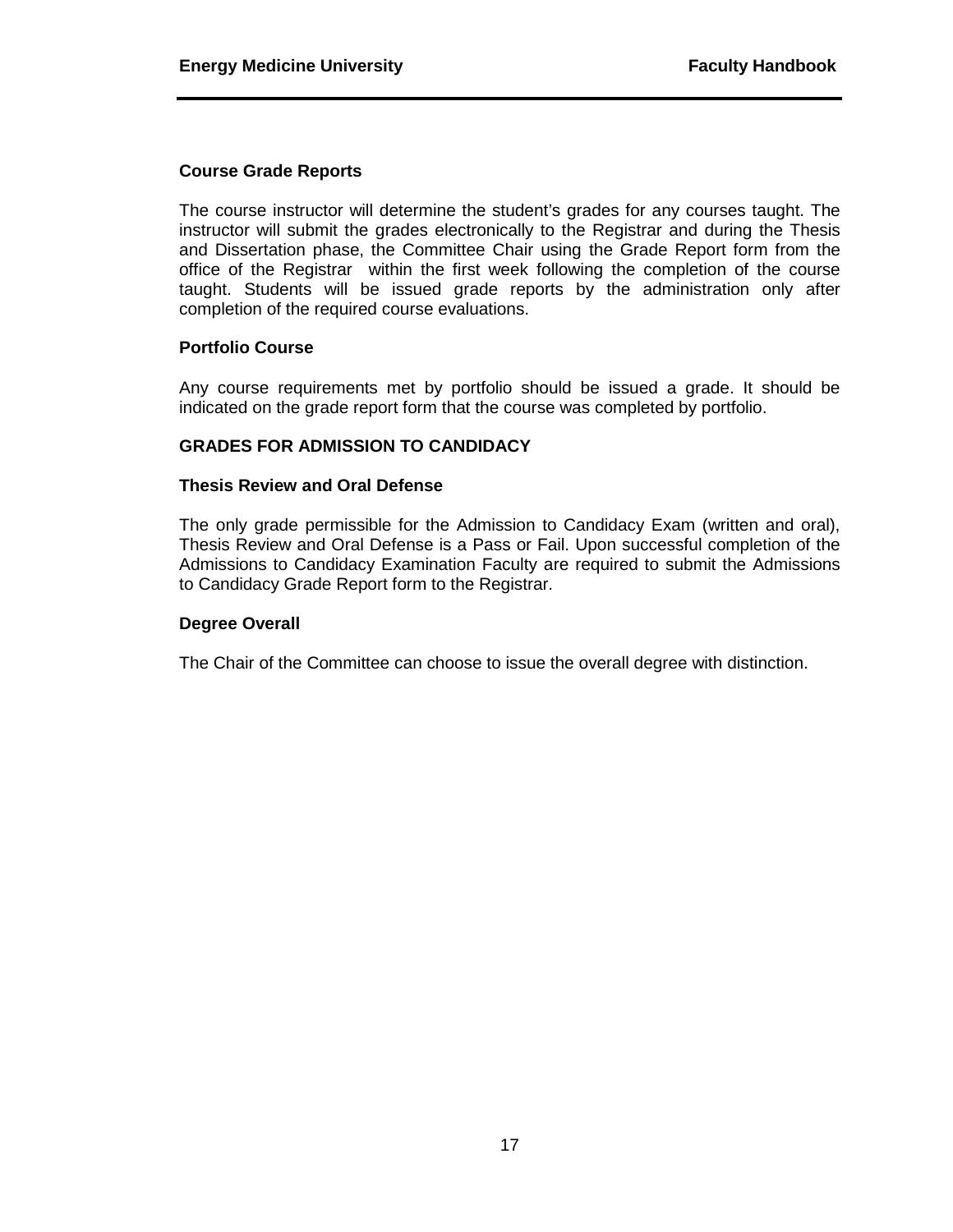### Course Grade Reports

The course instructor will determine the student's grades for any courses taught. The instructor will submit the grades electronically to the Registrar and during the Thesis and Dissertation phase, the Committee Chair using the Grade Report form from the office of the Registrar within the first week following the completion of the course taught. Students will be issued grade reports by the administration only after completion of the required course evaluations.

### Portfolio Course

Any course requirements met by portfolio should be issued a grade. It should be indicated on the grade report form that the course was completed by portfolio.

## GRADES FOR ADMISSION TO CANDIDACY

### Thesis Review and Oral Defense

The only grade permissible for the Admission to Candidacy Exam (written and oral), Thesis Review and Oral Defense is a Pass or Fail. Upon successful completion of the Admissions to Candidacy Examination Faculty are required to submit the Admissions to Candidacy Grade Report form to the Registrar.

### Degree Overall

The Chair of the Committee can choose to issue the overall degree with distinction.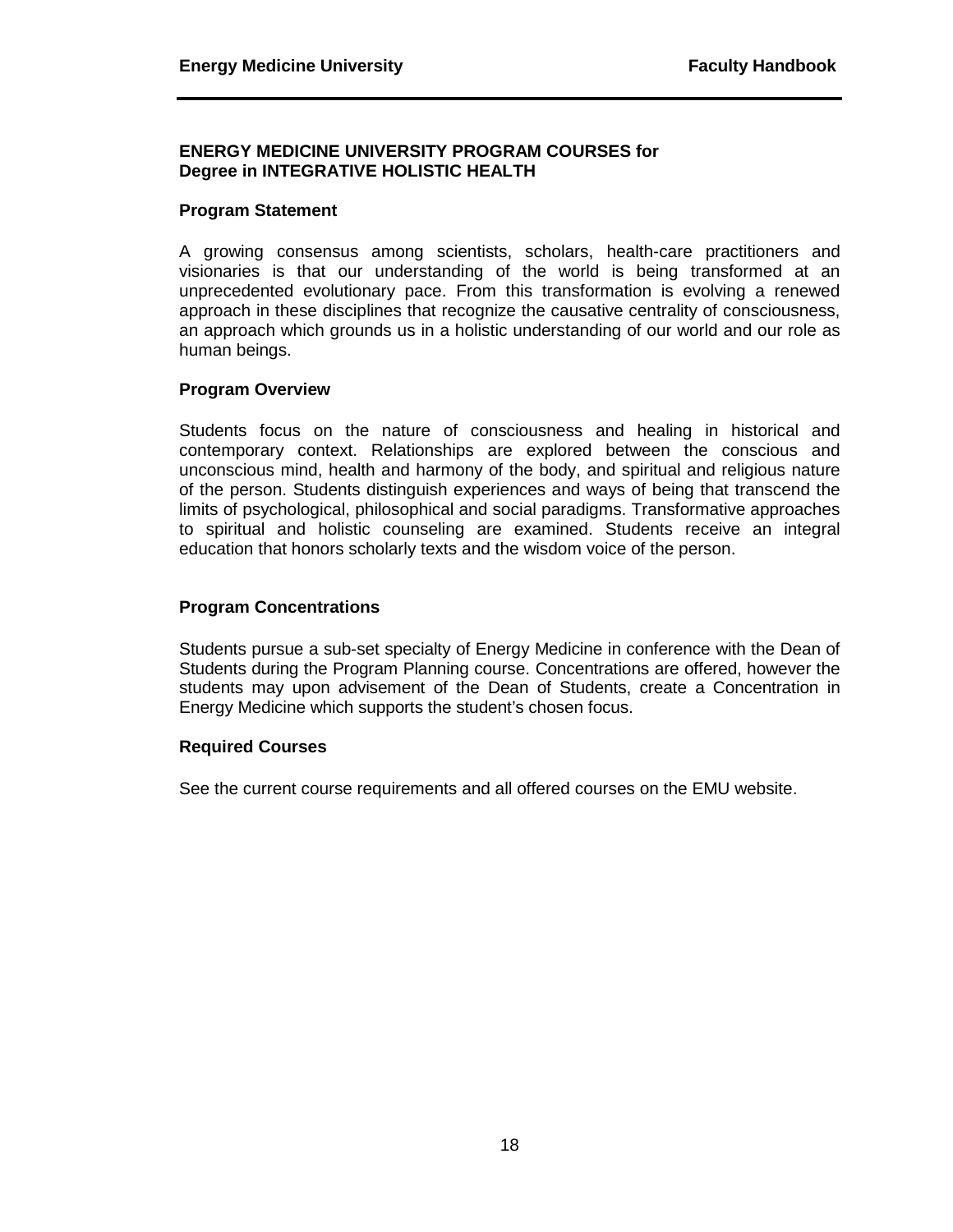## ENERGY MEDICINE UNIVERSITY PROGRAM COURSES for Degree in INTEGRATIVE HOLISTIC HEALTH

### Program Statement

A growing consensus among scientists, scholars, health-care practitioners and visionaries is that our understanding of the world is being transformed at an unprecedented evolutionary pace. From this transformation is evolving a renewed approach in these disciplines that recognize the causative centrality of consciousness, an approach which grounds us in a holistic understanding of our world and our role as human beings.

### Program Overview

Students focus on the nature of consciousness and healing in historical and contemporary context. Relationships are explored between the conscious and unconscious mind, health and harmony of the body, and spiritual and religious nature of the person. Students distinguish experiences and ways of being that transcend the limits of psychological, philosophical and social paradigms. Transformative approaches to spiritual and holistic counseling are examined. Students receive an integral education that honors scholarly texts and the wisdom voice of the person.

### Program Concentrations

Students pursue a sub-set specialty of Energy Medicine in conference with the Dean of Students during the Program Planning course. Concentrations are offered, however the students may upon advisement of the Dean of Students, create a Concentration in Energy Medicine which supports the student's chosen focus.

### Required Courses

See the current course requirements and all offered courses on the EMU website.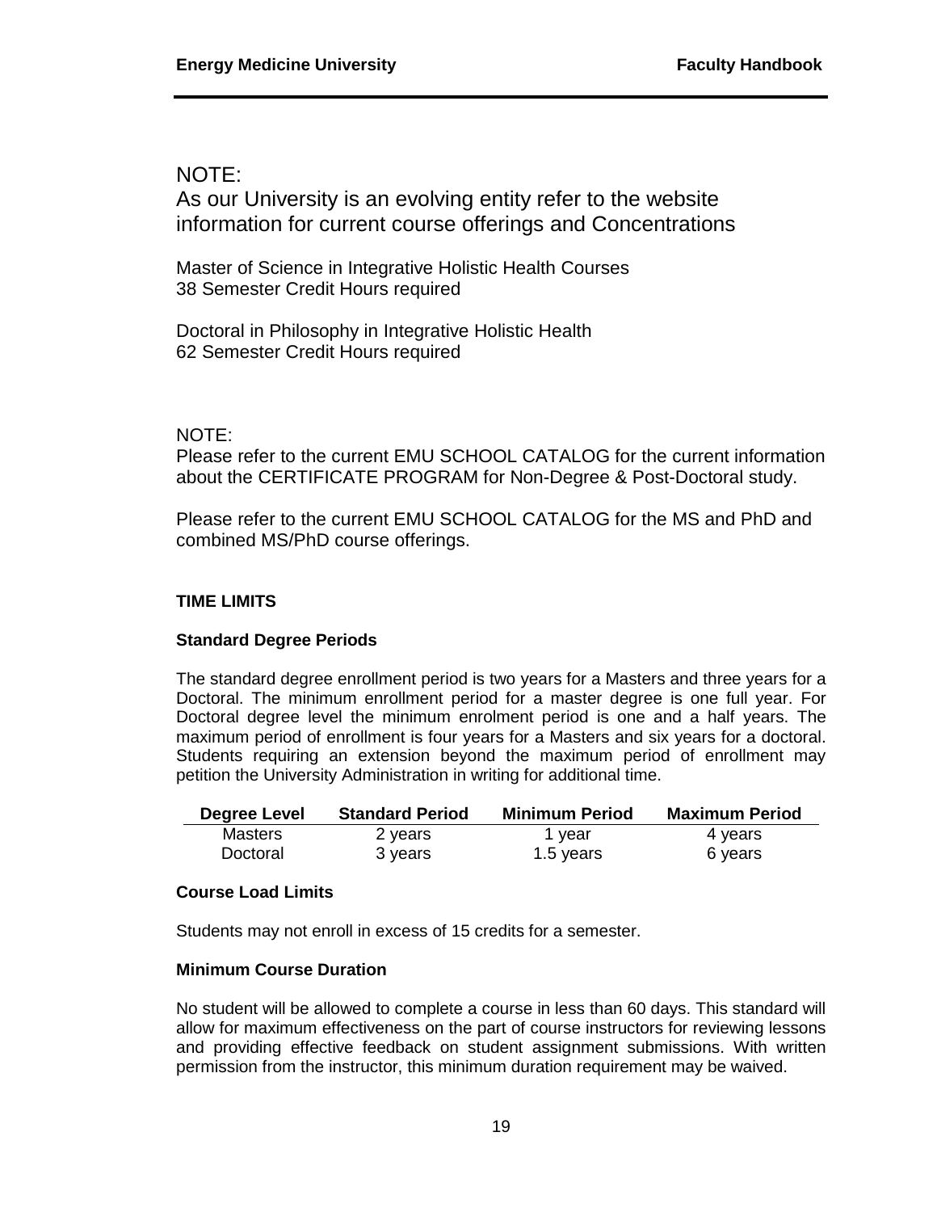NOTE:

As our University is an evolving entity refer to the website information for current course offerings and Concentrations

Master of Science in Integrative Holistic Health Courses
38 Semester Credit Hours required

Doctoral in Philosophy in Integrative Holistic Health
62 Semester Credit Hours required

NOTE:
Please refer to the current EMU SCHOOL CATALOG for the current information about the CERTIFICATE PROGRAM for Non-Degree & Post-Doctoral study.

Please refer to the current EMU SCHOOL CATALOG for the MS and PhD and combined MS/PhD course offerings.

**TIME LIMITS**

**Standard Degree Periods**

The standard degree enrollment period is two years for a Masters and three years for a Doctoral. The minimum enrollment period for a master degree is one full year. For Doctoral degree level the minimum enrolment period is one and a half years. The maximum period of enrollment is four years for a Masters and six years for a doctoral. Students requiring an extension beyond the maximum period of enrollment may petition the University Administration in writing for additional time.

| Degree Level | Standard Period | Minimum Period | Maximum Period |
|---|---|---|---|
| Masters | 2 years | 1 year | 4 years |
| Doctoral | 3 years | 1.5 years | 6 years |

**Course Load Limits**

Students may not enroll in excess of 15 credits for a semester.

**Minimum Course Duration**

No student will be allowed to complete a course in less than 60 days. This standard will allow for maximum effectiveness on the part of course instructors for reviewing lessons and providing effective feedback on student assignment submissions. With written permission from the instructor, this minimum duration requirement may be waived.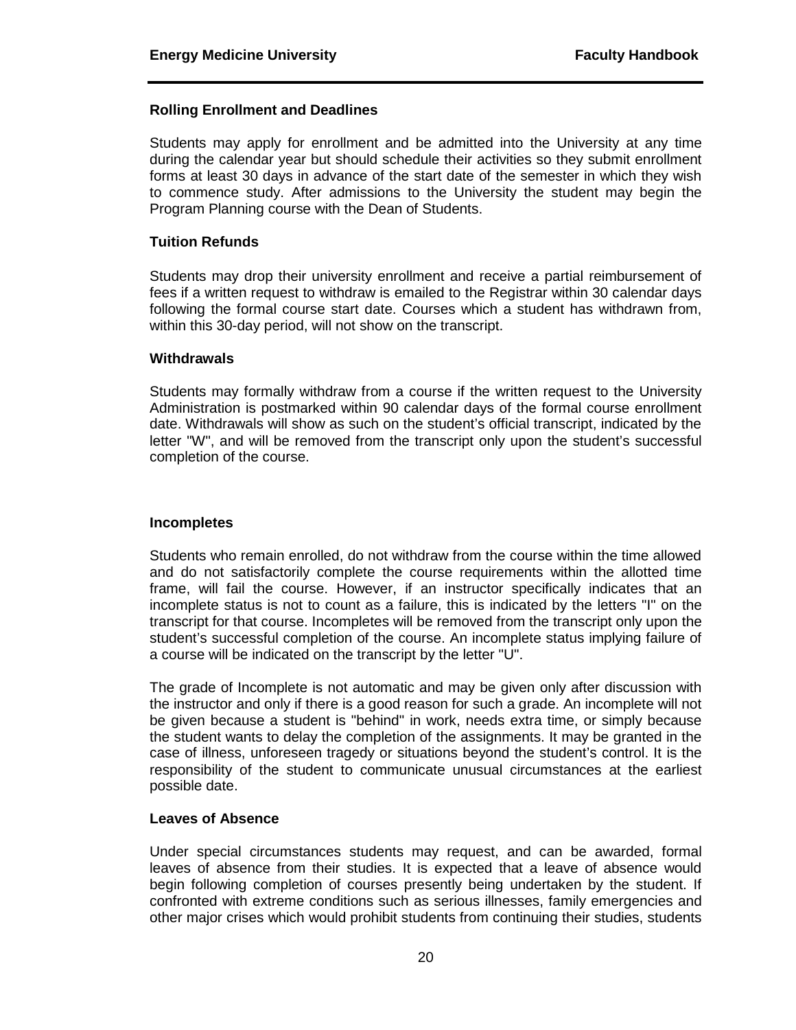### Rolling Enrollment and Deadlines

Students may apply for enrollment and be admitted into the University at any time during the calendar year but should schedule their activities so they submit enrollment forms at least 30 days in advance of the start date of the semester in which they wish to commence study. After admissions to the University the student may begin the Program Planning course with the Dean of Students.

### Tuition Refunds

Students may drop their university enrollment and receive a partial reimbursement of fees if a written request to withdraw is emailed to the Registrar within 30 calendar days following the formal course start date. Courses which a student has withdrawn from, within this 30-day period, will not show on the transcript.

### Withdrawals

Students may formally withdraw from a course if the written request to the University Administration is postmarked within 90 calendar days of the formal course enrollment date. Withdrawals will show as such on the student's official transcript, indicated by the letter "W", and will be removed from the transcript only upon the student's successful completion of the course.

### Incompletes

Students who remain enrolled, do not withdraw from the course within the time allowed and do not satisfactorily complete the course requirements within the allotted time frame, will fail the course. However, if an instructor specifically indicates that an incomplete status is not to count as a failure, this is indicated by the letters "I" on the transcript for that course. Incompletes will be removed from the transcript only upon the student's successful completion of the course. An incomplete status implying failure of a course will be indicated on the transcript by the letter "U".

The grade of Incomplete is not automatic and may be given only after discussion with the instructor and only if there is a good reason for such a grade. An incomplete will not be given because a student is "behind" in work, needs extra time, or simply because the student wants to delay the completion of the assignments. It may be granted in the case of illness, unforeseen tragedy or situations beyond the student's control. It is the responsibility of the student to communicate unusual circumstances at the earliest possible date.

### Leaves of Absence

Under special circumstances students may request, and can be awarded, formal leaves of absence from their studies. It is expected that a leave of absence would begin following completion of courses presently being undertaken by the student. If confronted with extreme conditions such as serious illnesses, family emergencies and other major crises which would prohibit students from continuing their studies, students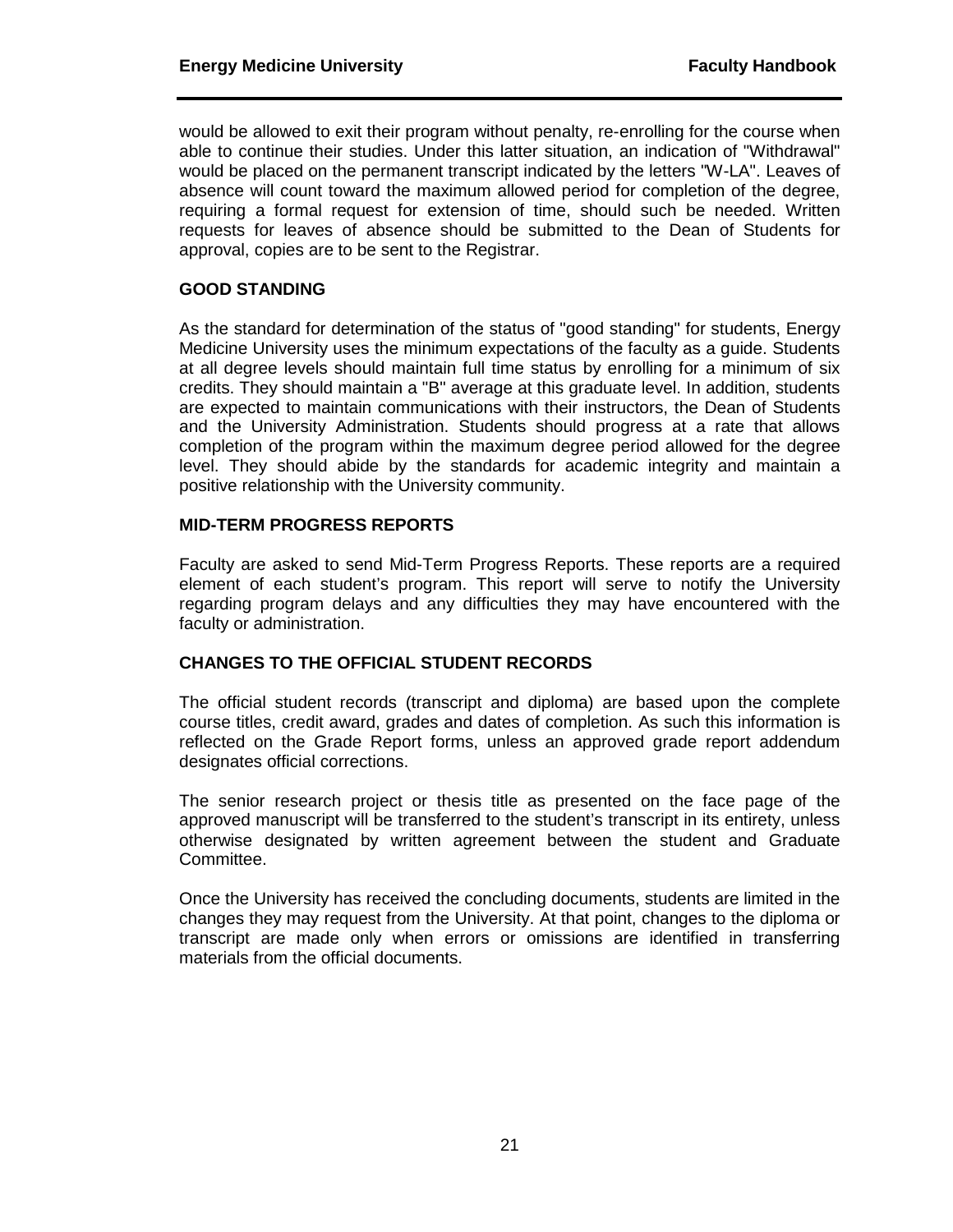would be allowed to exit their program without penalty, re-enrolling for the course when able to continue their studies. Under this latter situation, an indication of "Withdrawal" would be placed on the permanent transcript indicated by the letters "W-LA". Leaves of absence will count toward the maximum allowed period for completion of the degree, requiring a formal request for extension of time, should such be needed. Written requests for leaves of absence should be submitted to the Dean of Students for approval, copies are to be sent to the Registrar.

## GOOD STANDING

As the standard for determination of the status of "good standing" for students, Energy Medicine University uses the minimum expectations of the faculty as a guide. Students at all degree levels should maintain full time status by enrolling for a minimum of six credits. They should maintain a "B" average at this graduate level. In addition, students are expected to maintain communications with their instructors, the Dean of Students and the University Administration. Students should progress at a rate that allows completion of the program within the maximum degree period allowed for the degree level. They should abide by the standards for academic integrity and maintain a positive relationship with the University community.

## MID-TERM PROGRESS REPORTS

Faculty are asked to send Mid-Term Progress Reports. These reports are a required element of each student's program. This report will serve to notify the University regarding program delays and any difficulties they may have encountered with the faculty or administration.

## CHANGES TO THE OFFICIAL STUDENT RECORDS

The official student records (transcript and diploma) are based upon the complete course titles, credit award, grades and dates of completion. As such this information is reflected on the Grade Report forms, unless an approved grade report addendum designates official corrections.

The senior research project or thesis title as presented on the face page of the approved manuscript will be transferred to the student's transcript in its entirety, unless otherwise designated by written agreement between the student and Graduate Committee.

Once the University has received the concluding documents, students are limited in the changes they may request from the University. At that point, changes to the diploma or transcript are made only when errors or omissions are identified in transferring materials from the official documents.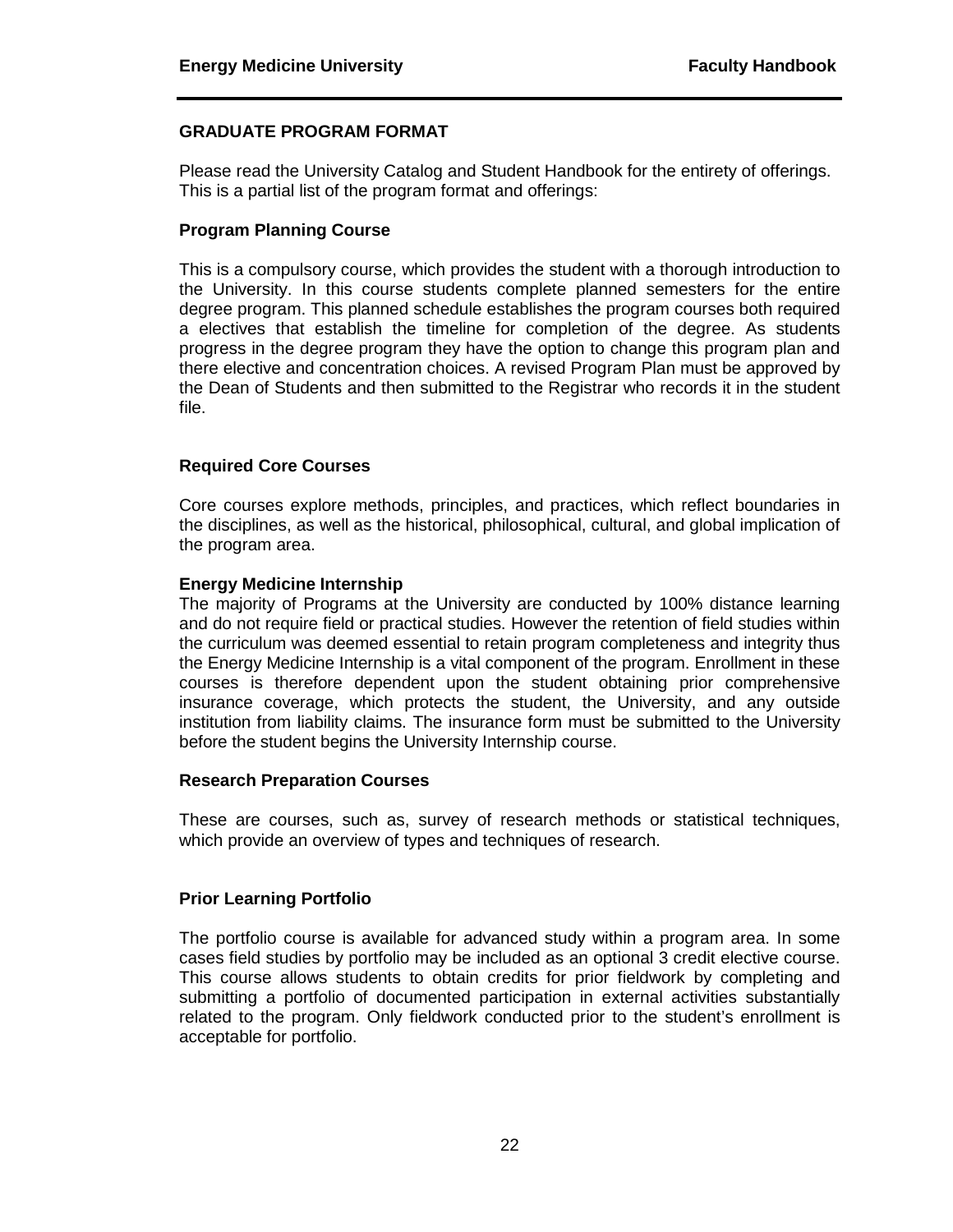## GRADUATE PROGRAM FORMAT

Please read the University Catalog and Student Handbook for the entirety of offerings. This is a partial list of the program format and offerings:

### Program Planning Course

This is a compulsory course, which provides the student with a thorough introduction to the University. In this course students complete planned semesters for the entire degree program. This planned schedule establishes the program courses both required a electives that establish the timeline for completion of the degree. As students progress in the degree program they have the option to change this program plan and there elective and concentration choices. A revised Program Plan must be approved by the Dean of Students and then submitted to the Registrar who records it in the student file.

### Required Core Courses

Core courses explore methods, principles, and practices, which reflect boundaries in the disciplines, as well as the historical, philosophical, cultural, and global implication of the program area.

### Energy Medicine Internship

The majority of Programs at the University are conducted by 100% distance learning and do not require field or practical studies. However the retention of field studies within the curriculum was deemed essential to retain program completeness and integrity thus the Energy Medicine Internship is a vital component of the program. Enrollment in these courses is therefore dependent upon the student obtaining prior comprehensive insurance coverage, which protects the student, the University, and any outside institution from liability claims. The insurance form must be submitted to the University before the student begins the University Internship course.

### Research Preparation Courses

These are courses, such as, survey of research methods or statistical techniques, which provide an overview of types and techniques of research.

### Prior Learning Portfolio

The portfolio course is available for advanced study within a program area. In some cases field studies by portfolio may be included as an optional 3 credit elective course. This course allows students to obtain credits for prior fieldwork by completing and submitting a portfolio of documented participation in external activities substantially related to the program. Only fieldwork conducted prior to the student's enrollment is acceptable for portfolio.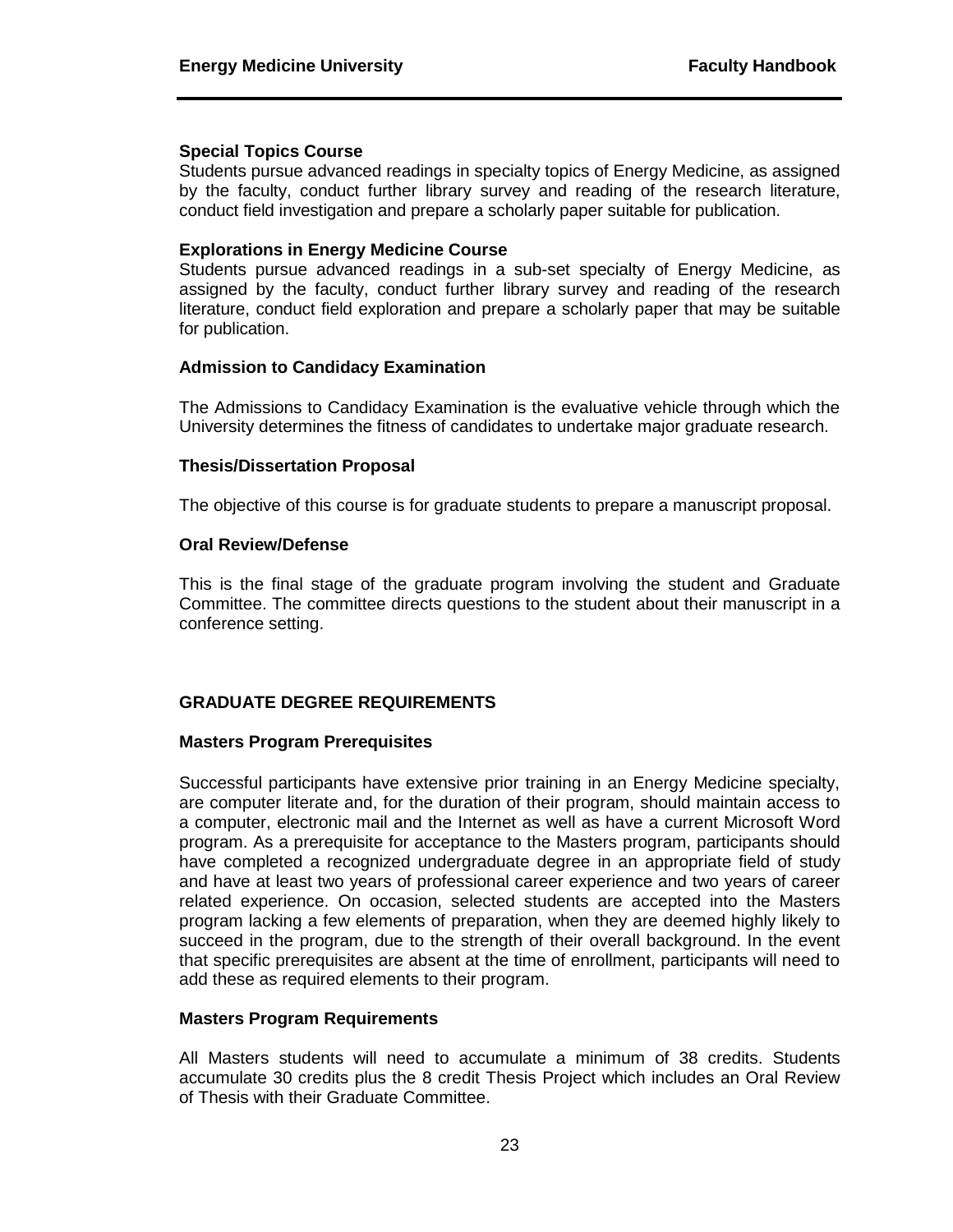### Special Topics Course

Students pursue advanced readings in specialty topics of Energy Medicine, as assigned by the faculty, conduct further library survey and reading of the research literature, conduct field investigation and prepare a scholarly paper suitable for publication.

### Explorations in Energy Medicine Course

Students pursue advanced readings in a sub-set specialty of Energy Medicine, as assigned by the faculty, conduct further library survey and reading of the research literature, conduct field exploration and prepare a scholarly paper that may be suitable for publication.

### Admission to Candidacy Examination

The Admissions to Candidacy Examination is the evaluative vehicle through which the University determines the fitness of candidates to undertake major graduate research.

### Thesis/Dissertation Proposal

The objective of this course is for graduate students to prepare a manuscript proposal.

### Oral Review/Defense

This is the final stage of the graduate program involving the student and Graduate Committee. The committee directs questions to the student about their manuscript in a conference setting.

## GRADUATE DEGREE REQUIREMENTS

### Masters Program Prerequisites

Successful participants have extensive prior training in an Energy Medicine specialty, are computer literate and, for the duration of their program, should maintain access to a computer, electronic mail and the Internet as well as have a current Microsoft Word program. As a prerequisite for acceptance to the Masters program, participants should have completed a recognized undergraduate degree in an appropriate field of study and have at least two years of professional career experience and two years of career related experience. On occasion, selected students are accepted into the Masters program lacking a few elements of preparation, when they are deemed highly likely to succeed in the program, due to the strength of their overall background. In the event that specific prerequisites are absent at the time of enrollment, participants will need to add these as required elements to their program.

### Masters Program Requirements

All Masters students will need to accumulate a minimum of 38 credits. Students accumulate 30 credits plus the 8 credit Thesis Project which includes an Oral Review of Thesis with their Graduate Committee.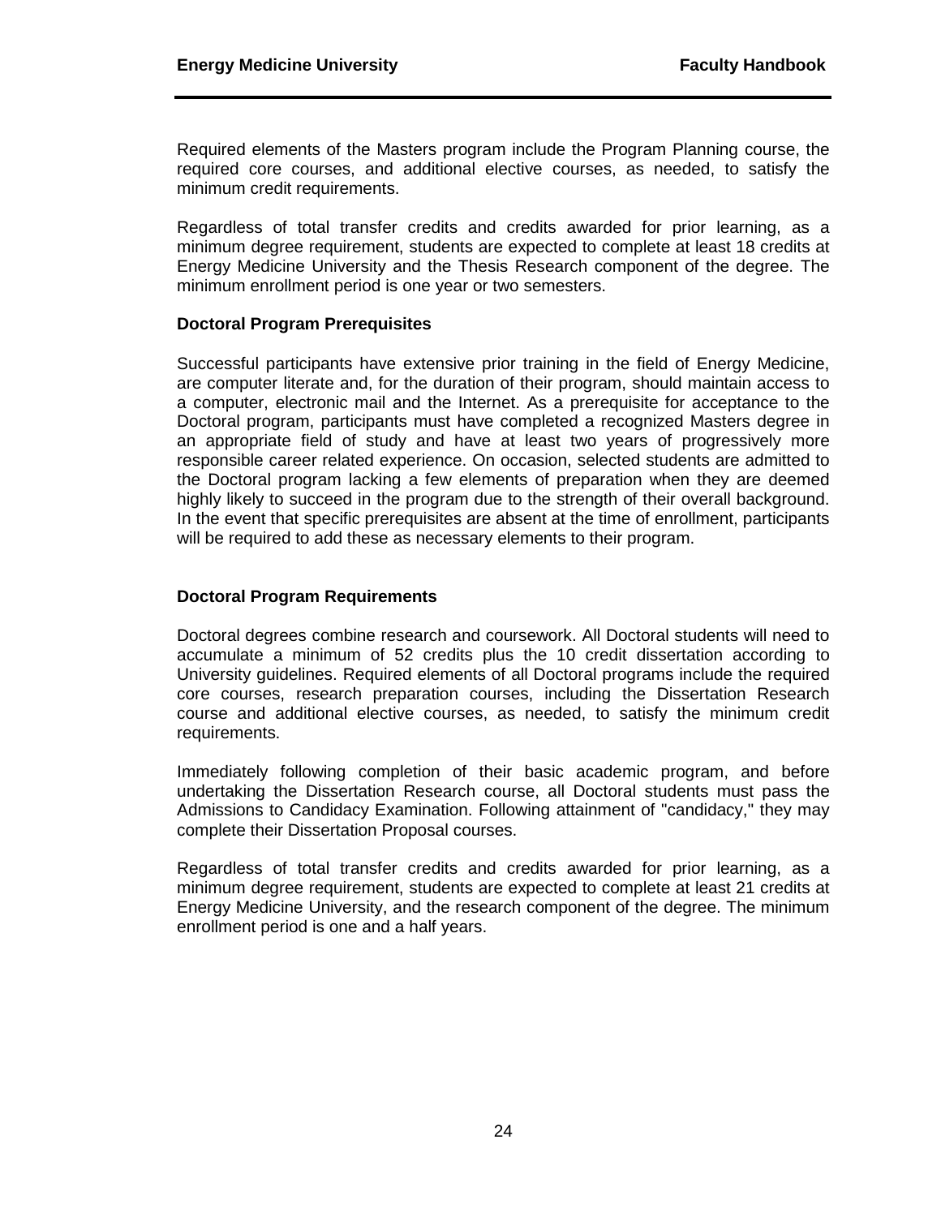Required elements of the Masters program include the Program Planning course, the required core courses, and additional elective courses, as needed, to satisfy the minimum credit requirements.

Regardless of total transfer credits and credits awarded for prior learning, as a minimum degree requirement, students are expected to complete at least 18 credits at Energy Medicine University and the Thesis Research component of the degree. The minimum enrollment period is one year or two semesters.

### Doctoral Program Prerequisites

Successful participants have extensive prior training in the field of Energy Medicine, are computer literate and, for the duration of their program, should maintain access to a computer, electronic mail and the Internet. As a prerequisite for acceptance to the Doctoral program, participants must have completed a recognized Masters degree in an appropriate field of study and have at least two years of progressively more responsible career related experience. On occasion, selected students are admitted to the Doctoral program lacking a few elements of preparation when they are deemed highly likely to succeed in the program due to the strength of their overall background. In the event that specific prerequisites are absent at the time of enrollment, participants will be required to add these as necessary elements to their program.

### Doctoral Program Requirements

Doctoral degrees combine research and coursework. All Doctoral students will need to accumulate a minimum of 52 credits plus the 10 credit dissertation according to University guidelines. Required elements of all Doctoral programs include the required core courses, research preparation courses, including the Dissertation Research course and additional elective courses, as needed, to satisfy the minimum credit requirements.

Immediately following completion of their basic academic program, and before undertaking the Dissertation Research course, all Doctoral students must pass the Admissions to Candidacy Examination. Following attainment of "candidacy," they may complete their Dissertation Proposal courses.

Regardless of total transfer credits and credits awarded for prior learning, as a minimum degree requirement, students are expected to complete at least 21 credits at Energy Medicine University, and the research component of the degree. The minimum enrollment period is one and a half years.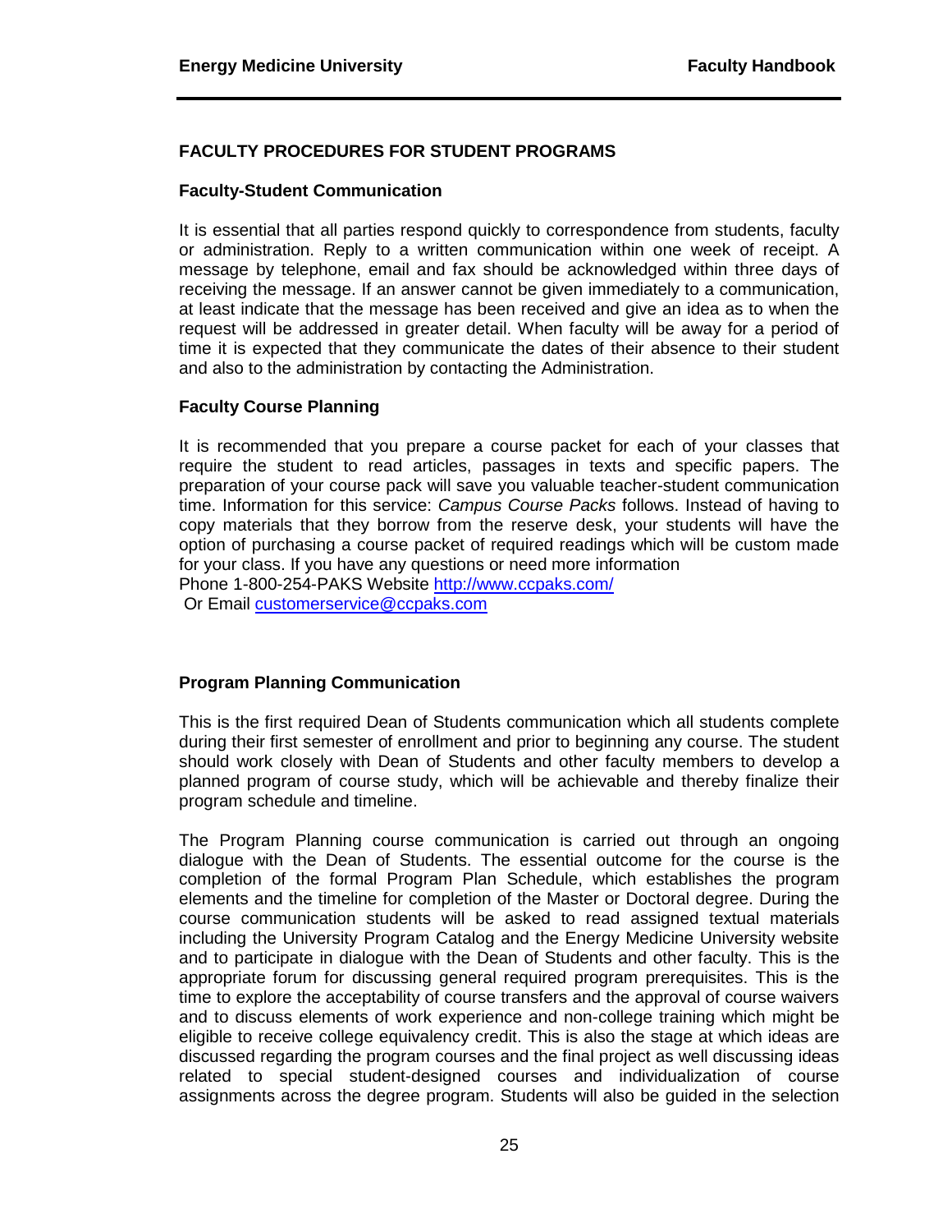## FACULTY PROCEDURES FOR STUDENT PROGRAMS

### Faculty-Student Communication

It is essential that all parties respond quickly to correspondence from students, faculty or administration. Reply to a written communication within one week of receipt. A message by telephone, email and fax should be acknowledged within three days of receiving the message. If an answer cannot be given immediately to a communication, at least indicate that the message has been received and give an idea as to when the request will be addressed in greater detail. When faculty will be away for a period of time it is expected that they communicate the dates of their absence to their student and also to the administration by contacting the Administration.

### Faculty Course Planning

It is recommended that you prepare a course packet for each of your classes that require the student to read articles, passages in texts and specific papers. The preparation of your course pack will save you valuable teacher-student communication time. Information for this service: *Campus Course Packs* follows. Instead of having to copy materials that they borrow from the reserve desk, your students will have the option of purchasing a course packet of required readings which will be custom made for your class. If you have any questions or need more information
Phone 1-800-254-PAKS Website [http://www.ccpaks.com/](http://www.ccpaks.com/)
Or Email [customerservice@ccpaks.com](mailto:customerservice@ccpaks.com)

### Program Planning Communication

This is the first required Dean of Students communication which all students complete during their first semester of enrollment and prior to beginning any course. The student should work closely with Dean of Students and other faculty members to develop a planned program of course study, which will be achievable and thereby finalize their program schedule and timeline.

The Program Planning course communication is carried out through an ongoing dialogue with the Dean of Students. The essential outcome for the course is the completion of the formal Program Plan Schedule, which establishes the program elements and the timeline for completion of the Master or Doctoral degree. During the course communication students will be asked to read assigned textual materials including the University Program Catalog and the Energy Medicine University website and to participate in dialogue with the Dean of Students and other faculty. This is the appropriate forum for discussing general required program prerequisites. This is the time to explore the acceptability of course transfers and the approval of course waivers and to discuss elements of work experience and non-college training which might be eligible to receive college equivalency credit. This is also the stage at which ideas are discussed regarding the program courses and the final project as well discussing ideas related to special student-designed courses and individualization of course assignments across the degree program. Students will also be guided in the selection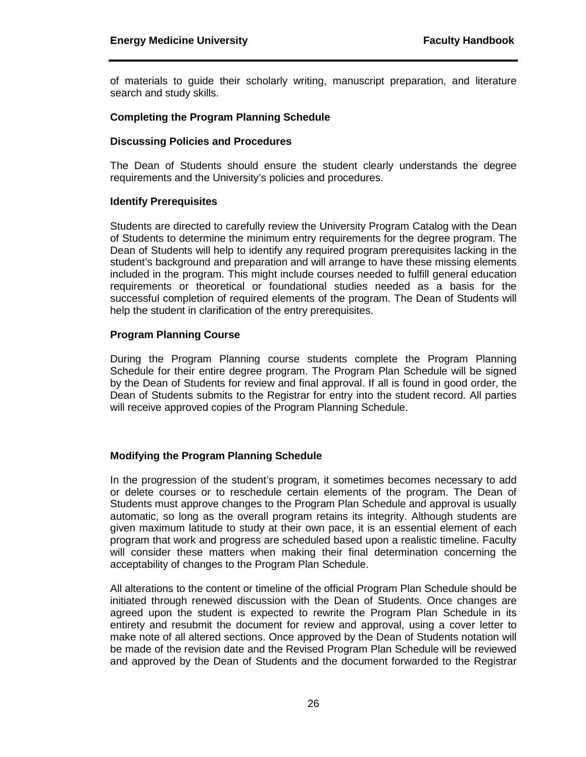of materials to guide their scholarly writing, manuscript preparation, and literature search and study skills.

**Completing the Program Planning Schedule**

**Discussing Policies and Procedures**

The Dean of Students should ensure the student clearly understands the degree requirements and the University's policies and procedures.

**Identify Prerequisites**

Students are directed to carefully review the University Program Catalog with the Dean of Students to determine the minimum entry requirements for the degree program. The Dean of Students will help to identify any required program prerequisites lacking in the student's background and preparation and will arrange to have these missing elements included in the program. This might include courses needed to fulfill general education requirements or theoretical or foundational studies needed as a basis for the successful completion of required elements of the program. The Dean of Students will help the student in clarification of the entry prerequisites.

**Program Planning Course**

During the Program Planning course students complete the Program Planning Schedule for their entire degree program. The Program Plan Schedule will be signed by the Dean of Students for review and final approval. If all is found in good order, the Dean of Students submits to the Registrar for entry into the student record. All parties will receive approved copies of the Program Planning Schedule.

**Modifying the Program Planning Schedule**

In the progression of the student's program, it sometimes becomes necessary to add or delete courses or to reschedule certain elements of the program. The Dean of Students must approve changes to the Program Plan Schedule and approval is usually automatic, so long as the overall program retains its integrity. Although students are given maximum latitude to study at their own pace, it is an essential element of each program that work and progress are scheduled based upon a realistic timeline. Faculty will consider these matters when making their final determination concerning the acceptability of changes to the Program Plan Schedule.

All alterations to the content or timeline of the official Program Plan Schedule should be initiated through renewed discussion with the Dean of Students. Once changes are agreed upon the student is expected to rewrite the Program Plan Schedule in its entirety and resubmit the document for review and approval, using a cover letter to make note of all altered sections. Once approved by the Dean of Students notation will be made of the revision date and the Revised Program Plan Schedule will be reviewed and approved by the Dean of Students and the document forwarded to the Registrar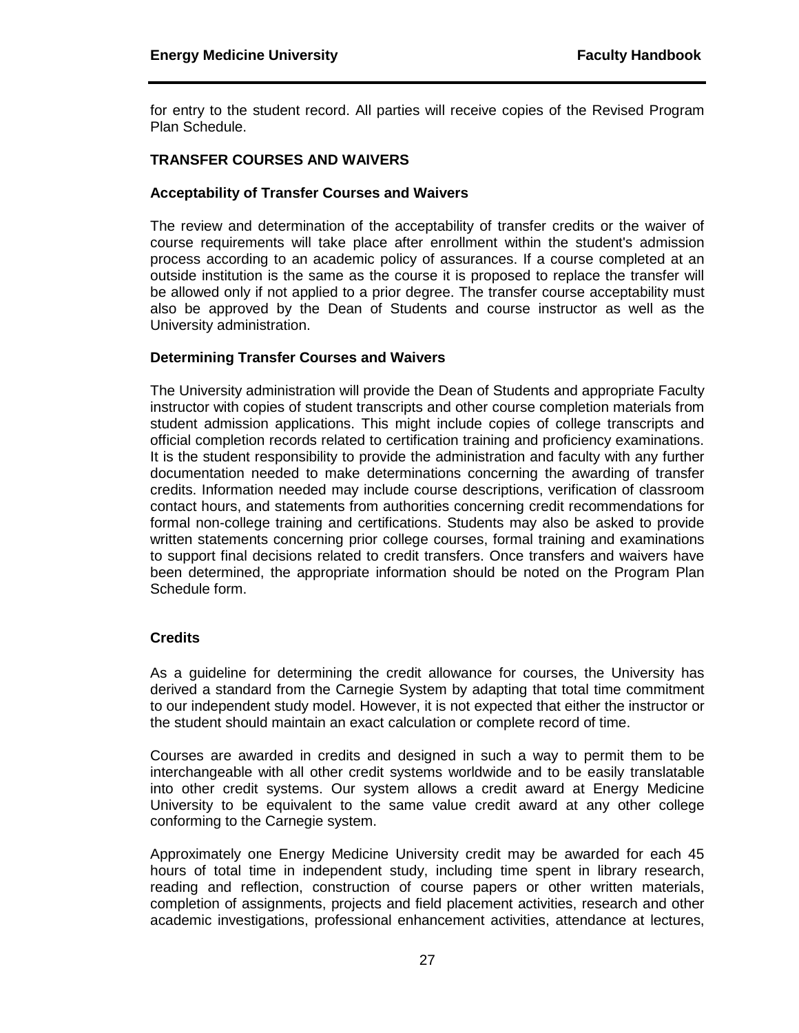for entry to the student record. All parties will receive copies of the Revised Program Plan Schedule.

## TRANSFER COURSES AND WAIVERS

### Acceptability of Transfer Courses and Waivers

The review and determination of the acceptability of transfer credits or the waiver of course requirements will take place after enrollment within the student's admission process according to an academic policy of assurances. If a course completed at an outside institution is the same as the course it is proposed to replace the transfer will be allowed only if not applied to a prior degree. The transfer course acceptability must also be approved by the Dean of Students and course instructor as well as the University administration.

### Determining Transfer Courses and Waivers

The University administration will provide the Dean of Students and appropriate Faculty instructor with copies of student transcripts and other course completion materials from student admission applications. This might include copies of college transcripts and official completion records related to certification training and proficiency examinations. It is the student responsibility to provide the administration and faculty with any further documentation needed to make determinations concerning the awarding of transfer credits. Information needed may include course descriptions, verification of classroom contact hours, and statements from authorities concerning credit recommendations for formal non-college training and certifications. Students may also be asked to provide written statements concerning prior college courses, formal training and examinations to support final decisions related to credit transfers. Once transfers and waivers have been determined, the appropriate information should be noted on the Program Plan Schedule form.

### Credits

As a guideline for determining the credit allowance for courses, the University has derived a standard from the Carnegie System by adapting that total time commitment to our independent study model. However, it is not expected that either the instructor or the student should maintain an exact calculation or complete record of time.

Courses are awarded in credits and designed in such a way to permit them to be interchangeable with all other credit systems worldwide and to be easily translatable into other credit systems. Our system allows a credit award at Energy Medicine University to be equivalent to the same value credit award at any other college conforming to the Carnegie system.

Approximately one Energy Medicine University credit may be awarded for each 45 hours of total time in independent study, including time spent in library research, reading and reflection, construction of course papers or other written materials, completion of assignments, projects and field placement activities, research and other academic investigations, professional enhancement activities, attendance at lectures,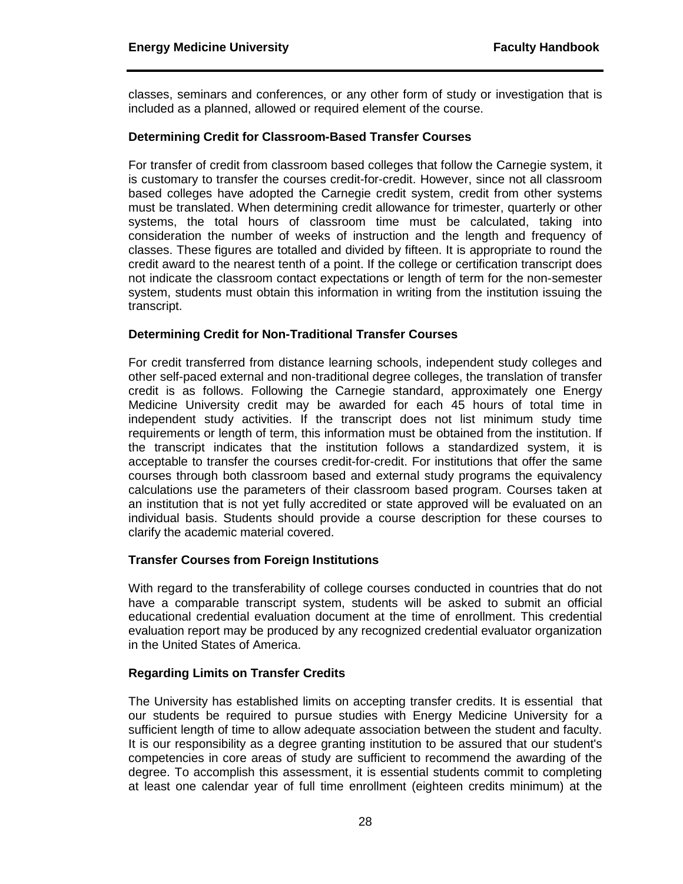classes, seminars and conferences, or any other form of study or investigation that is included as a planned, allowed or required element of the course.

**Determining Credit for Classroom-Based Transfer Courses**

For transfer of credit from classroom based colleges that follow the Carnegie system, it is customary to transfer the courses credit-for-credit. However, since not all classroom based colleges have adopted the Carnegie credit system, credit from other systems must be translated. When determining credit allowance for trimester, quarterly or other systems, the total hours of classroom time must be calculated, taking into consideration the number of weeks of instruction and the length and frequency of classes. These figures are totalled and divided by fifteen. It is appropriate to round the credit award to the nearest tenth of a point. If the college or certification transcript does not indicate the classroom contact expectations or length of term for the non-semester system, students must obtain this information in writing from the institution issuing the transcript.

**Determining Credit for Non-Traditional Transfer Courses**

For credit transferred from distance learning schools, independent study colleges and other self-paced external and non-traditional degree colleges, the translation of transfer credit is as follows. Following the Carnegie standard, approximately one Energy Medicine University credit may be awarded for each 45 hours of total time in independent study activities. If the transcript does not list minimum study time requirements or length of term, this information must be obtained from the institution. If the transcript indicates that the institution follows a standardized system, it is acceptable to transfer the courses credit-for-credit. For institutions that offer the same courses through both classroom based and external study programs the equivalency calculations use the parameters of their classroom based program. Courses taken at an institution that is not yet fully accredited or state approved will be evaluated on an individual basis. Students should provide a course description for these courses to clarify the academic material covered.

**Transfer Courses from Foreign Institutions**

With regard to the transferability of college courses conducted in countries that do not have a comparable transcript system, students will be asked to submit an official educational credential evaluation document at the time of enrollment. This credential evaluation report may be produced by any recognized credential evaluator organization in the United States of America.

**Regarding Limits on Transfer Credits**

The University has established limits on accepting transfer credits. It is essential that our students be required to pursue studies with Energy Medicine University for a sufficient length of time to allow adequate association between the student and faculty. It is our responsibility as a degree granting institution to be assured that our student's competencies in core areas of study are sufficient to recommend the awarding of the degree. To accomplish this assessment, it is essential students commit to completing at least one calendar year of full time enrollment (eighteen credits minimum) at the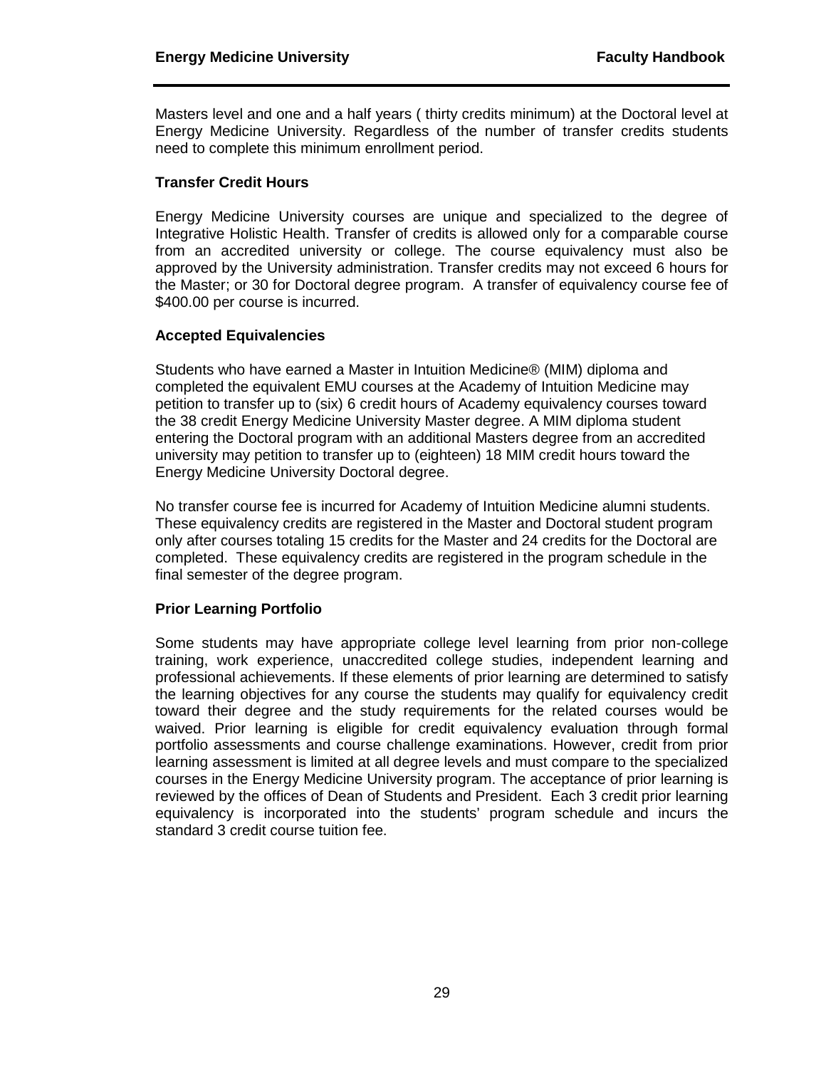Masters level and one and a half years ( thirty credits minimum) at the Doctoral level at Energy Medicine University. Regardless of the number of transfer credits students need to complete this minimum enrollment period.

### Transfer Credit Hours

Energy Medicine University courses are unique and specialized to the degree of Integrative Holistic Health. Transfer of credits is allowed only for a comparable course from an accredited university or college. The course equivalency must also be approved by the University administration. Transfer credits may not exceed 6 hours for the Master; or 30 for Doctoral degree program. A transfer of equivalency course fee of $400.00 per course is incurred.

### Accepted Equivalencies

Students who have earned a Master in Intuition Medicine® (MIM) diploma and completed the equivalent EMU courses at the Academy of Intuition Medicine may petition to transfer up to (six) 6 credit hours of Academy equivalency courses toward the 38 credit Energy Medicine University Master degree. A MIM diploma student entering the Doctoral program with an additional Masters degree from an accredited university may petition to transfer up to (eighteen) 18 MIM credit hours toward the Energy Medicine University Doctoral degree.

No transfer course fee is incurred for Academy of Intuition Medicine alumni students. These equivalency credits are registered in the Master and Doctoral student program only after courses totaling 15 credits for the Master and 24 credits for the Doctoral are completed. These equivalency credits are registered in the program schedule in the final semester of the degree program.

### Prior Learning Portfolio

Some students may have appropriate college level learning from prior non-college training, work experience, unaccredited college studies, independent learning and professional achievements. If these elements of prior learning are determined to satisfy the learning objectives for any course the students may qualify for equivalency credit toward their degree and the study requirements for the related courses would be waived. Prior learning is eligible for credit equivalency evaluation through formal portfolio assessments and course challenge examinations. However, credit from prior learning assessment is limited at all degree levels and must compare to the specialized courses in the Energy Medicine University program. The acceptance of prior learning is reviewed by the offices of Dean of Students and President. Each 3 credit prior learning equivalency is incorporated into the students' program schedule and incurs the standard 3 credit course tuition fee.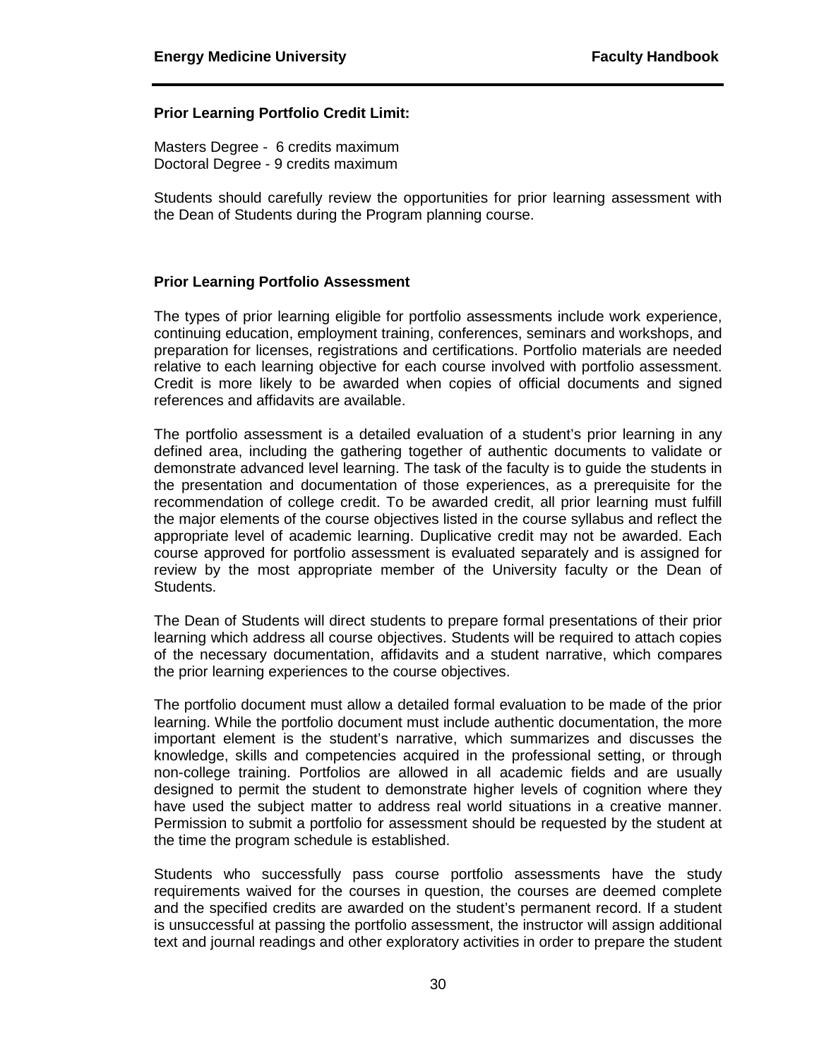**Prior Learning Portfolio Credit Limit:**

Masters Degree - 6 credits maximum
Doctoral Degree - 9 credits maximum

Students should carefully review the opportunities for prior learning assessment with the Dean of Students during the Program planning course.

**Prior Learning Portfolio Assessment**

The types of prior learning eligible for portfolio assessments include work experience, continuing education, employment training, conferences, seminars and workshops, and preparation for licenses, registrations and certifications. Portfolio materials are needed relative to each learning objective for each course involved with portfolio assessment. Credit is more likely to be awarded when copies of official documents and signed references and affidavits are available.

The portfolio assessment is a detailed evaluation of a student's prior learning in any defined area, including the gathering together of authentic documents to validate or demonstrate advanced level learning. The task of the faculty is to guide the students in the presentation and documentation of those experiences, as a prerequisite for the recommendation of college credit. To be awarded credit, all prior learning must fulfill the major elements of the course objectives listed in the course syllabus and reflect the appropriate level of academic learning. Duplicative credit may not be awarded. Each course approved for portfolio assessment is evaluated separately and is assigned for review by the most appropriate member of the University faculty or the Dean of Students.

The Dean of Students will direct students to prepare formal presentations of their prior learning which address all course objectives. Students will be required to attach copies of the necessary documentation, affidavits and a student narrative, which compares the prior learning experiences to the course objectives.

The portfolio document must allow a detailed formal evaluation to be made of the prior learning. While the portfolio document must include authentic documentation, the more important element is the student's narrative, which summarizes and discusses the knowledge, skills and competencies acquired in the professional setting, or through non-college training. Portfolios are allowed in all academic fields and are usually designed to permit the student to demonstrate higher levels of cognition where they have used the subject matter to address real world situations in a creative manner. Permission to submit a portfolio for assessment should be requested by the student at the time the program schedule is established.

Students who successfully pass course portfolio assessments have the study requirements waived for the courses in question, the courses are deemed complete and the specified credits are awarded on the student's permanent record. If a student is unsuccessful at passing the portfolio assessment, the instructor will assign additional text and journal readings and other exploratory activities in order to prepare the student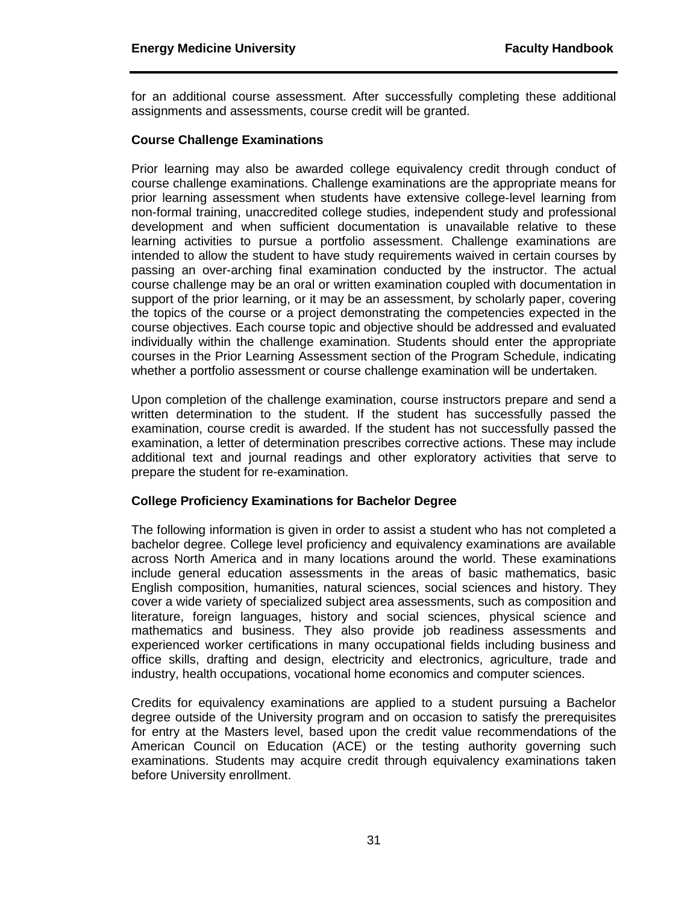for an additional course assessment. After successfully completing these additional assignments and assessments, course credit will be granted.

**Course Challenge Examinations**

Prior learning may also be awarded college equivalency credit through conduct of course challenge examinations. Challenge examinations are the appropriate means for prior learning assessment when students have extensive college-level learning from non-formal training, unaccredited college studies, independent study and professional development and when sufficient documentation is unavailable relative to these learning activities to pursue a portfolio assessment. Challenge examinations are intended to allow the student to have study requirements waived in certain courses by passing an over-arching final examination conducted by the instructor. The actual course challenge may be an oral or written examination coupled with documentation in support of the prior learning, or it may be an assessment, by scholarly paper, covering the topics of the course or a project demonstrating the competencies expected in the course objectives. Each course topic and objective should be addressed and evaluated individually within the challenge examination. Students should enter the appropriate courses in the Prior Learning Assessment section of the Program Schedule, indicating whether a portfolio assessment or course challenge examination will be undertaken.

Upon completion of the challenge examination, course instructors prepare and send a written determination to the student. If the student has successfully passed the examination, course credit is awarded. If the student has not successfully passed the examination, a letter of determination prescribes corrective actions. These may include additional text and journal readings and other exploratory activities that serve to prepare the student for re-examination.

**College Proficiency Examinations for Bachelor Degree**

The following information is given in order to assist a student who has not completed a bachelor degree. College level proficiency and equivalency examinations are available across North America and in many locations around the world. These examinations include general education assessments in the areas of basic mathematics, basic English composition, humanities, natural sciences, social sciences and history. They cover a wide variety of specialized subject area assessments, such as composition and literature, foreign languages, history and social sciences, physical science and mathematics and business. They also provide job readiness assessments and experienced worker certifications in many occupational fields including business and office skills, drafting and design, electricity and electronics, agriculture, trade and industry, health occupations, vocational home economics and computer sciences.

Credits for equivalency examinations are applied to a student pursuing a Bachelor degree outside of the University program and on occasion to satisfy the prerequisites for entry at the Masters level, based upon the credit value recommendations of the American Council on Education (ACE) or the testing authority governing such examinations. Students may acquire credit through equivalency examinations taken before University enrollment.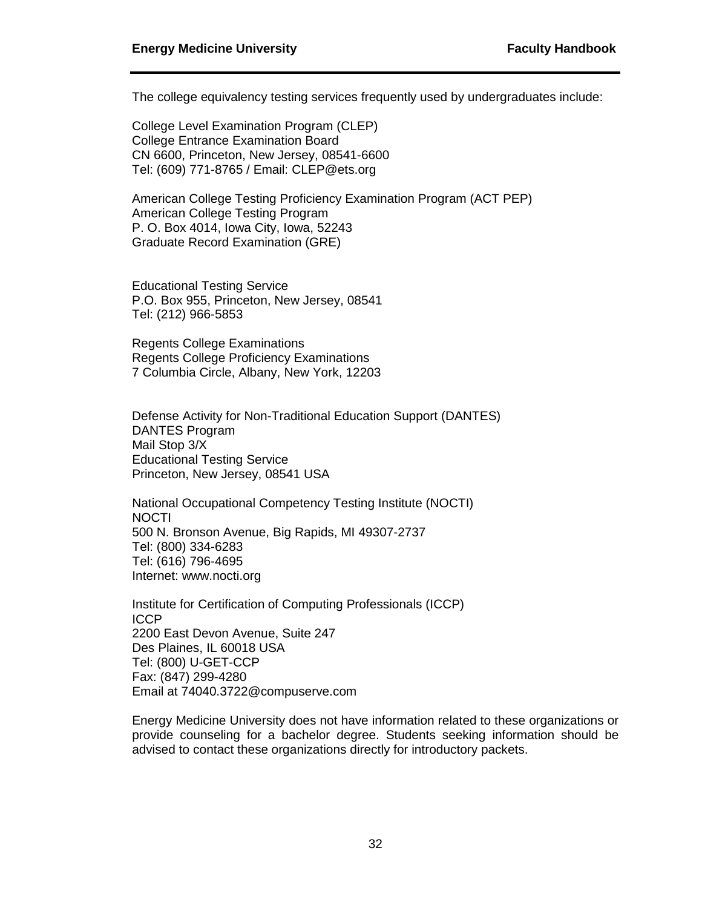The college equivalency testing services frequently used by undergraduates include:

College Level Examination Program (CLEP)
College Entrance Examination Board
CN 6600, Princeton, New Jersey, 08541-6600
Tel: (609) 771-8765 / Email: CLEP@ets.org

American College Testing Proficiency Examination Program (ACT PEP)
American College Testing Program
P. O. Box 4014, Iowa City, Iowa, 52243
Graduate Record Examination (GRE)

Educational Testing Service
P.O. Box 955, Princeton, New Jersey, 08541
Tel: (212) 966-5853

Regents College Examinations
Regents College Proficiency Examinations
7 Columbia Circle, Albany, New York, 12203

Defense Activity for Non-Traditional Education Support (DANTES)
DANTES Program
Mail Stop 3/X
Educational Testing Service
Princeton, New Jersey, 08541 USA

National Occupational Competency Testing Institute (NOCTI)
NOCTI
500 N. Bronson Avenue, Big Rapids, MI 49307-2737
Tel: (800) 334-6283
Tel: (616) 796-4695
Internet: www.nocti.org

Institute for Certification of Computing Professionals (ICCP)
ICCP
2200 East Devon Avenue, Suite 247
Des Plaines, IL 60018 USA
Tel: (800) U-GET-CCP
Fax: (847) 299-4280
Email at 74040.3722@compuserve.com

Energy Medicine University does not have information related to these organizations or provide counseling for a bachelor degree. Students seeking information should be advised to contact these organizations directly for introductory packets.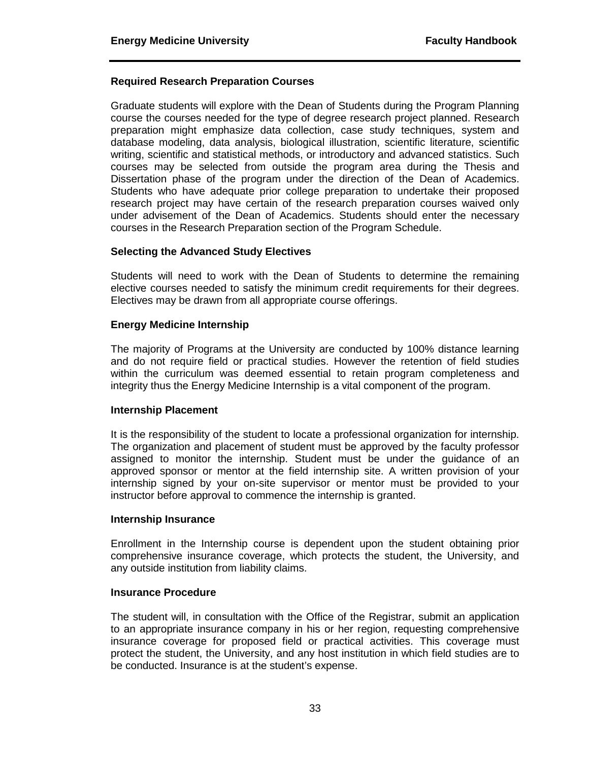### Required Research Preparation Courses

Graduate students will explore with the Dean of Students during the Program Planning course the courses needed for the type of degree research project planned. Research preparation might emphasize data collection, case study techniques, system and database modeling, data analysis, biological illustration, scientific literature, scientific writing, scientific and statistical methods, or introductory and advanced statistics. Such courses may be selected from outside the program area during the Thesis and Dissertation phase of the program under the direction of the Dean of Academics. Students who have adequate prior college preparation to undertake their proposed research project may have certain of the research preparation courses waived only under advisement of the Dean of Academics. Students should enter the necessary courses in the Research Preparation section of the Program Schedule.

### Selecting the Advanced Study Electives

Students will need to work with the Dean of Students to determine the remaining elective courses needed to satisfy the minimum credit requirements for their degrees. Electives may be drawn from all appropriate course offerings.

### Energy Medicine Internship

The majority of Programs at the University are conducted by 100% distance learning and do not require field or practical studies. However the retention of field studies within the curriculum was deemed essential to retain program completeness and integrity thus the Energy Medicine Internship is a vital component of the program.

### Internship Placement

It is the responsibility of the student to locate a professional organization for internship. The organization and placement of student must be approved by the faculty professor assigned to monitor the internship. Student must be under the guidance of an approved sponsor or mentor at the field internship site. A written provision of your internship signed by your on-site supervisor or mentor must be provided to your instructor before approval to commence the internship is granted.

### Internship Insurance

Enrollment in the Internship course is dependent upon the student obtaining prior comprehensive insurance coverage, which protects the student, the University, and any outside institution from liability claims.

### Insurance Procedure

The student will, in consultation with the Office of the Registrar, submit an application to an appropriate insurance company in his or her region, requesting comprehensive insurance coverage for proposed field or practical activities. This coverage must protect the student, the University, and any host institution in which field studies are to be conducted. Insurance is at the student's expense.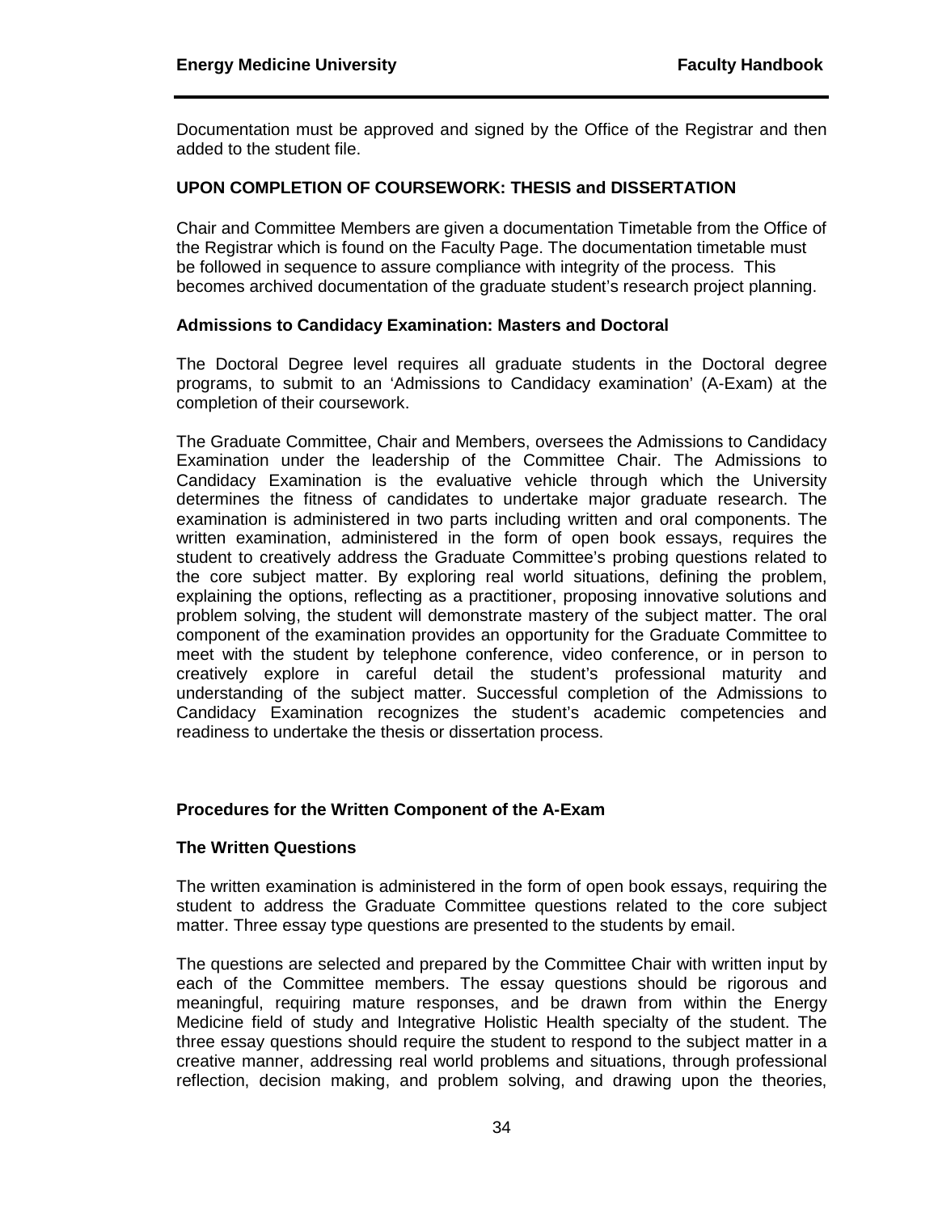Documentation must be approved and signed by the Office of the Registrar and then added to the student file.

## UPON COMPLETION OF COURSEWORK: THESIS and DISSERTATION

Chair and Committee Members are given a documentation Timetable from the Office of the Registrar which is found on the Faculty Page. The documentation timetable must be followed in sequence to assure compliance with integrity of the process. This becomes archived documentation of the graduate student's research project planning.

### Admissions to Candidacy Examination: Masters and Doctoral

The Doctoral Degree level requires all graduate students in the Doctoral degree programs, to submit to an 'Admissions to Candidacy examination' (A-Exam) at the completion of their coursework.

The Graduate Committee, Chair and Members, oversees the Admissions to Candidacy Examination under the leadership of the Committee Chair. The Admissions to Candidacy Examination is the evaluative vehicle through which the University determines the fitness of candidates to undertake major graduate research. The examination is administered in two parts including written and oral components. The written examination, administered in the form of open book essays, requires the student to creatively address the Graduate Committee's probing questions related to the core subject matter. By exploring real world situations, defining the problem, explaining the options, reflecting as a practitioner, proposing innovative solutions and problem solving, the student will demonstrate mastery of the subject matter. The oral component of the examination provides an opportunity for the Graduate Committee to meet with the student by telephone conference, video conference, or in person to creatively explore in careful detail the student's professional maturity and understanding of the subject matter. Successful completion of the Admissions to Candidacy Examination recognizes the student's academic competencies and readiness to undertake the thesis or dissertation process.

### Procedures for the Written Component of the A-Exam

### The Written Questions

The written examination is administered in the form of open book essays, requiring the student to address the Graduate Committee questions related to the core subject matter. Three essay type questions are presented to the students by email.

The questions are selected and prepared by the Committee Chair with written input by each of the Committee members. The essay questions should be rigorous and meaningful, requiring mature responses, and be drawn from within the Energy Medicine field of study and Integrative Holistic Health specialty of the student. The three essay questions should require the student to respond to the subject matter in a creative manner, addressing real world problems and situations, through professional reflection, decision making, and problem solving, and drawing upon the theories,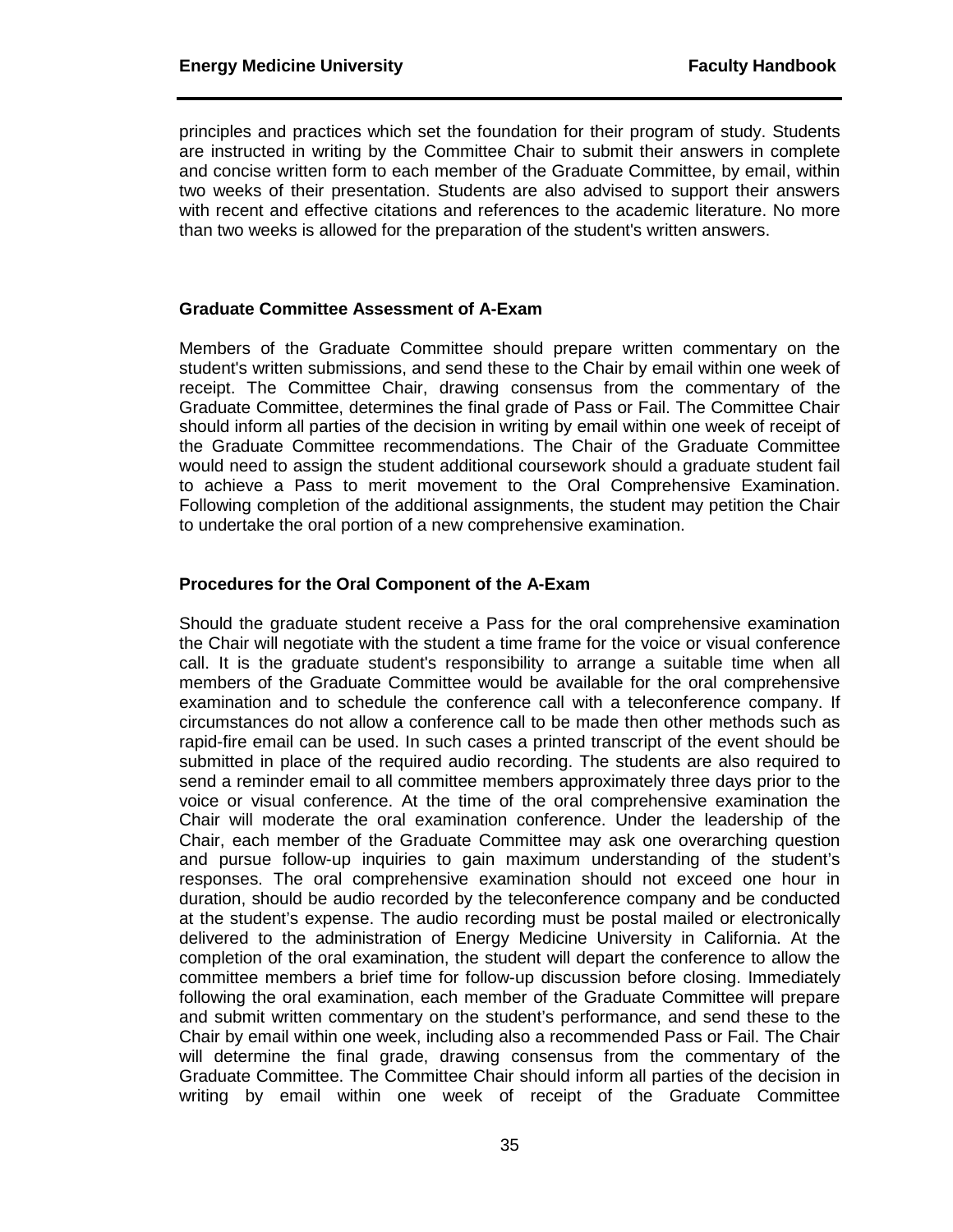principles and practices which set the foundation for their program of study. Students are instructed in writing by the Committee Chair to submit their answers in complete and concise written form to each member of the Graduate Committee, by email, within two weeks of their presentation. Students are also advised to support their answers with recent and effective citations and references to the academic literature. No more than two weeks is allowed for the preparation of the student's written answers.

### Graduate Committee Assessment of A-Exam

Members of the Graduate Committee should prepare written commentary on the student's written submissions, and send these to the Chair by email within one week of receipt. The Committee Chair, drawing consensus from the commentary of the Graduate Committee, determines the final grade of Pass or Fail. The Committee Chair should inform all parties of the decision in writing by email within one week of receipt of the Graduate Committee recommendations. The Chair of the Graduate Committee would need to assign the student additional coursework should a graduate student fail to achieve a Pass to merit movement to the Oral Comprehensive Examination. Following completion of the additional assignments, the student may petition the Chair to undertake the oral portion of a new comprehensive examination.

### Procedures for the Oral Component of the A-Exam

Should the graduate student receive a Pass for the oral comprehensive examination the Chair will negotiate with the student a time frame for the voice or visual conference call. It is the graduate student's responsibility to arrange a suitable time when all members of the Graduate Committee would be available for the oral comprehensive examination and to schedule the conference call with a teleconference company. If circumstances do not allow a conference call to be made then other methods such as rapid-fire email can be used. In such cases a printed transcript of the event should be submitted in place of the required audio recording. The students are also required to send a reminder email to all committee members approximately three days prior to the voice or visual conference. At the time of the oral comprehensive examination the Chair will moderate the oral examination conference. Under the leadership of the Chair, each member of the Graduate Committee may ask one overarching question and pursue follow-up inquiries to gain maximum understanding of the student's responses. The oral comprehensive examination should not exceed one hour in duration, should be audio recorded by the teleconference company and be conducted at the student's expense. The audio recording must be postal mailed or electronically delivered to the administration of Energy Medicine University in California. At the completion of the oral examination, the student will depart the conference to allow the committee members a brief time for follow-up discussion before closing. Immediately following the oral examination, each member of the Graduate Committee will prepare and submit written commentary on the student's performance, and send these to the Chair by email within one week, including also a recommended Pass or Fail. The Chair will determine the final grade, drawing consensus from the commentary of the Graduate Committee. The Committee Chair should inform all parties of the decision in writing by email within one week of receipt of the Graduate Committee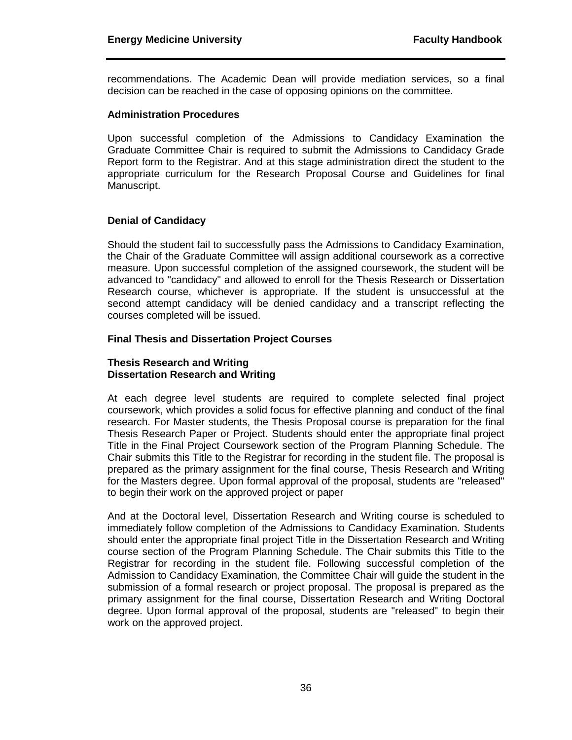recommendations. The Academic Dean will provide mediation services, so a final decision can be reached in the case of opposing opinions on the committee.

**Administration Procedures**

Upon successful completion of the Admissions to Candidacy Examination the Graduate Committee Chair is required to submit the Admissions to Candidacy Grade Report form to the Registrar. And at this stage administration direct the student to the appropriate curriculum for the Research Proposal Course and Guidelines for final Manuscript.

**Denial of Candidacy**

Should the student fail to successfully pass the Admissions to Candidacy Examination, the Chair of the Graduate Committee will assign additional coursework as a corrective measure. Upon successful completion of the assigned coursework, the student will be advanced to "candidacy" and allowed to enroll for the Thesis Research or Dissertation Research course, whichever is appropriate. If the student is unsuccessful at the second attempt candidacy will be denied candidacy and a transcript reflecting the courses completed will be issued.

**Final Thesis and Dissertation Project Courses**

**Thesis Research and Writing**
**Dissertation Research and Writing**

At each degree level students are required to complete selected final project coursework, which provides a solid focus for effective planning and conduct of the final research. For Master students, the Thesis Proposal course is preparation for the final Thesis Research Paper or Project. Students should enter the appropriate final project Title in the Final Project Coursework section of the Program Planning Schedule. The Chair submits this Title to the Registrar for recording in the student file. The proposal is prepared as the primary assignment for the final course, Thesis Research and Writing for the Masters degree. Upon formal approval of the proposal, students are "released" to begin their work on the approved project or paper

And at the Doctoral level, Dissertation Research and Writing course is scheduled to immediately follow completion of the Admissions to Candidacy Examination. Students should enter the appropriate final project Title in the Dissertation Research and Writing course section of the Program Planning Schedule. The Chair submits this Title to the Registrar for recording in the student file. Following successful completion of the Admission to Candidacy Examination, the Committee Chair will guide the student in the submission of a formal research or project proposal. The proposal is prepared as the primary assignment for the final course, Dissertation Research and Writing Doctoral degree. Upon formal approval of the proposal, students are "released" to begin their work on the approved project.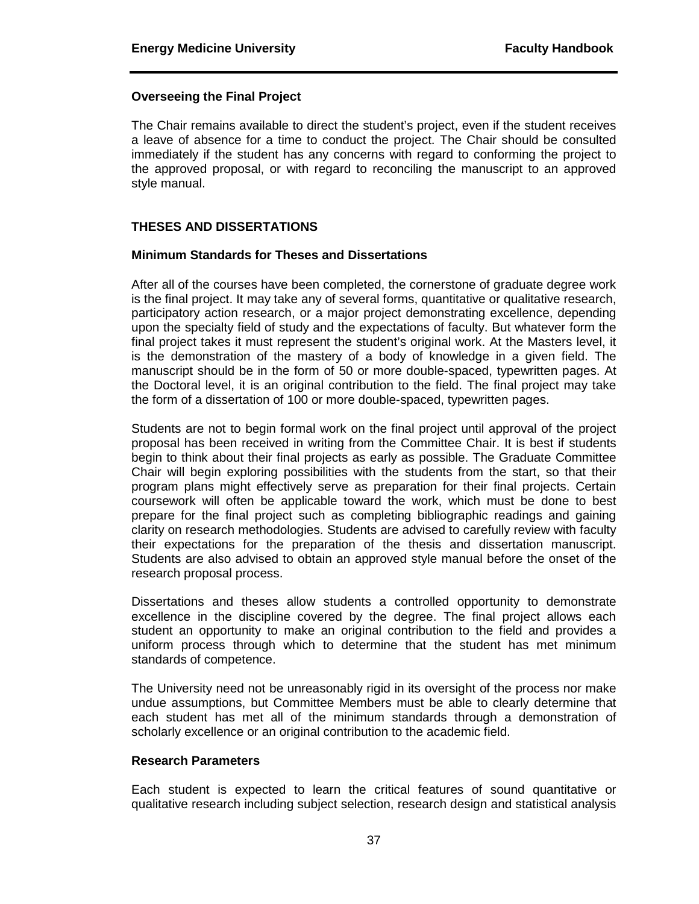### Overseeing the Final Project

The Chair remains available to direct the student's project, even if the student receives a leave of absence for a time to conduct the project. The Chair should be consulted immediately if the student has any concerns with regard to conforming the project to the approved proposal, or with regard to reconciling the manuscript to an approved style manual.

## THESES AND DISSERTATIONS

### Minimum Standards for Theses and Dissertations

After all of the courses have been completed, the cornerstone of graduate degree work is the final project. It may take any of several forms, quantitative or qualitative research, participatory action research, or a major project demonstrating excellence, depending upon the specialty field of study and the expectations of faculty. But whatever form the final project takes it must represent the student's original work. At the Masters level, it is the demonstration of the mastery of a body of knowledge in a given field. The manuscript should be in the form of 50 or more double-spaced, typewritten pages. At the Doctoral level, it is an original contribution to the field. The final project may take the form of a dissertation of 100 or more double-spaced, typewritten pages.

Students are not to begin formal work on the final project until approval of the project proposal has been received in writing from the Committee Chair. It is best if students begin to think about their final projects as early as possible. The Graduate Committee Chair will begin exploring possibilities with the students from the start, so that their program plans might effectively serve as preparation for their final projects. Certain coursework will often be applicable toward the work, which must be done to best prepare for the final project such as completing bibliographic readings and gaining clarity on research methodologies. Students are advised to carefully review with faculty their expectations for the preparation of the thesis and dissertation manuscript. Students are also advised to obtain an approved style manual before the onset of the research proposal process.

Dissertations and theses allow students a controlled opportunity to demonstrate excellence in the discipline covered by the degree. The final project allows each student an opportunity to make an original contribution to the field and provides a uniform process through which to determine that the student has met minimum standards of competence.

The University need not be unreasonably rigid in its oversight of the process nor make undue assumptions, but Committee Members must be able to clearly determine that each student has met all of the minimum standards through a demonstration of scholarly excellence or an original contribution to the academic field.

### Research Parameters

Each student is expected to learn the critical features of sound quantitative or qualitative research including subject selection, research design and statistical analysis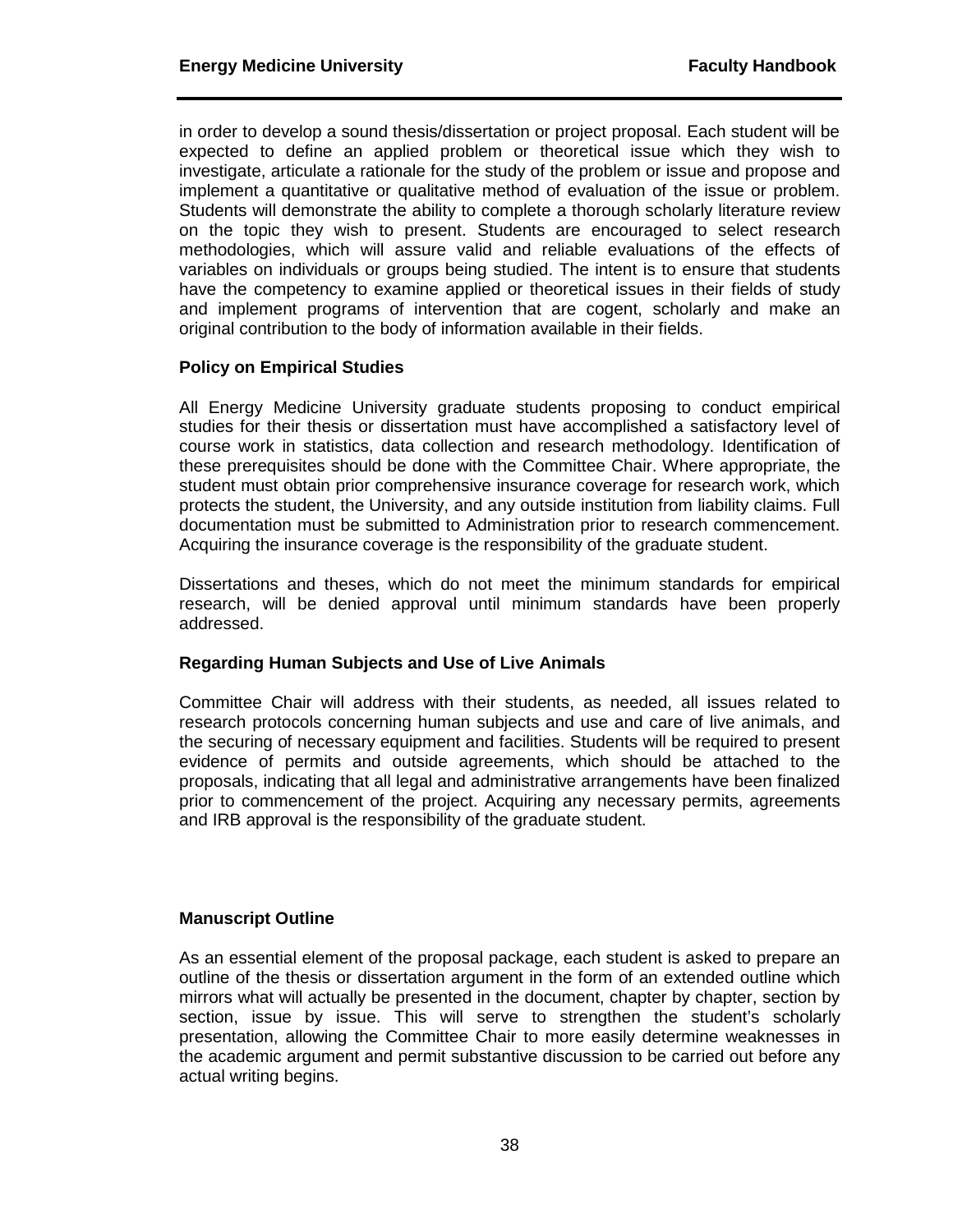in order to develop a sound thesis/dissertation or project proposal. Each student will be expected to define an applied problem or theoretical issue which they wish to investigate, articulate a rationale for the study of the problem or issue and propose and implement a quantitative or qualitative method of evaluation of the issue or problem. Students will demonstrate the ability to complete a thorough scholarly literature review on the topic they wish to present. Students are encouraged to select research methodologies, which will assure valid and reliable evaluations of the effects of variables on individuals or groups being studied. The intent is to ensure that students have the competency to examine applied or theoretical issues in their fields of study and implement programs of intervention that are cogent, scholarly and make an original contribution to the body of information available in their fields.

**Policy on Empirical Studies**

All Energy Medicine University graduate students proposing to conduct empirical studies for their thesis or dissertation must have accomplished a satisfactory level of course work in statistics, data collection and research methodology. Identification of these prerequisites should be done with the Committee Chair. Where appropriate, the student must obtain prior comprehensive insurance coverage for research work, which protects the student, the University, and any outside institution from liability claims. Full documentation must be submitted to Administration prior to research commencement. Acquiring the insurance coverage is the responsibility of the graduate student.

Dissertations and theses, which do not meet the minimum standards for empirical research, will be denied approval until minimum standards have been properly addressed.

**Regarding Human Subjects and Use of Live Animals**

Committee Chair will address with their students, as needed, all issues related to research protocols concerning human subjects and use and care of live animals, and the securing of necessary equipment and facilities. Students will be required to present evidence of permits and outside agreements, which should be attached to the proposals, indicating that all legal and administrative arrangements have been finalized prior to commencement of the project. Acquiring any necessary permits, agreements and IRB approval is the responsibility of the graduate student.

**Manuscript Outline**

As an essential element of the proposal package, each student is asked to prepare an outline of the thesis or dissertation argument in the form of an extended outline which mirrors what will actually be presented in the document, chapter by chapter, section by section, issue by issue. This will serve to strengthen the student's scholarly presentation, allowing the Committee Chair to more easily determine weaknesses in the academic argument and permit substantive discussion to be carried out before any actual writing begins.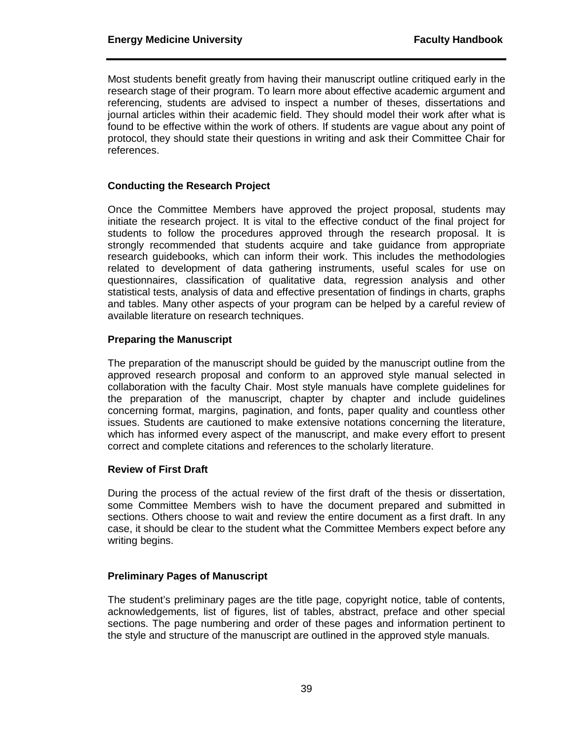Most students benefit greatly from having their manuscript outline critiqued early in the research stage of their program. To learn more about effective academic argument and referencing, students are advised to inspect a number of theses, dissertations and journal articles within their academic field. They should model their work after what is found to be effective within the work of others. If students are vague about any point of protocol, they should state their questions in writing and ask their Committee Chair for references.

**Conducting the Research Project**

Once the Committee Members have approved the project proposal, students may initiate the research project. It is vital to the effective conduct of the final project for students to follow the procedures approved through the research proposal. It is strongly recommended that students acquire and take guidance from appropriate research guidebooks, which can inform their work. This includes the methodologies related to development of data gathering instruments, useful scales for use on questionnaires, classification of qualitative data, regression analysis and other statistical tests, analysis of data and effective presentation of findings in charts, graphs and tables. Many other aspects of your program can be helped by a careful review of available literature on research techniques.

**Preparing the Manuscript**

The preparation of the manuscript should be guided by the manuscript outline from the approved research proposal and conform to an approved style manual selected in collaboration with the faculty Chair. Most style manuals have complete guidelines for the preparation of the manuscript, chapter by chapter and include guidelines concerning format, margins, pagination, and fonts, paper quality and countless other issues. Students are cautioned to make extensive notations concerning the literature, which has informed every aspect of the manuscript, and make every effort to present correct and complete citations and references to the scholarly literature.

**Review of First Draft**

During the process of the actual review of the first draft of the thesis or dissertation, some Committee Members wish to have the document prepared and submitted in sections. Others choose to wait and review the entire document as a first draft. In any case, it should be clear to the student what the Committee Members expect before any writing begins.

**Preliminary Pages of Manuscript**

The student's preliminary pages are the title page, copyright notice, table of contents, acknowledgements, list of figures, list of tables, abstract, preface and other special sections. The page numbering and order of these pages and information pertinent to the style and structure of the manuscript are outlined in the approved style manuals.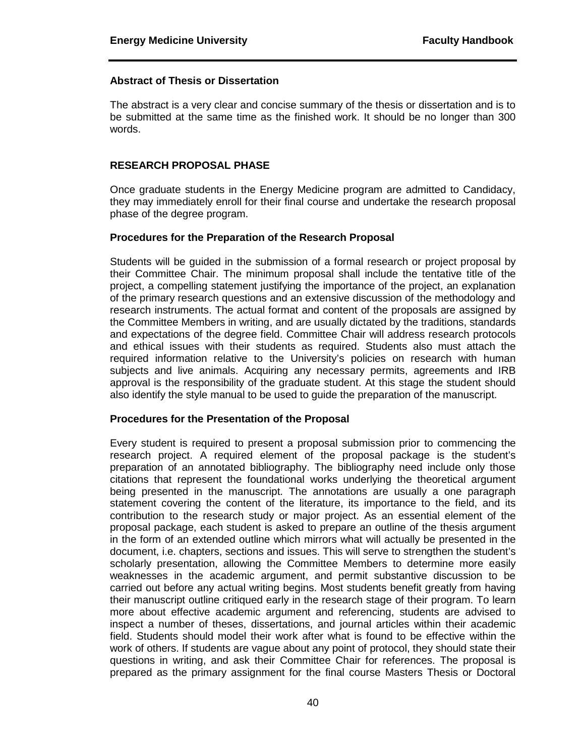### Abstract of Thesis or Dissertation

The abstract is a very clear and concise summary of the thesis or dissertation and is to be submitted at the same time as the finished work. It should be no longer than 300 words.

## RESEARCH PROPOSAL PHASE

Once graduate students in the Energy Medicine program are admitted to Candidacy, they may immediately enroll for their final course and undertake the research proposal phase of the degree program.

### Procedures for the Preparation of the Research Proposal

Students will be guided in the submission of a formal research or project proposal by their Committee Chair. The minimum proposal shall include the tentative title of the project, a compelling statement justifying the importance of the project, an explanation of the primary research questions and an extensive discussion of the methodology and research instruments. The actual format and content of the proposals are assigned by the Committee Members in writing, and are usually dictated by the traditions, standards and expectations of the degree field. Committee Chair will address research protocols and ethical issues with their students as required. Students also must attach the required information relative to the University's policies on research with human subjects and live animals. Acquiring any necessary permits, agreements and IRB approval is the responsibility of the graduate student. At this stage the student should also identify the style manual to be used to guide the preparation of the manuscript.

### Procedures for the Presentation of the Proposal

Every student is required to present a proposal submission prior to commencing the research project. A required element of the proposal package is the student's preparation of an annotated bibliography. The bibliography need include only those citations that represent the foundational works underlying the theoretical argument being presented in the manuscript. The annotations are usually a one paragraph statement covering the content of the literature, its importance to the field, and its contribution to the research study or major project. As an essential element of the proposal package, each student is asked to prepare an outline of the thesis argument in the form of an extended outline which mirrors what will actually be presented in the document, i.e. chapters, sections and issues. This will serve to strengthen the student's scholarly presentation, allowing the Committee Members to determine more easily weaknesses in the academic argument, and permit substantive discussion to be carried out before any actual writing begins. Most students benefit greatly from having their manuscript outline critiqued early in the research stage of their program. To learn more about effective academic argument and referencing, students are advised to inspect a number of theses, dissertations, and journal articles within their academic field. Students should model their work after what is found to be effective within the work of others. If students are vague about any point of protocol, they should state their questions in writing, and ask their Committee Chair for references. The proposal is prepared as the primary assignment for the final course Masters Thesis or Doctoral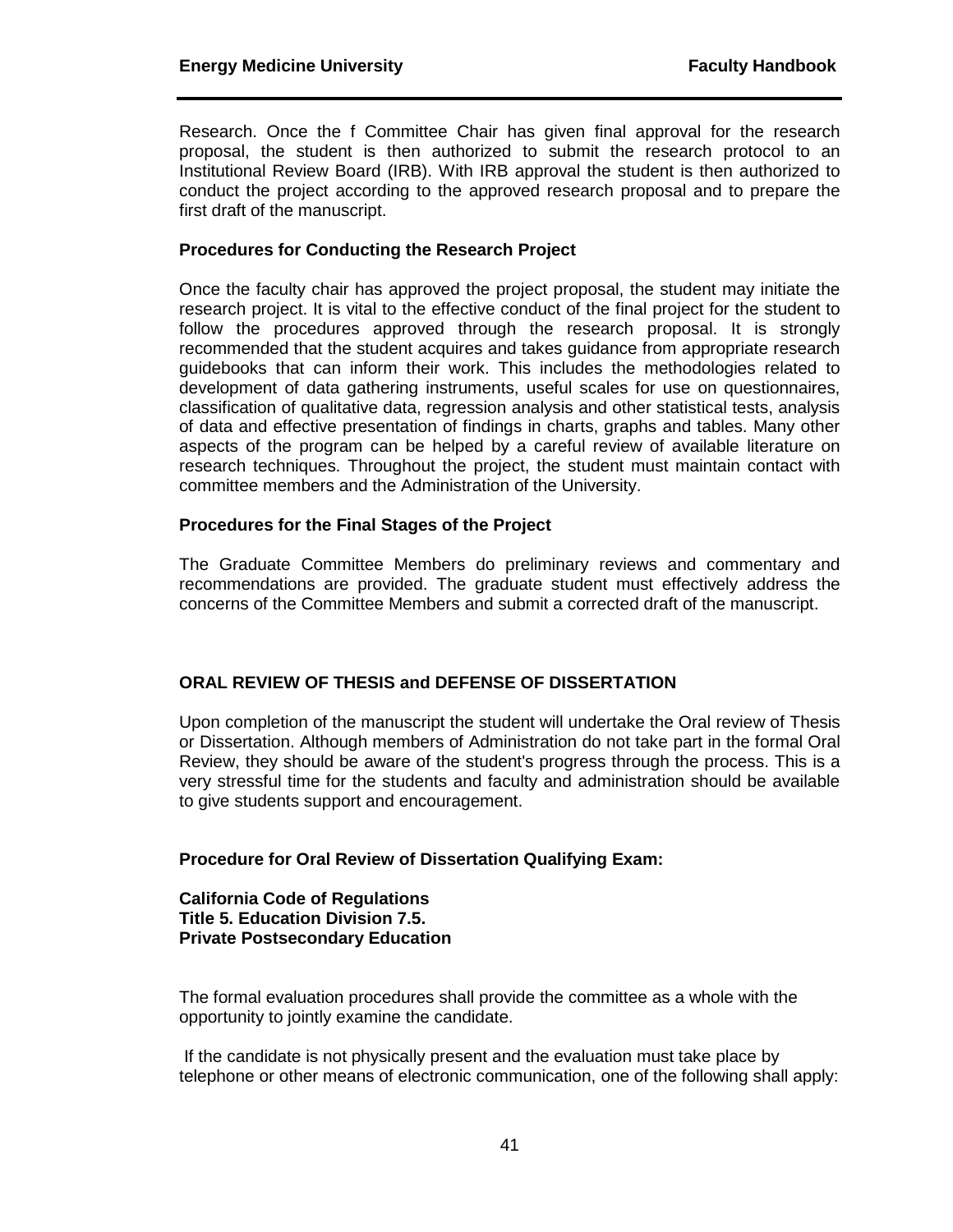Research. Once the f Committee Chair has given final approval for the research proposal, the student is then authorized to submit the research protocol to an Institutional Review Board (IRB). With IRB approval the student is then authorized to conduct the project according to the approved research proposal and to prepare the first draft of the manuscript.

**Procedures for Conducting the Research Project**

Once the faculty chair has approved the project proposal, the student may initiate the research project. It is vital to the effective conduct of the final project for the student to follow the procedures approved through the research proposal. It is strongly recommended that the student acquires and takes guidance from appropriate research guidebooks that can inform their work. This includes the methodologies related to development of data gathering instruments, useful scales for use on questionnaires, classification of qualitative data, regression analysis and other statistical tests, analysis of data and effective presentation of findings in charts, graphs and tables. Many other aspects of the program can be helped by a careful review of available literature on research techniques. Throughout the project, the student must maintain contact with committee members and the Administration of the University.

**Procedures for the Final Stages of the Project**

The Graduate Committee Members do preliminary reviews and commentary and recommendations are provided. The graduate student must effectively address the concerns of the Committee Members and submit a corrected draft of the manuscript.

## ORAL REVIEW OF THESIS and DEFENSE OF DISSERTATION

Upon completion of the manuscript the student will undertake the Oral review of Thesis or Dissertation. Although members of Administration do not take part in the formal Oral Review, they should be aware of the student's progress through the process. This is a very stressful time for the students and faculty and administration should be available to give students support and encouragement.

**Procedure for Oral Review of Dissertation Qualifying Exam:**

**California Code of Regulations**
**Title 5. Education Division 7.5.**
**Private Postsecondary Education**

The formal evaluation procedures shall provide the committee as a whole with the opportunity to jointly examine the candidate.

If the candidate is not physically present and the evaluation must take place by telephone or other means of electronic communication, one of the following shall apply: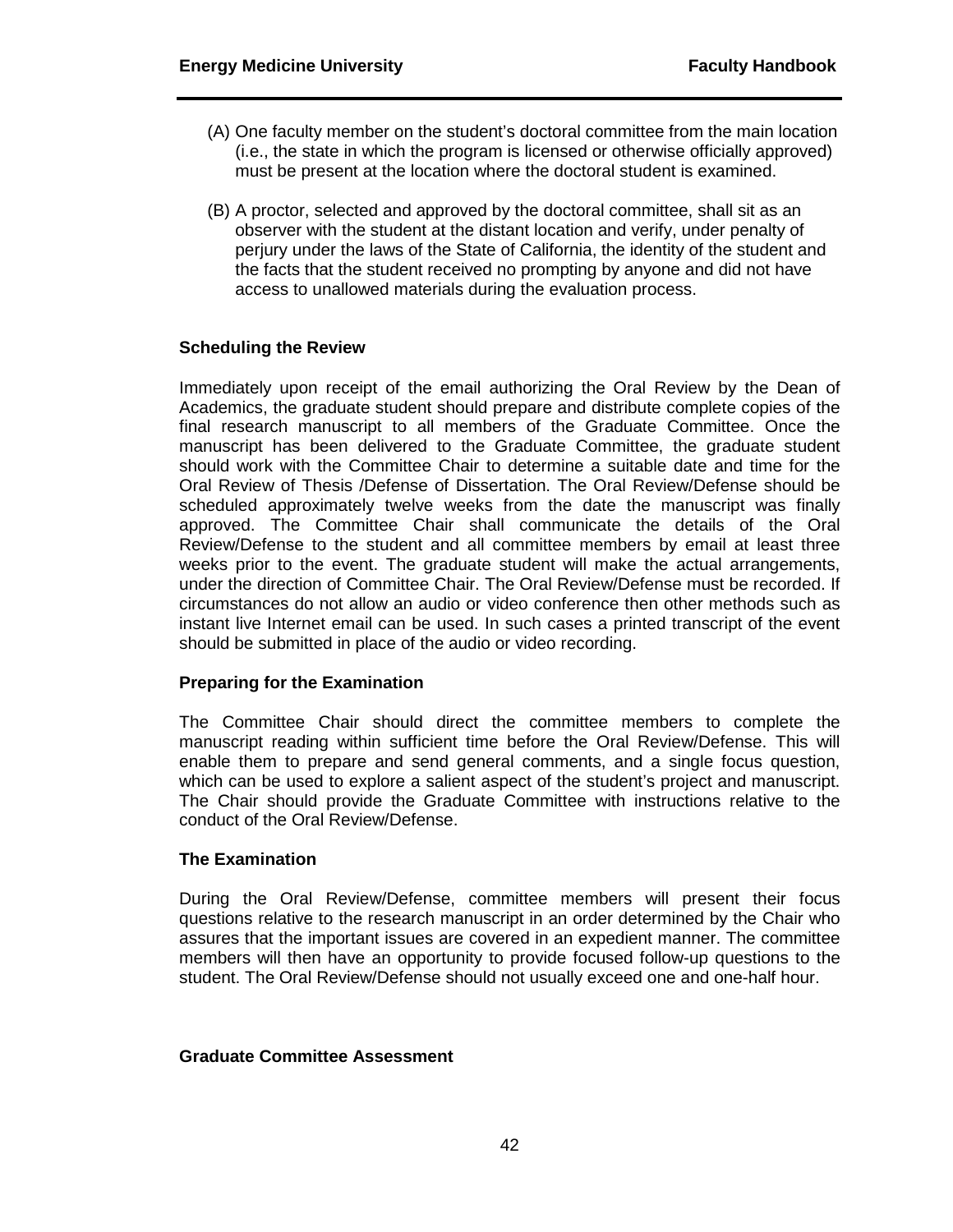(A) One faculty member on the student's doctoral committee from the main location (i.e., the state in which the program is licensed or otherwise officially approved) must be present at the location where the doctoral student is examined.

(B) A proctor, selected and approved by the doctoral committee, shall sit as an observer with the student at the distant location and verify, under penalty of perjury under the laws of the State of California, the identity of the student and the facts that the student received no prompting by anyone and did not have access to unallowed materials during the evaluation process.

**Scheduling the Review**

Immediately upon receipt of the email authorizing the Oral Review by the Dean of Academics, the graduate student should prepare and distribute complete copies of the final research manuscript to all members of the Graduate Committee. Once the manuscript has been delivered to the Graduate Committee, the graduate student should work with the Committee Chair to determine a suitable date and time for the Oral Review of Thesis /Defense of Dissertation. The Oral Review/Defense should be scheduled approximately twelve weeks from the date the manuscript was finally approved. The Committee Chair shall communicate the details of the Oral Review/Defense to the student and all committee members by email at least three weeks prior to the event. The graduate student will make the actual arrangements, under the direction of Committee Chair. The Oral Review/Defense must be recorded. If circumstances do not allow an audio or video conference then other methods such as instant live Internet email can be used. In such cases a printed transcript of the event should be submitted in place of the audio or video recording.

**Preparing for the Examination**

The Committee Chair should direct the committee members to complete the manuscript reading within sufficient time before the Oral Review/Defense. This will enable them to prepare and send general comments, and a single focus question, which can be used to explore a salient aspect of the student's project and manuscript. The Chair should provide the Graduate Committee with instructions relative to the conduct of the Oral Review/Defense.

**The Examination**

During the Oral Review/Defense, committee members will present their focus questions relative to the research manuscript in an order determined by the Chair who assures that the important issues are covered in an expedient manner. The committee members will then have an opportunity to provide focused follow-up questions to the student. The Oral Review/Defense should not usually exceed one and one-half hour.

**Graduate Committee Assessment**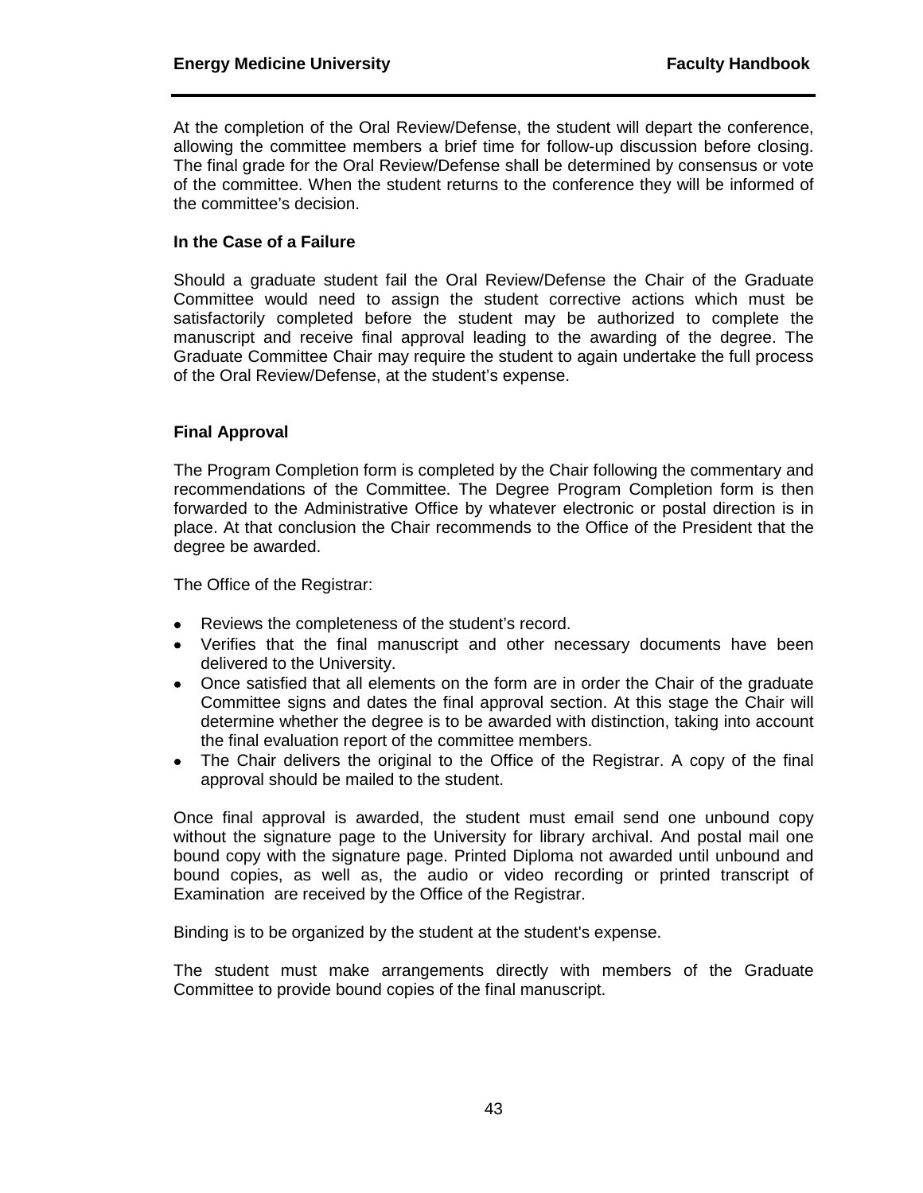At the completion of the Oral Review/Defense, the student will depart the conference, allowing the committee members a brief time for follow-up discussion before closing. The final grade for the Oral Review/Defense shall be determined by consensus or vote of the committee. When the student returns to the conference they will be informed of the committee's decision.

### In the Case of a Failure

Should a graduate student fail the Oral Review/Defense the Chair of the Graduate Committee would need to assign the student corrective actions which must be satisfactorily completed before the student may be authorized to complete the manuscript and receive final approval leading to the awarding of the degree. The Graduate Committee Chair may require the student to again undertake the full process of the Oral Review/Defense, at the student's expense.

### Final Approval

The Program Completion form is completed by the Chair following the commentary and recommendations of the Committee. The Degree Program Completion form is then forwarded to the Administrative Office by whatever electronic or postal direction is in place. At that conclusion the Chair recommends to the Office of the President that the degree be awarded.

The Office of the Registrar:

- Reviews the completeness of the student's record.
- Verifies that the final manuscript and other necessary documents have been delivered to the University.
- Once satisfied that all elements on the form are in order the Chair of the graduate Committee signs and dates the final approval section. At this stage the Chair will determine whether the degree is to be awarded with distinction, taking into account the final evaluation report of the committee members.
- The Chair delivers the original to the Office of the Registrar. A copy of the final approval should be mailed to the student.

Once final approval is awarded, the student must email send one unbound copy without the signature page to the University for library archival. And postal mail one bound copy with the signature page. Printed Diploma not awarded until unbound and bound copies, as well as, the audio or video recording or printed transcript of Examination are received by the Office of the Registrar.

Binding is to be organized by the student at the student's expense.

The student must make arrangements directly with members of the Graduate Committee to provide bound copies of the final manuscript.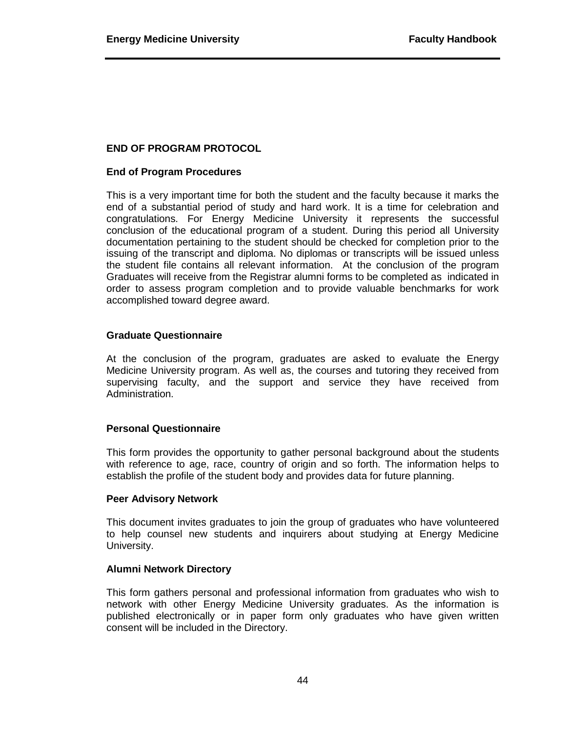## END OF PROGRAM PROTOCOL

### End of Program Procedures

This is a very important time for both the student and the faculty because it marks the end of a substantial period of study and hard work. It is a time for celebration and congratulations. For Energy Medicine University it represents the successful conclusion of the educational program of a student. During this period all University documentation pertaining to the student should be checked for completion prior to the issuing of the transcript and diploma. No diplomas or transcripts will be issued unless the student file contains all relevant information. At the conclusion of the program Graduates will receive from the Registrar alumni forms to be completed as indicated in order to assess program completion and to provide valuable benchmarks for work accomplished toward degree award.

### Graduate Questionnaire

At the conclusion of the program, graduates are asked to evaluate the Energy Medicine University program. As well as, the courses and tutoring they received from supervising faculty, and the support and service they have received from Administration.

### Personal Questionnaire

This form provides the opportunity to gather personal background about the students with reference to age, race, country of origin and so forth. The information helps to establish the profile of the student body and provides data for future planning.

### Peer Advisory Network

This document invites graduates to join the group of graduates who have volunteered to help counsel new students and inquirers about studying at Energy Medicine University.

### Alumni Network Directory

This form gathers personal and professional information from graduates who wish to network with other Energy Medicine University graduates. As the information is published electronically or in paper form only graduates who have given written consent will be included in the Directory.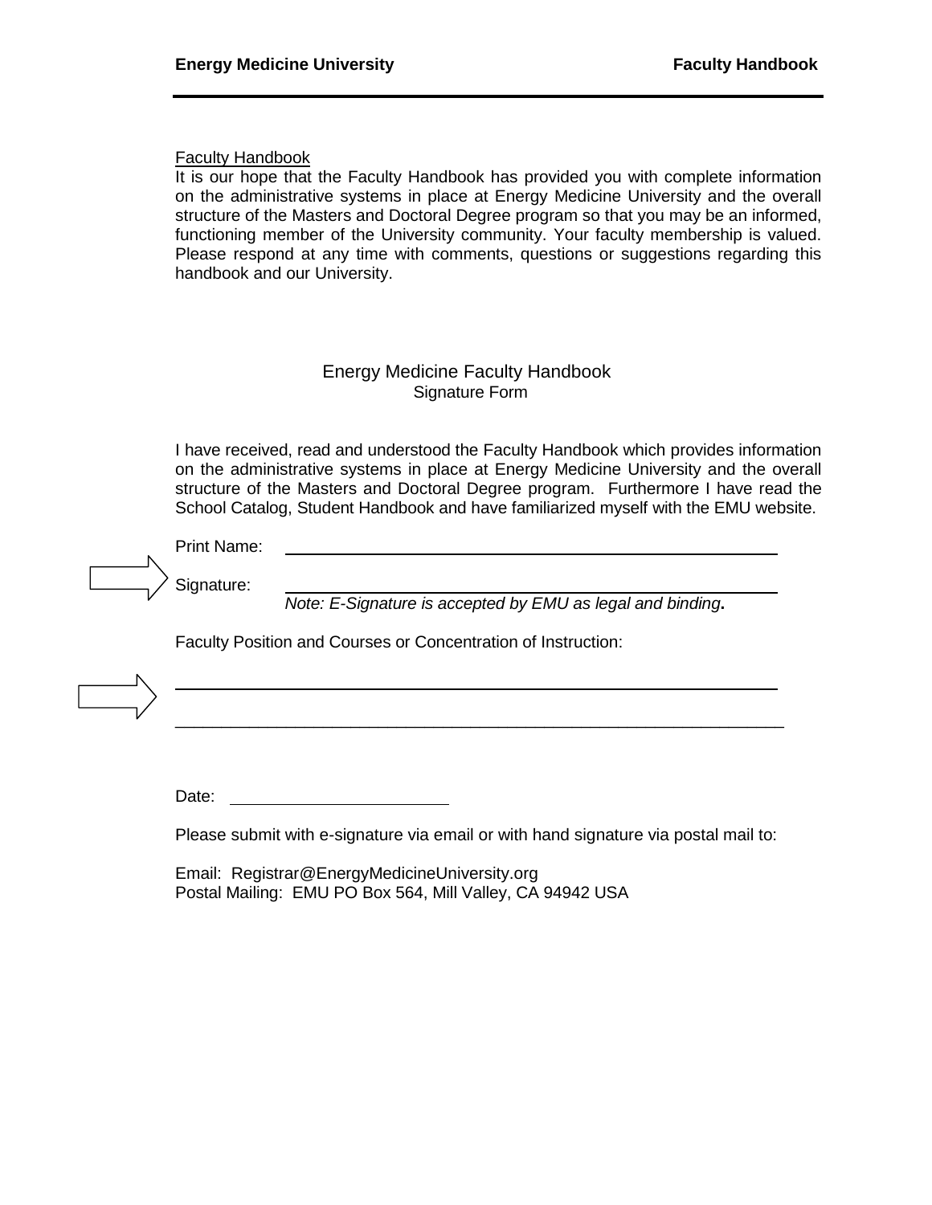Faculty Handbook

It is our hope that the Faculty Handbook has provided you with complete information on the administrative systems in place at Energy Medicine University and the overall structure of the Masters and Doctoral Degree program so that you may be an informed, functioning member of the University community. Your faculty membership is valued. Please respond at any time with comments, questions or suggestions regarding this handbook and our University.

## Energy Medicine Faculty Handbook

### Signature Form

I have received, read and understood the Faculty Handbook which provides information on the administrative systems in place at Energy Medicine University and the overall structure of the Masters and Doctoral Degree program. Furthermore I have read the School Catalog, Student Handbook and have familiarized myself with the EMU website.

Print Name: ____________________________________________

Signature: ____________________________________________

*Note: E-Signature is accepted by EMU as legal and binding.*

Faculty Position and Courses or Concentration of Instruction:

____________________________________________________________

____________________________________________________________

Date: ______________________

Please submit with e-signature via email or with hand signature via postal mail to:

Email: Registrar@EnergyMedicineUniversity.org
Postal Mailing: EMU PO Box 564, Mill Valley, CA 94942 USA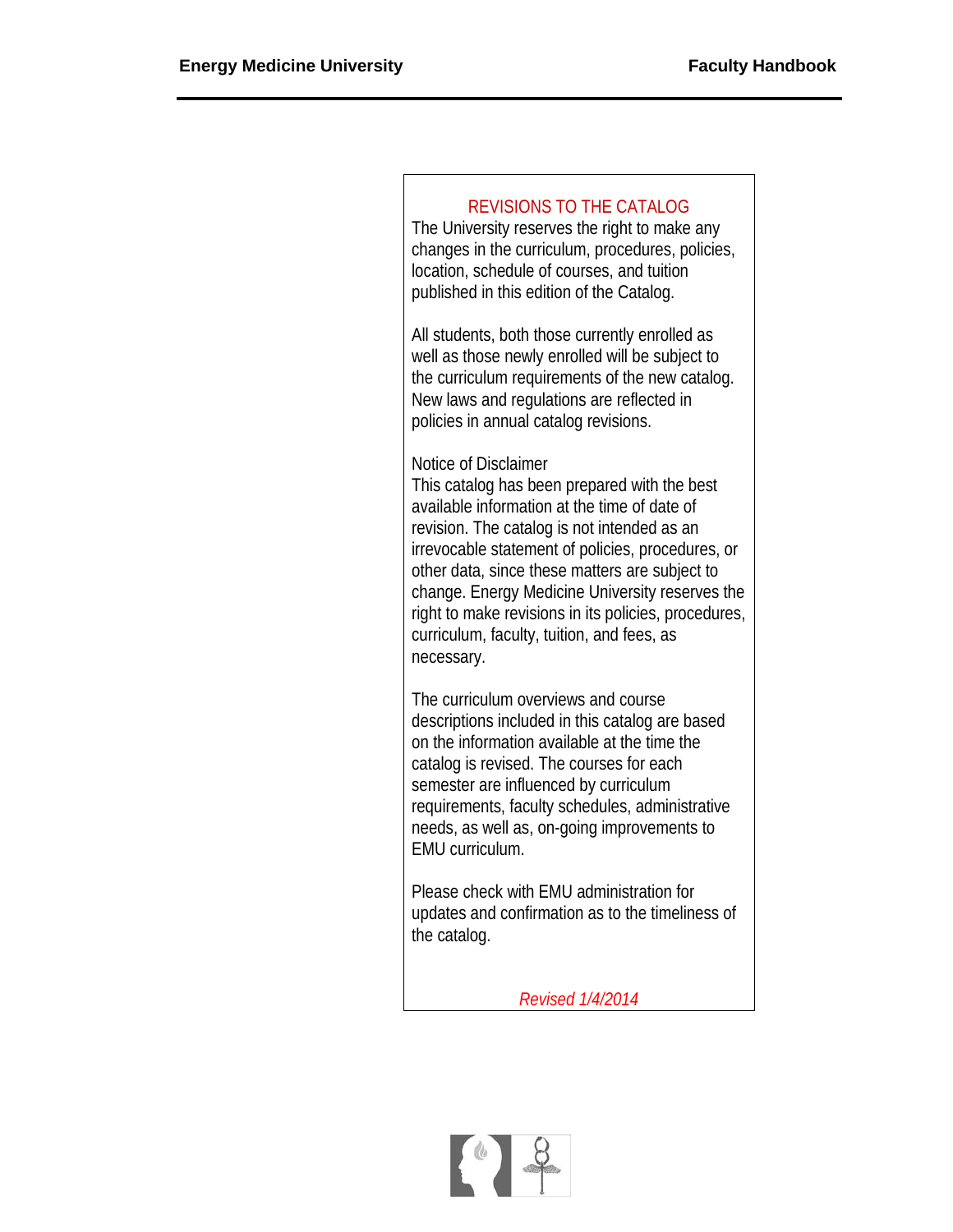## REVISIONS TO THE CATALOG

The University reserves the right to make any changes in the curriculum, procedures, policies, location, schedule of courses, and tuition published in this edition of the Catalog.

All students, both those currently enrolled as well as those newly enrolled will be subject to the curriculum requirements of the new catalog. New laws and regulations are reflected in policies in annual catalog revisions.

Notice of Disclaimer

This catalog has been prepared with the best available information at the time of date of revision. The catalog is not intended as an irrevocable statement of policies, procedures, or other data, since these matters are subject to change. Energy Medicine University reserves the right to make revisions in its policies, procedures, curriculum, faculty, tuition, and fees, as necessary.

The curriculum overviews and course descriptions included in this catalog are based on the information available at the time the catalog is revised. The courses for each semester are influenced by curriculum requirements, faculty schedules, administrative needs, as well as, on-going improvements to EMU curriculum.

Please check with EMU administration for updates and confirmation as to the timeliness of the catalog.

*Revised 1/4/2014*